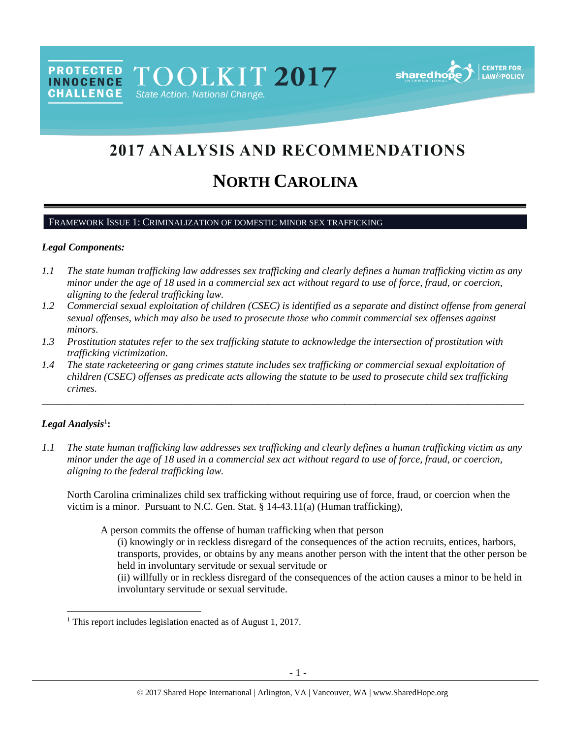PROTECTED INNOCENCE CHALLENGE TOOLKIT 2017 State Action. National Change.

sharedhope INTERNATIONAL | CENTER FOR LAW&POLICY

# 2017 ANALYSIS AND RECOMMENDATIONS

# NORTH CAROLINA

## FRAMEWORK ISSUE 1: CRIMINALIZATION OF DOMESTIC MINOR SEX TRAFFICKING

### *Legal Components:*

*1.1 The state human trafficking law addresses sex trafficking and clearly defines a human trafficking victim as any minor under the age of 18 used in a commercial sex act without regard to use of force, fraud, or coercion, aligning to the federal trafficking law.*

*1.2 Commercial sexual exploitation of children (CSEC) is identified as a separate and distinct offense from general sexual offenses, which may also be used to prosecute those who commit commercial sex offenses against minors.*

*1.3 Prostitution statutes refer to the sex trafficking statute to acknowledge the intersection of prostitution with trafficking victimization.*

*1.4 The state racketeering or gang crimes statute includes sex trafficking or commercial sexual exploitation of children (CSEC) offenses as predicate acts allowing the statute to be used to prosecute child sex trafficking crimes.*

---

### *Legal Analysis*[1]:

*1.1 The state human trafficking law addresses sex trafficking and clearly defines a human trafficking victim as any minor under the age of 18 used in a commercial sex act without regard to use of force, fraud, or coercion, aligning to the federal trafficking law.*

North Carolina criminalizes child sex trafficking without requiring use of force, fraud, or coercion when the victim is a minor. Pursuant to N.C. Gen. Stat. § 14-43.11(a) (Human trafficking),

> A person commits the offense of human trafficking when that person
>
> (i) knowingly or in reckless disregard of the consequences of the action recruits, entices, harbors, transports, provides, or obtains by any means another person with the intent that the other person be held in involuntary servitude or sexual servitude or
>
> (ii) willfully or in reckless disregard of the consequences of the action causes a minor to be held in involuntary servitude or sexual servitude.

---

[1] This report includes legislation enacted as of August 1, 2017.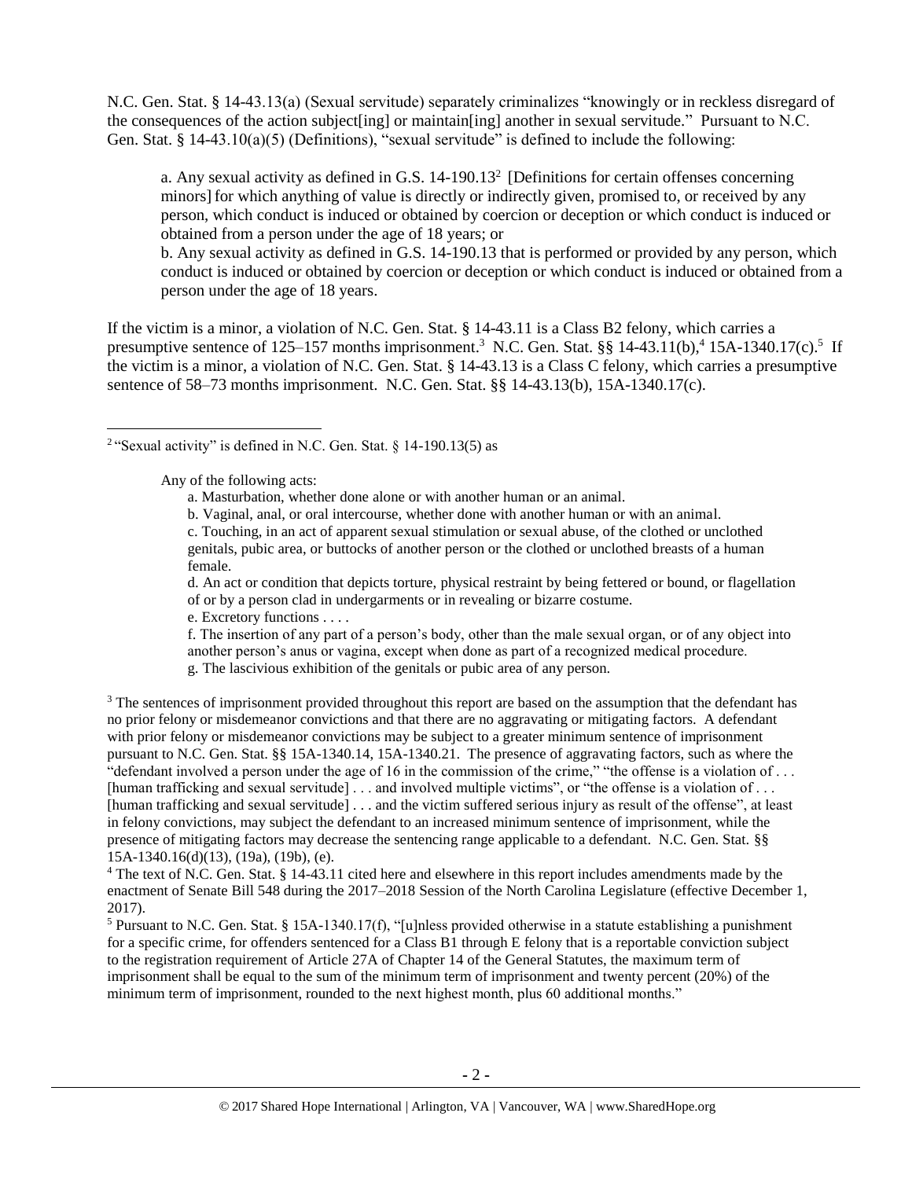N.C. Gen. Stat. § 14-43.13(a) (Sexual servitude) separately criminalizes "knowingly or in reckless disregard of the consequences of the action subject[ing] or maintain[ing] another in sexual servitude." Pursuant to N.C. Gen. Stat. § 14-43.10(a)(5) (Definitions), "sexual servitude" is defined to include the following:

> a. Any sexual activity as defined in G.S. 14-190.13[2] [Definitions for certain offenses concerning minors] for which anything of value is directly or indirectly given, promised to, or received by any person, which conduct is induced or obtained by coercion or deception or which conduct is induced or obtained from a person under the age of 18 years; or
>
> b. Any sexual activity as defined in G.S. 14-190.13 that is performed or provided by any person, which conduct is induced or obtained by coercion or deception or which conduct is induced or obtained from a person under the age of 18 years.

If the victim is a minor, a violation of N.C. Gen. Stat. § 14-43.11 is a Class B2 felony, which carries a presumptive sentence of 125–157 months imprisonment.[3] N.C. Gen. Stat. §§ 14-43.11(b),[4] 15A-1340.17(c).[5] If the victim is a minor, a violation of N.C. Gen. Stat. § 14-43.13 is a Class C felony, which carries a presumptive sentence of 58–73 months imprisonment. N.C. Gen. Stat. §§ 14-43.13(b), 15A-1340.17(c).

---

[2] "Sexual activity" is defined in N.C. Gen. Stat. § 14-190.13(5) as

> Any of the following acts:
>
> a. Masturbation, whether done alone or with another human or an animal.
>
> b. Vaginal, anal, or oral intercourse, whether done with another human or with an animal.
>
> c. Touching, in an act of apparent sexual stimulation or sexual abuse, of the clothed or unclothed genitals, pubic area, or buttocks of another person or the clothed or unclothed breasts of a human female.
>
> d. An act or condition that depicts torture, physical restraint by being fettered or bound, or flagellation of or by a person clad in undergarments or in revealing or bizarre costume.
>
> e. Excretory functions . . . .
>
> f. The insertion of any part of a person's body, other than the male sexual organ, or of any object into another person's anus or vagina, except when done as part of a recognized medical procedure.
>
> g. The lascivious exhibition of the genitals or pubic area of any person.

[3] The sentences of imprisonment provided throughout this report are based on the assumption that the defendant has no prior felony or misdemeanor convictions and that there are no aggravating or mitigating factors. A defendant with prior felony or misdemeanor convictions may be subject to a greater minimum sentence of imprisonment pursuant to N.C. Gen. Stat. §§ 15A-1340.14, 15A-1340.21. The presence of aggravating factors, such as where the "defendant involved a person under the age of 16 in the commission of the crime," "the offense is a violation of . . . [human trafficking and sexual servitude] . . . and involved multiple victims", or "the offense is a violation of . . . [human trafficking and sexual servitude] . . . and the victim suffered serious injury as result of the offense", at least in felony convictions, may subject the defendant to an increased minimum sentence of imprisonment, while the presence of mitigating factors may decrease the sentencing range applicable to a defendant. N.C. Gen. Stat. §§ 15A-1340.16(d)(13), (19a), (19b), (e).

[4] The text of N.C. Gen. Stat. § 14-43.11 cited here and elsewhere in this report includes amendments made by the enactment of Senate Bill 548 during the 2017–2018 Session of the North Carolina Legislature (effective December 1, 2017).

[5] Pursuant to N.C. Gen. Stat. § 15A-1340.17(f), "[u]nless provided otherwise in a statute establishing a punishment for a specific crime, for offenders sentenced for a Class B1 through E felony that is a reportable conviction subject to the registration requirement of Article 27A of Chapter 14 of the General Statutes, the maximum term of imprisonment shall be equal to the sum of the minimum term of imprisonment and twenty percent (20%) of the minimum term of imprisonment, rounded to the next highest month, plus 60 additional months."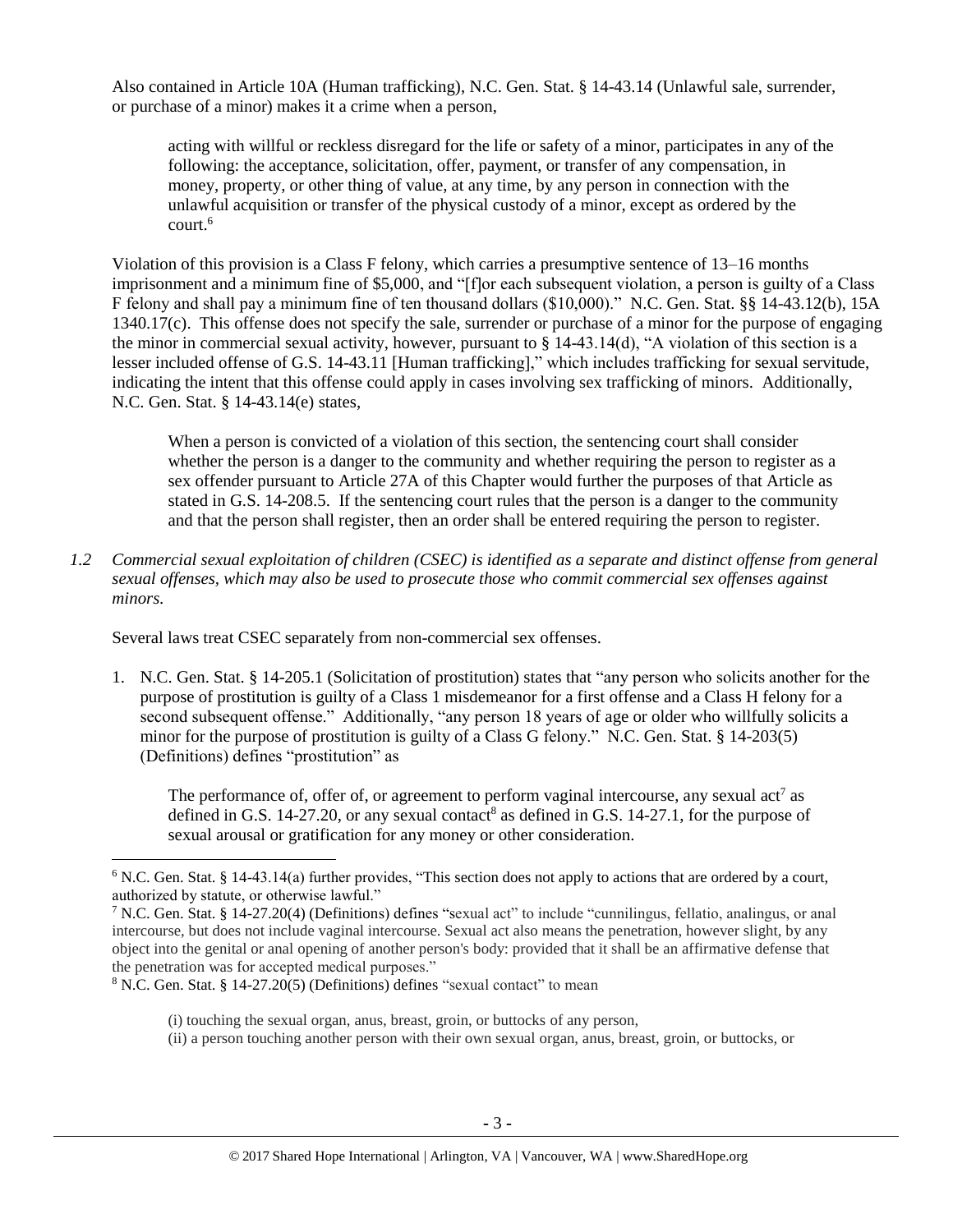Also contained in Article 10A (Human trafficking), N.C. Gen. Stat. § 14-43.14 (Unlawful sale, surrender, or purchase of a minor) makes it a crime when a person,

> acting with willful or reckless disregard for the life or safety of a minor, participates in any of the following: the acceptance, solicitation, offer, payment, or transfer of any compensation, in money, property, or other thing of value, at any time, by any person in connection with the unlawful acquisition or transfer of the physical custody of a minor, except as ordered by the court.[6]

Violation of this provision is a Class F felony, which carries a presumptive sentence of 13–16 months imprisonment and a minimum fine of $5,000, and "[f]or each subsequent violation, a person is guilty of a Class F felony and shall pay a minimum fine of ten thousand dollars ($10,000)." N.C. Gen. Stat. §§ 14-43.12(b), 15A 1340.17(c). This offense does not specify the sale, surrender or purchase of a minor for the purpose of engaging the minor in commercial sexual activity, however, pursuant to § 14-43.14(d), "A violation of this section is a lesser included offense of G.S. 14-43.11 [Human trafficking]," which includes trafficking for sexual servitude, indicating the intent that this offense could apply in cases involving sex trafficking of minors. Additionally, N.C. Gen. Stat. § 14-43.14(e) states,

> When a person is convicted of a violation of this section, the sentencing court shall consider whether the person is a danger to the community and whether requiring the person to register as a sex offender pursuant to Article 27A of this Chapter would further the purposes of that Article as stated in G.S. 14-208.5. If the sentencing court rules that the person is a danger to the community and that the person shall register, then an order shall be entered requiring the person to register.

*1.2 Commercial sexual exploitation of children (CSEC) is identified as a separate and distinct offense from general sexual offenses, which may also be used to prosecute those who commit commercial sex offenses against minors.*

Several laws treat CSEC separately from non-commercial sex offenses.

1. N.C. Gen. Stat. § 14-205.1 (Solicitation of prostitution) states that "any person who solicits another for the purpose of prostitution is guilty of a Class 1 misdemeanor for a first offense and a Class H felony for a second subsequent offense." Additionally, "any person 18 years of age or older who willfully solicits a minor for the purpose of prostitution is guilty of a Class G felony." N.C. Gen. Stat. § 14-203(5) (Definitions) defines "prostitution" as

   > The performance of, offer of, or agreement to perform vaginal intercourse, any sexual act[7] as defined in G.S. 14-27.20, or any sexual contact[8] as defined in G.S. 14-27.1, for the purpose of sexual arousal or gratification for any money or other consideration.

---

[6] N.C. Gen. Stat. § 14-43.14(a) further provides, "This section does not apply to actions that are ordered by a court, authorized by statute, or otherwise lawful."

[7] N.C. Gen. Stat. § 14-27.20(4) (Definitions) defines "sexual act" to include "cunnilingus, fellatio, analingus, or anal intercourse, but does not include vaginal intercourse. Sexual act also means the penetration, however slight, by any object into the genital or anal opening of another person's body: provided that it shall be an affirmative defense that the penetration was for accepted medical purposes."

[8] N.C. Gen. Stat. § 14-27.20(5) (Definitions) defines "sexual contact" to mean

> (i) touching the sexual organ, anus, breast, groin, or buttocks of any person,
> (ii) a person touching another person with their own sexual organ, anus, breast, groin, or buttocks, or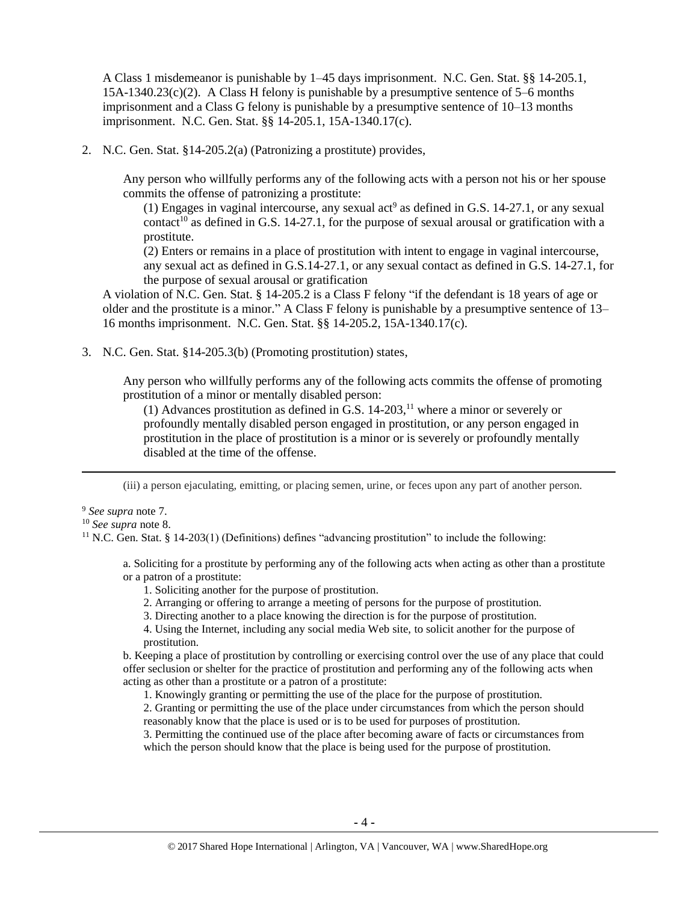A Class 1 misdemeanor is punishable by 1–45 days imprisonment. N.C. Gen. Stat. §§ 14-205.1, 15A-1340.23(c)(2). A Class H felony is punishable by a presumptive sentence of 5–6 months imprisonment and a Class G felony is punishable by a presumptive sentence of 10–13 months imprisonment. N.C. Gen. Stat. §§ 14-205.1, 15A-1340.17(c).

2. N.C. Gen. Stat. §14-205.2(a) (Patronizing a prostitute) provides,

   > Any person who willfully performs any of the following acts with a person not his or her spouse commits the offense of patronizing a prostitute:
   >
   > (1) Engages in vaginal intercourse, any sexual act[9] as defined in G.S. 14-27.1, or any sexual contact[10] as defined in G.S. 14-27.1, for the purpose of sexual arousal or gratification with a prostitute.
   >
   > (2) Enters or remains in a place of prostitution with intent to engage in vaginal intercourse, any sexual act as defined in G.S.14-27.1, or any sexual contact as defined in G.S. 14-27.1, for the purpose of sexual arousal or gratification

   A violation of N.C. Gen. Stat. § 14-205.2 is a Class F felony "if the defendant is 18 years of age or older and the prostitute is a minor." A Class F felony is punishable by a presumptive sentence of 13–16 months imprisonment. N.C. Gen. Stat. §§ 14-205.2, 15A-1340.17(c).

3. N.C. Gen. Stat. §14-205.3(b) (Promoting prostitution) states,

   > Any person who willfully performs any of the following acts commits the offense of promoting prostitution of a minor or mentally disabled person:
   >
   > (1) Advances prostitution as defined in G.S. 14-203,[11] where a minor or severely or profoundly mentally disabled person engaged in prostitution, or any person engaged in prostitution in the place of prostitution is a minor or is severely or profoundly mentally disabled at the time of the offense.

---

(iii) a person ejaculating, emitting, or placing semen, urine, or feces upon any part of another person.

[9] *See supra* note 7.

[10] *See supra* note 8.

[11] N.C. Gen. Stat. § 14-203(1) (Definitions) defines "advancing prostitution" to include the following:

> a. Soliciting for a prostitute by performing any of the following acts when acting as other than a prostitute or a patron of a prostitute:
>
> 1. Soliciting another for the purpose of prostitution.
> 2. Arranging or offering to arrange a meeting of persons for the purpose of prostitution.
> 3. Directing another to a place knowing the direction is for the purpose of prostitution.
> 4. Using the Internet, including any social media Web site, to solicit another for the purpose of prostitution.
>
> b. Keeping a place of prostitution by controlling or exercising control over the use of any place that could offer seclusion or shelter for the practice of prostitution and performing any of the following acts when acting as other than a prostitute or a patron of a prostitute:
>
> 1. Knowingly granting or permitting the use of the place for the purpose of prostitution.
> 2. Granting or permitting the use of the place under circumstances from which the person should reasonably know that the place is used or is to be used for purposes of prostitution.
> 3. Permitting the continued use of the place after becoming aware of facts or circumstances from which the person should know that the place is being used for the purpose of prostitution.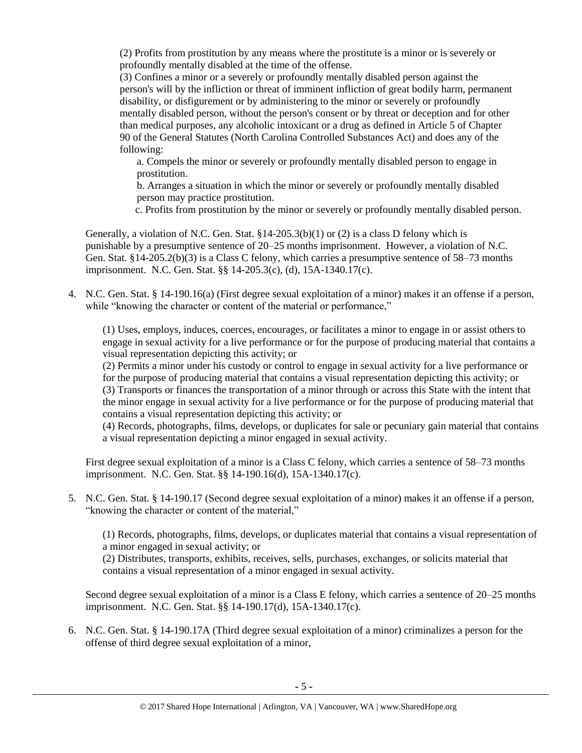(2) Profits from prostitution by any means where the prostitute is a minor or is severely or profoundly mentally disabled at the time of the offense.

(3) Confines a minor or a severely or profoundly mentally disabled person against the person's will by the infliction or threat of imminent infliction of great bodily harm, permanent disability, or disfigurement or by administering to the minor or severely or profoundly mentally disabled person, without the person's consent or by threat or deception and for other than medical purposes, any alcoholic intoxicant or a drug as defined in Article 5 of Chapter 90 of the General Statutes (North Carolina Controlled Substances Act) and does any of the following:

a. Compels the minor or severely or profoundly mentally disabled person to engage in prostitution.

b. Arranges a situation in which the minor or severely or profoundly mentally disabled person may practice prostitution.

c. Profits from prostitution by the minor or severely or profoundly mentally disabled person.

Generally, a violation of N.C. Gen. Stat. §14-205.3(b)(1) or (2) is a class D felony which is punishable by a presumptive sentence of 20–25 months imprisonment. However, a violation of N.C. Gen. Stat. §14-205.2(b)(3) is a Class C felony, which carries a presumptive sentence of 58–73 months imprisonment. N.C. Gen. Stat. §§ 14-205.3(c), (d), 15A-1340.17(c).

4. N.C. Gen. Stat. § 14-190.16(a) (First degree sexual exploitation of a minor) makes it an offense if a person, while "knowing the character or content of the material or performance,"

   (1) Uses, employs, induces, coerces, encourages, or facilitates a minor to engage in or assist others to engage in sexual activity for a live performance or for the purpose of producing material that contains a visual representation depicting this activity; or
   (2) Permits a minor under his custody or control to engage in sexual activity for a live performance or for the purpose of producing material that contains a visual representation depicting this activity; or
   (3) Transports or finances the transportation of a minor through or across this State with the intent that the minor engage in sexual activity for a live performance or for the purpose of producing material that contains a visual representation depicting this activity; or
   (4) Records, photographs, films, develops, or duplicates for sale or pecuniary gain material that contains a visual representation depicting a minor engaged in sexual activity.

   First degree sexual exploitation of a minor is a Class C felony, which carries a sentence of 58–73 months imprisonment. N.C. Gen. Stat. §§ 14-190.16(d), 15A-1340.17(c).

5. N.C. Gen. Stat. § 14-190.17 (Second degree sexual exploitation of a minor) makes it an offense if a person, "knowing the character or content of the material,"

   (1) Records, photographs, films, develops, or duplicates material that contains a visual representation of a minor engaged in sexual activity; or
   (2) Distributes, transports, exhibits, receives, sells, purchases, exchanges, or solicits material that contains a visual representation of a minor engaged in sexual activity.

   Second degree sexual exploitation of a minor is a Class E felony, which carries a sentence of 20–25 months imprisonment. N.C. Gen. Stat. §§ 14-190.17(d), 15A-1340.17(c).

6. N.C. Gen. Stat. § 14-190.17A (Third degree sexual exploitation of a minor) criminalizes a person for the offense of third degree sexual exploitation of a minor,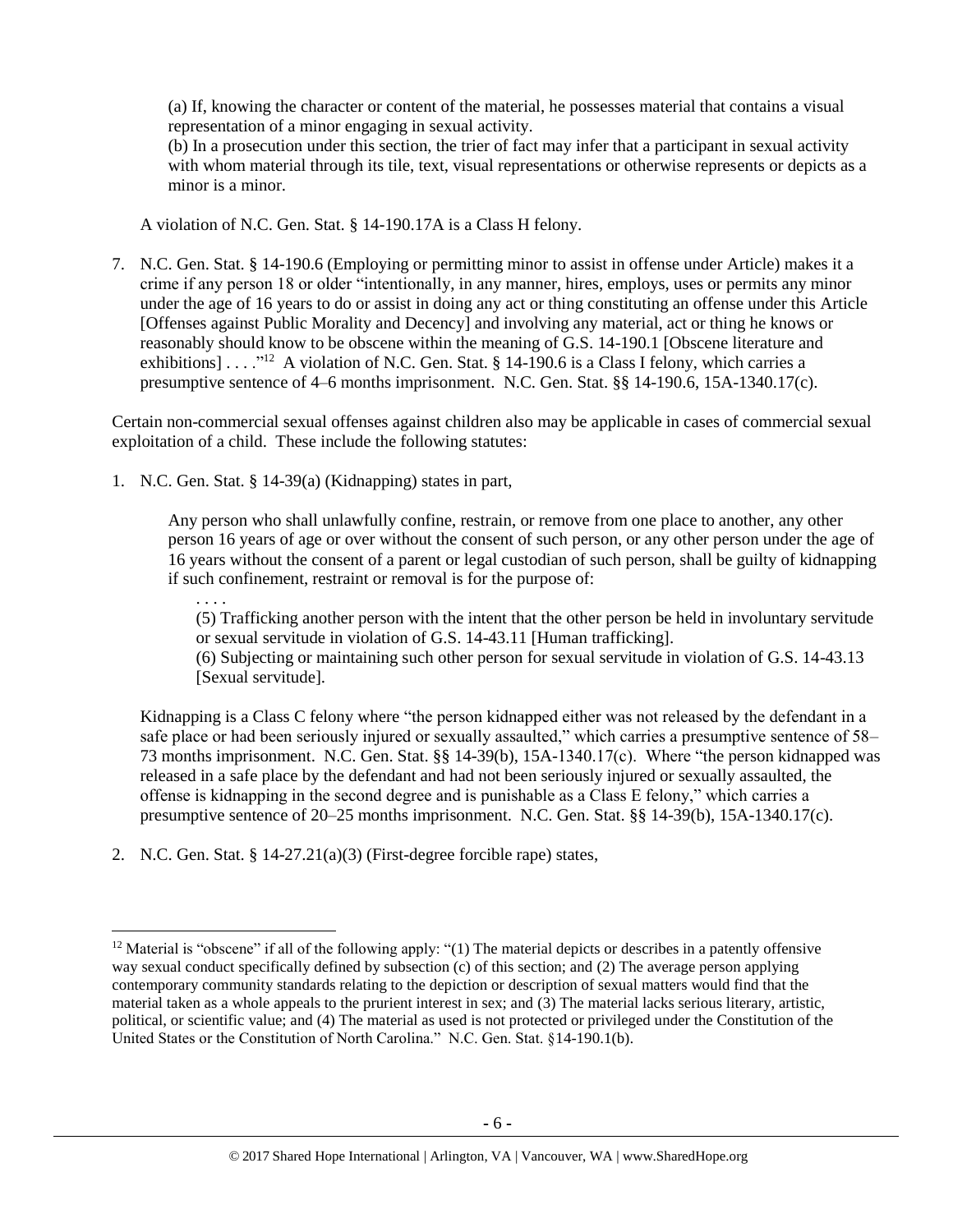(a) If, knowing the character or content of the material, he possesses material that contains a visual representation of a minor engaging in sexual activity.

(b) In a prosecution under this section, the trier of fact may infer that a participant in sexual activity with whom material through its tile, text, visual representations or otherwise represents or depicts as a minor is a minor.

A violation of N.C. Gen. Stat. § 14-190.17A is a Class H felony.

7. N.C. Gen. Stat. § 14-190.6 (Employing or permitting minor to assist in offense under Article) makes it a crime if any person 18 or older "intentionally, in any manner, hires, employs, uses or permits any minor under the age of 16 years to do or assist in doing any act or thing constituting an offense under this Article [Offenses against Public Morality and Decency] and involving any material, act or thing he knows or reasonably should know to be obscene within the meaning of G.S. 14-190.1 [Obscene literature and exhibitions] . . . ."[12] A violation of N.C. Gen. Stat. § 14-190.6 is a Class I felony, which carries a presumptive sentence of 4–6 months imprisonment. N.C. Gen. Stat. §§ 14-190.6, 15A-1340.17(c).

Certain non-commercial sexual offenses against children also may be applicable in cases of commercial sexual exploitation of a child. These include the following statutes:

1. N.C. Gen. Stat. § 14-39(a) (Kidnapping) states in part,

   Any person who shall unlawfully confine, restrain, or remove from one place to another, any other person 16 years of age or over without the consent of such person, or any other person under the age of 16 years without the consent of a parent or legal custodian of such person, shall be guilty of kidnapping if such confinement, restraint or removal is for the purpose of:

   . . . .

   (5) Trafficking another person with the intent that the other person be held in involuntary servitude or sexual servitude in violation of G.S. 14-43.11 [Human trafficking].

   (6) Subjecting or maintaining such other person for sexual servitude in violation of G.S. 14-43.13 [Sexual servitude].

   Kidnapping is a Class C felony where "the person kidnapped either was not released by the defendant in a safe place or had been seriously injured or sexually assaulted," which carries a presumptive sentence of 58–73 months imprisonment. N.C. Gen. Stat. §§ 14-39(b), 15A-1340.17(c). Where "the person kidnapped was released in a safe place by the defendant and had not been seriously injured or sexually assaulted, the offense is kidnapping in the second degree and is punishable as a Class E felony," which carries a presumptive sentence of 20–25 months imprisonment. N.C. Gen. Stat. §§ 14-39(b), 15A-1340.17(c).

2. N.C. Gen. Stat. § 14-27.21(a)(3) (First-degree forcible rape) states,

[12] Material is "obscene" if all of the following apply: "(1) The material depicts or describes in a patently offensive way sexual conduct specifically defined by subsection (c) of this section; and (2) The average person applying contemporary community standards relating to the depiction or description of sexual matters would find that the material taken as a whole appeals to the prurient interest in sex; and (3) The material lacks serious literary, artistic, political, or scientific value; and (4) The material as used is not protected or privileged under the Constitution of the United States or the Constitution of North Carolina." N.C. Gen. Stat. §14-190.1(b).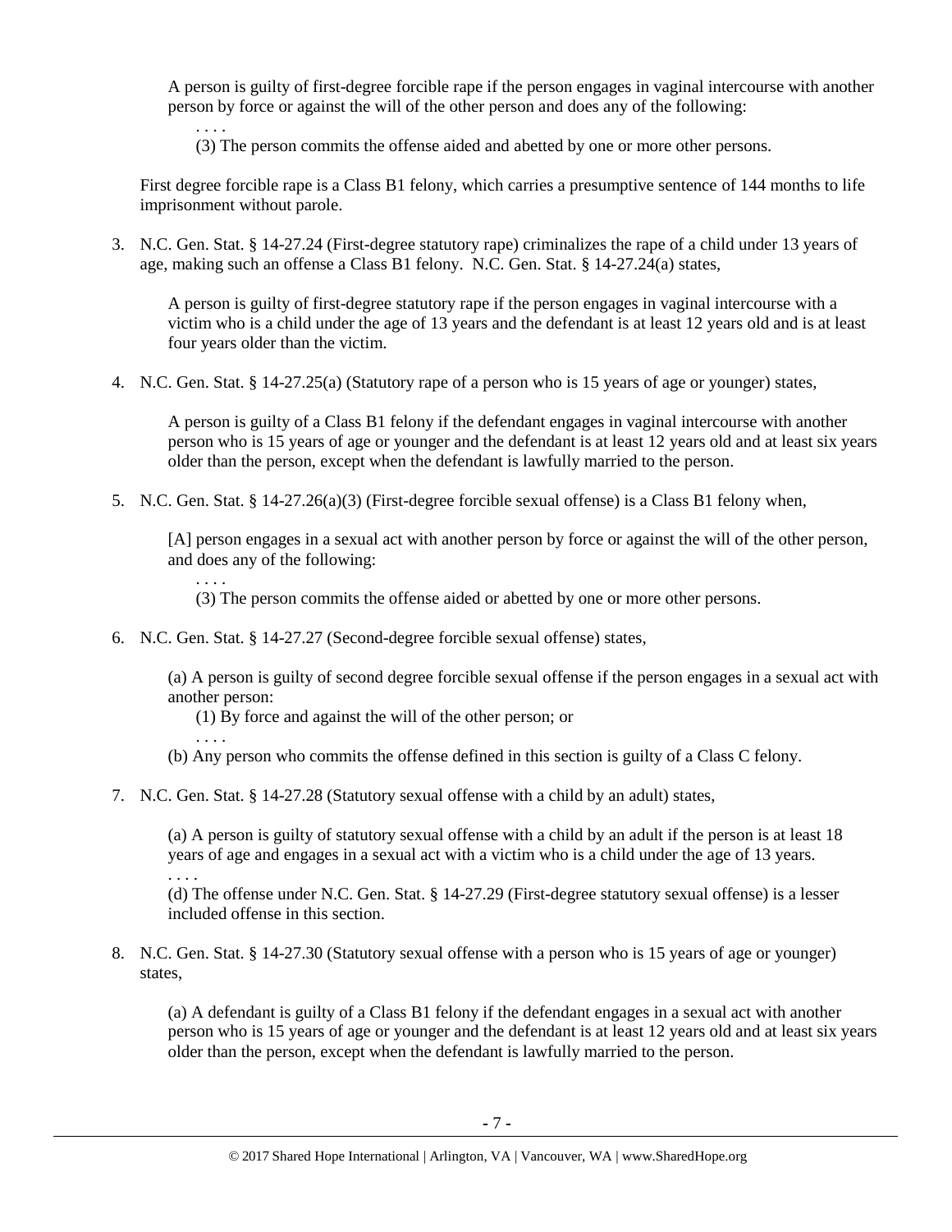> A person is guilty of first-degree forcible rape if the person engages in vaginal intercourse with another person by force or against the will of the other person and does any of the following:
>
> . . . .
>
> (3) The person commits the offense aided and abetted by one or more other persons.

First degree forcible rape is a Class B1 felony, which carries a presumptive sentence of 144 months to life imprisonment without parole.

3. N.C. Gen. Stat. § 14-27.24 (First-degree statutory rape) criminalizes the rape of a child under 13 years of age, making such an offense a Class B1 felony. N.C. Gen. Stat. § 14-27.24(a) states,

   > A person is guilty of first-degree statutory rape if the person engages in vaginal intercourse with a victim who is a child under the age of 13 years and the defendant is at least 12 years old and is at least four years older than the victim.

4. N.C. Gen. Stat. § 14-27.25(a) (Statutory rape of a person who is 15 years of age or younger) states,

   > A person is guilty of a Class B1 felony if the defendant engages in vaginal intercourse with another person who is 15 years of age or younger and the defendant is at least 12 years old and at least six years older than the person, except when the defendant is lawfully married to the person.

5. N.C. Gen. Stat. § 14-27.26(a)(3) (First-degree forcible sexual offense) is a Class B1 felony when,

   > [A] person engages in a sexual act with another person by force or against the will of the other person, and does any of the following:
   >
   > . . . .
   >
   > (3) The person commits the offense aided or abetted by one or more other persons.

6. N.C. Gen. Stat. § 14-27.27 (Second-degree forcible sexual offense) states,

   > (a) A person is guilty of second degree forcible sexual offense if the person engages in a sexual act with another person:
   >
   > (1) By force and against the will of the other person; or
   >
   > . . . .
   >
   > (b) Any person who commits the offense defined in this section is guilty of a Class C felony.

7. N.C. Gen. Stat. § 14-27.28 (Statutory sexual offense with a child by an adult) states,

   > (a) A person is guilty of statutory sexual offense with a child by an adult if the person is at least 18 years of age and engages in a sexual act with a victim who is a child under the age of 13 years.
   >
   > . . . .
   >
   > (d) The offense under N.C. Gen. Stat. § 14-27.29 (First-degree statutory sexual offense) is a lesser included offense in this section.

8. N.C. Gen. Stat. § 14-27.30 (Statutory sexual offense with a person who is 15 years of age or younger) states,

   > (a) A defendant is guilty of a Class B1 felony if the defendant engages in a sexual act with another person who is 15 years of age or younger and the defendant is at least 12 years old and at least six years older than the person, except when the defendant is lawfully married to the person.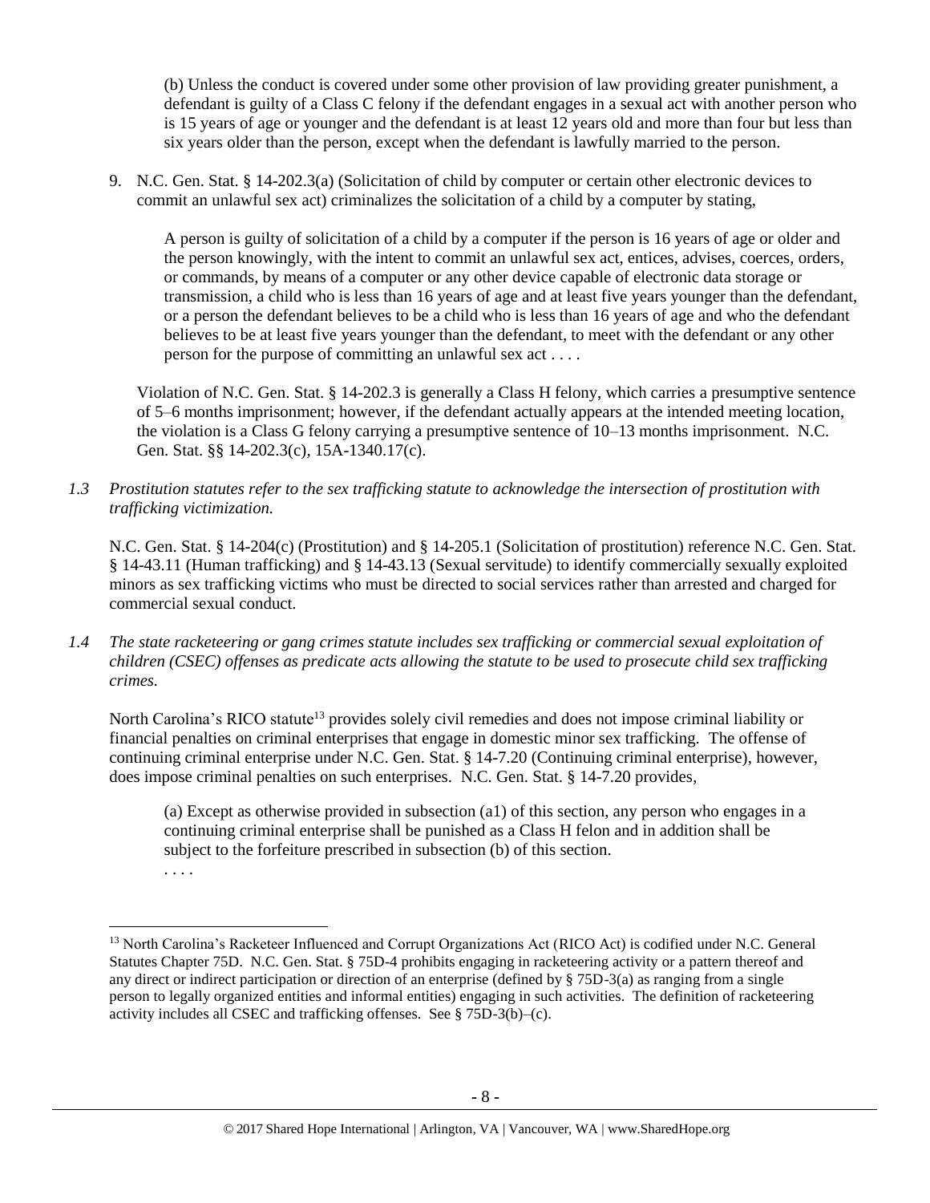(b) Unless the conduct is covered under some other provision of law providing greater punishment, a defendant is guilty of a Class C felony if the defendant engages in a sexual act with another person who is 15 years of age or younger and the defendant is at least 12 years old and more than four but less than six years older than the person, except when the defendant is lawfully married to the person.

9. N.C. Gen. Stat. § 14-202.3(a) (Solicitation of child by computer or certain other electronic devices to commit an unlawful sex act) criminalizes the solicitation of a child by a computer by stating,

   > A person is guilty of solicitation of a child by a computer if the person is 16 years of age or older and the person knowingly, with the intent to commit an unlawful sex act, entices, advises, coerces, orders, or commands, by means of a computer or any other device capable of electronic data storage or transmission, a child who is less than 16 years of age and at least five years younger than the defendant, or a person the defendant believes to be a child who is less than 16 years of age and who the defendant believes to be at least five years younger than the defendant, to meet with the defendant or any other person for the purpose of committing an unlawful sex act . . . .

   Violation of N.C. Gen. Stat. § 14-202.3 is generally a Class H felony, which carries a presumptive sentence of 5–6 months imprisonment; however, if the defendant actually appears at the intended meeting location, the violation is a Class G felony carrying a presumptive sentence of 10–13 months imprisonment. N.C. Gen. Stat. §§ 14-202.3(c), 15A-1340.17(c).

*1.3 Prostitution statutes refer to the sex trafficking statute to acknowledge the intersection of prostitution with trafficking victimization.*

N.C. Gen. Stat. § 14-204(c) (Prostitution) and § 14-205.1 (Solicitation of prostitution) reference N.C. Gen. Stat. § 14-43.11 (Human trafficking) and § 14-43.13 (Sexual servitude) to identify commercially sexually exploited minors as sex trafficking victims who must be directed to social services rather than arrested and charged for commercial sexual conduct.

*1.4 The state racketeering or gang crimes statute includes sex trafficking or commercial sexual exploitation of children (CSEC) offenses as predicate acts allowing the statute to be used to prosecute child sex trafficking crimes.*

North Carolina's RICO statute[13] provides solely civil remedies and does not impose criminal liability or financial penalties on criminal enterprises that engage in domestic minor sex trafficking. The offense of continuing criminal enterprise under N.C. Gen. Stat. § 14-7.20 (Continuing criminal enterprise), however, does impose criminal penalties on such enterprises. N.C. Gen. Stat. § 14-7.20 provides,

> (a) Except as otherwise provided in subsection (a1) of this section, any person who engages in a continuing criminal enterprise shall be punished as a Class H felon and in addition shall be subject to the forfeiture prescribed in subsection (b) of this section.
>
> . . . .

---

[13] North Carolina's Racketeer Influenced and Corrupt Organizations Act (RICO Act) is codified under N.C. General Statutes Chapter 75D. N.C. Gen. Stat. § 75D-4 prohibits engaging in racketeering activity or a pattern thereof and any direct or indirect participation or direction of an enterprise (defined by § 75D-3(a) as ranging from a single person to legally organized entities and informal entities) engaging in such activities. The definition of racketeering activity includes all CSEC and trafficking offenses. See § 75D-3(b)–(c).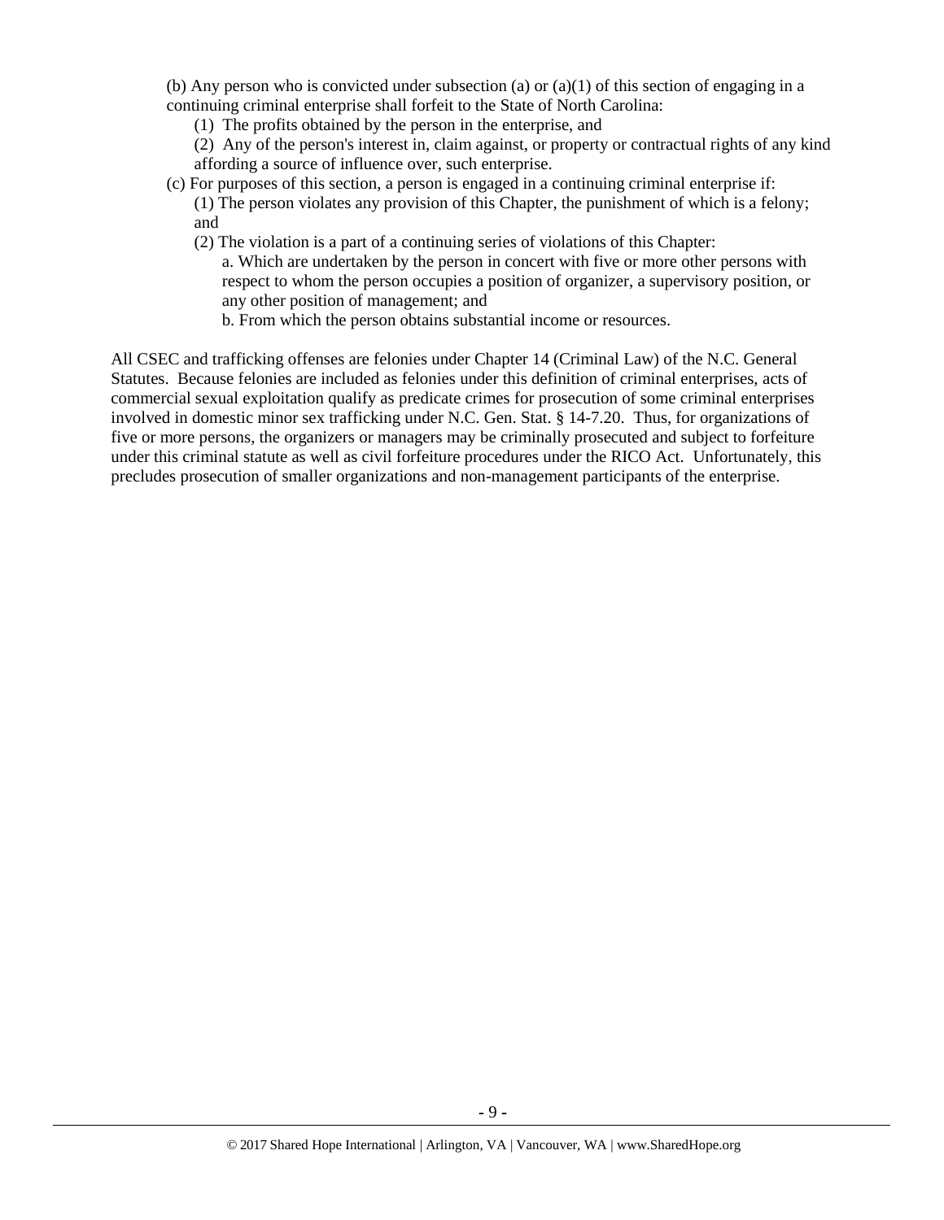(b) Any person who is convicted under subsection (a) or (a)(1) of this section of engaging in a continuing criminal enterprise shall forfeit to the State of North Carolina:

(1) The profits obtained by the person in the enterprise, and

(2) Any of the person's interest in, claim against, or property or contractual rights of any kind affording a source of influence over, such enterprise.

(c) For purposes of this section, a person is engaged in a continuing criminal enterprise if:

(1) The person violates any provision of this Chapter, the punishment of which is a felony; and

(2) The violation is a part of a continuing series of violations of this Chapter:

a. Which are undertaken by the person in concert with five or more other persons with respect to whom the person occupies a position of organizer, a supervisory position, or any other position of management; and

b. From which the person obtains substantial income or resources.

All CSEC and trafficking offenses are felonies under Chapter 14 (Criminal Law) of the N.C. General Statutes. Because felonies are included as felonies under this definition of criminal enterprises, acts of commercial sexual exploitation qualify as predicate crimes for prosecution of some criminal enterprises involved in domestic minor sex trafficking under N.C. Gen. Stat. § 14-7.20. Thus, for organizations of five or more persons, the organizers or managers may be criminally prosecuted and subject to forfeiture under this criminal statute as well as civil forfeiture procedures under the RICO Act. Unfortunately, this precludes prosecution of smaller organizations and non-management participants of the enterprise.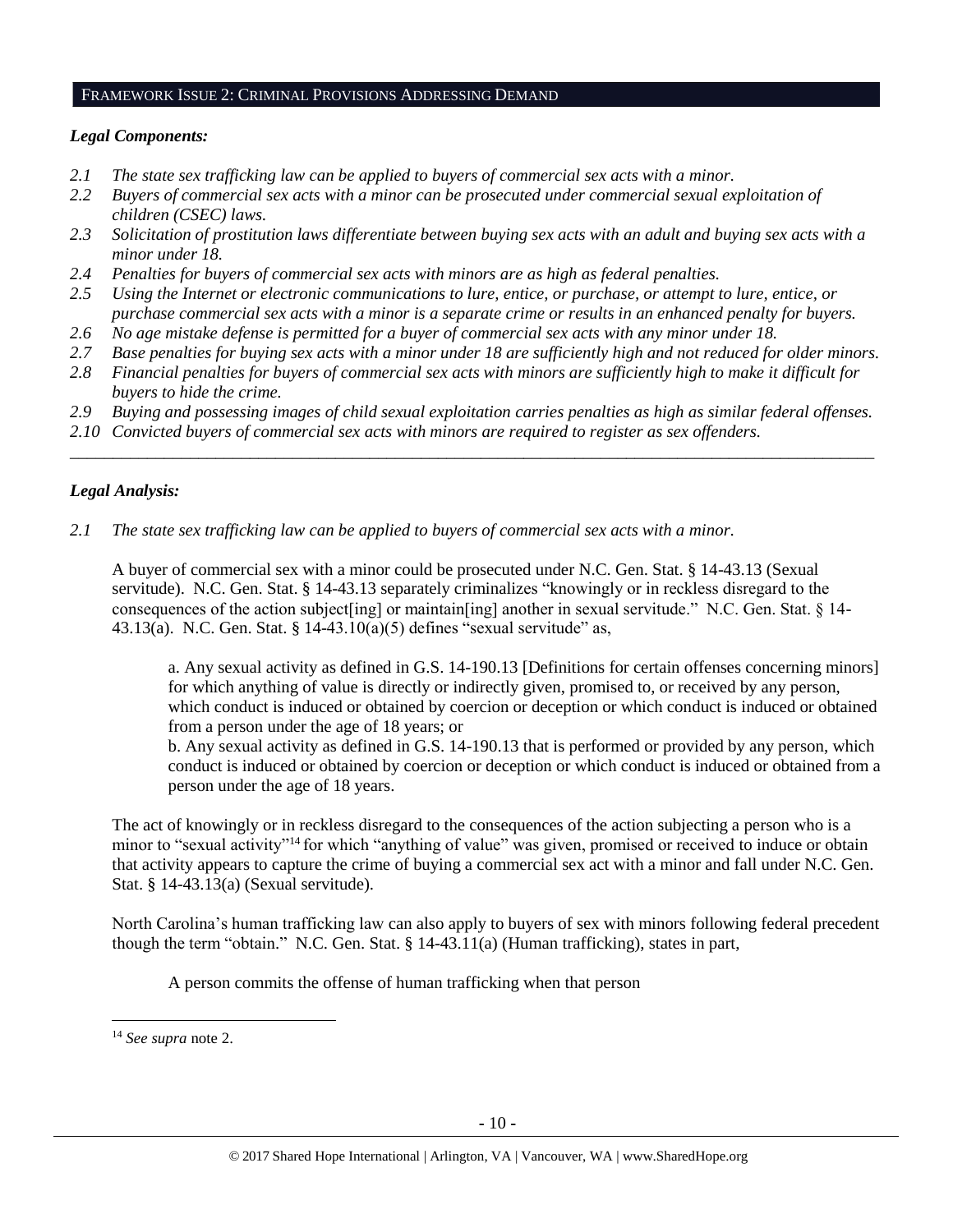## FRAMEWORK ISSUE 2: CRIMINAL PROVISIONS ADDRESSING DEMAND

### *Legal Components:*

- *2.1 The state sex trafficking law can be applied to buyers of commercial sex acts with a minor.*
- *2.2 Buyers of commercial sex acts with a minor can be prosecuted under commercial sexual exploitation of children (CSEC) laws.*
- *2.3 Solicitation of prostitution laws differentiate between buying sex acts with an adult and buying sex acts with a minor under 18.*
- *2.4 Penalties for buyers of commercial sex acts with minors are as high as federal penalties.*
- *2.5 Using the Internet or electronic communications to lure, entice, or purchase, or attempt to lure, entice, or purchase commercial sex acts with a minor is a separate crime or results in an enhanced penalty for buyers.*
- *2.6 No age mistake defense is permitted for a buyer of commercial sex acts with any minor under 18.*
- *2.7 Base penalties for buying sex acts with a minor under 18 are sufficiently high and not reduced for older minors.*
- *2.8 Financial penalties for buyers of commercial sex acts with minors are sufficiently high to make it difficult for buyers to hide the crime.*
- *2.9 Buying and possessing images of child sexual exploitation carries penalties as high as similar federal offenses.*
- *2.10 Convicted buyers of commercial sex acts with minors are required to register as sex offenders.*

---

### *Legal Analysis:*

*2.1 The state sex trafficking law can be applied to buyers of commercial sex acts with a minor.*

A buyer of commercial sex with a minor could be prosecuted under N.C. Gen. Stat. § 14-43.13 (Sexual servitude). N.C. Gen. Stat. § 14-43.13 separately criminalizes "knowingly or in reckless disregard to the consequences of the action subject[ing] or maintain[ing] another in sexual servitude." N.C. Gen. Stat. § 14-43.13(a). N.C. Gen. Stat. § 14-43.10(a)(5) defines "sexual servitude" as,

> a. Any sexual activity as defined in G.S. 14-190.13 [Definitions for certain offenses concerning minors] for which anything of value is directly or indirectly given, promised to, or received by any person, which conduct is induced or obtained by coercion or deception or which conduct is induced or obtained from a person under the age of 18 years; or
>
> b. Any sexual activity as defined in G.S. 14-190.13 that is performed or provided by any person, which conduct is induced or obtained by coercion or deception or which conduct is induced or obtained from a person under the age of 18 years.

The act of knowingly or in reckless disregard to the consequences of the action subjecting a person who is a minor to "sexual activity"[14] for which "anything of value" was given, promised or received to induce or obtain that activity appears to capture the crime of buying a commercial sex act with a minor and fall under N.C. Gen. Stat. § 14-43.13(a) (Sexual servitude).

North Carolina's human trafficking law can also apply to buyers of sex with minors following federal precedent though the term "obtain." N.C. Gen. Stat. § 14-43.11(a) (Human trafficking), states in part,

> A person commits the offense of human trafficking when that person

---

[14] *See supra* note 2.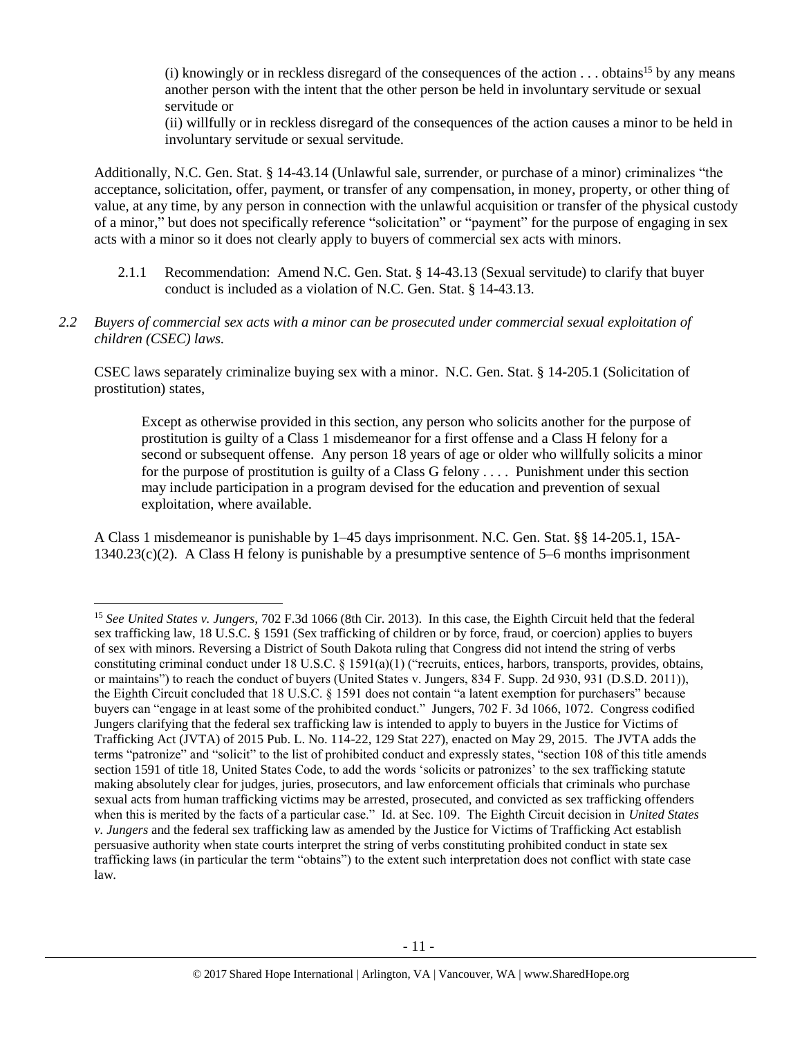> (i) knowingly or in reckless disregard of the consequences of the action . . . obtains[15] by any means another person with the intent that the other person be held in involuntary servitude or sexual servitude or
>
> (ii) willfully or in reckless disregard of the consequences of the action causes a minor to be held in involuntary servitude or sexual servitude.

Additionally, N.C. Gen. Stat. § 14-43.14 (Unlawful sale, surrender, or purchase of a minor) criminalizes "the acceptance, solicitation, offer, payment, or transfer of any compensation, in money, property, or other thing of value, at any time, by any person in connection with the unlawful acquisition or transfer of the physical custody of a minor," but does not specifically reference "solicitation" or "payment" for the purpose of engaging in sex acts with a minor so it does not clearly apply to buyers of commercial sex acts with minors.

2.1.1 Recommendation: Amend N.C. Gen. Stat. § 14-43.13 (Sexual servitude) to clarify that buyer conduct is included as a violation of N.C. Gen. Stat. § 14-43.13.

*2.2 Buyers of commercial sex acts with a minor can be prosecuted under commercial sexual exploitation of children (CSEC) laws.*

CSEC laws separately criminalize buying sex with a minor. N.C. Gen. Stat. § 14-205.1 (Solicitation of prostitution) states,

> Except as otherwise provided in this section, any person who solicits another for the purpose of prostitution is guilty of a Class 1 misdemeanor for a first offense and a Class H felony for a second or subsequent offense. Any person 18 years of age or older who willfully solicits a minor for the purpose of prostitution is guilty of a Class G felony . . . . Punishment under this section may include participation in a program devised for the education and prevention of sexual exploitation, where available.

A Class 1 misdemeanor is punishable by 1–45 days imprisonment. N.C. Gen. Stat. §§ 14-205.1, 15A-1340.23(c)(2). A Class H felony is punishable by a presumptive sentence of 5–6 months imprisonment

---

[15] *See United States v. Jungers*, 702 F.3d 1066 (8th Cir. 2013). In this case, the Eighth Circuit held that the federal sex trafficking law, 18 U.S.C. § 1591 (Sex trafficking of children or by force, fraud, or coercion) applies to buyers of sex with minors. Reversing a District of South Dakota ruling that Congress did not intend the string of verbs constituting criminal conduct under 18 U.S.C. § 1591(a)(1) ("recruits, entices, harbors, transports, provides, obtains, or maintains") to reach the conduct of buyers (United States v. Jungers, 834 F. Supp. 2d 930, 931 (D.S.D. 2011)), the Eighth Circuit concluded that 18 U.S.C. § 1591 does not contain "a latent exemption for purchasers" because buyers can "engage in at least some of the prohibited conduct." Jungers, 702 F. 3d 1066, 1072. Congress codified Jungers clarifying that the federal sex trafficking law is intended to apply to buyers in the Justice for Victims of Trafficking Act (JVTA) of 2015 Pub. L. No. 114-22, 129 Stat 227), enacted on May 29, 2015. The JVTA adds the terms "patronize" and "solicit" to the list of prohibited conduct and expressly states, "section 108 of this title amends section 1591 of title 18, United States Code, to add the words 'solicits or patronizes' to the sex trafficking statute making absolutely clear for judges, juries, prosecutors, and law enforcement officials that criminals who purchase sexual acts from human trafficking victims may be arrested, prosecuted, and convicted as sex trafficking offenders when this is merited by the facts of a particular case." Id. at Sec. 109. The Eighth Circuit decision in *United States v. Jungers* and the federal sex trafficking law as amended by the Justice for Victims of Trafficking Act establish persuasive authority when state courts interpret the string of verbs constituting prohibited conduct in state sex trafficking laws (in particular the term "obtains") to the extent such interpretation does not conflict with state case law.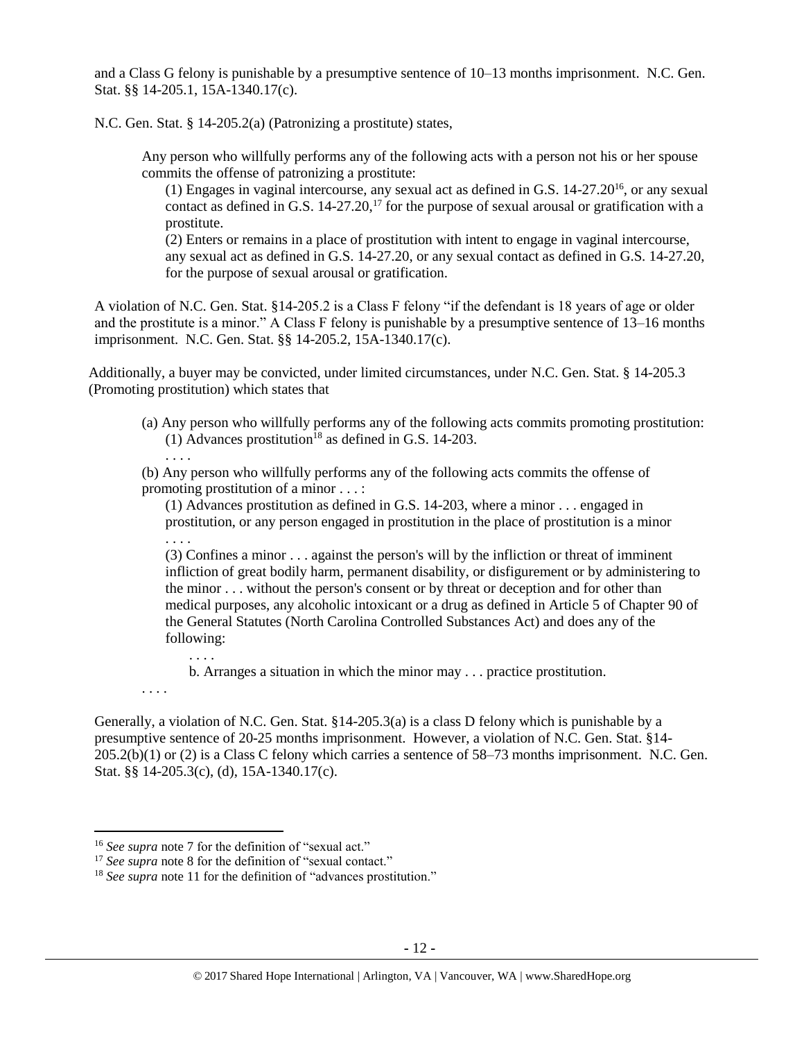and a Class G felony is punishable by a presumptive sentence of 10–13 months imprisonment. N.C. Gen. Stat. §§ 14-205.1, 15A-1340.17(c).

N.C. Gen. Stat. § 14-205.2(a) (Patronizing a prostitute) states,

> Any person who willfully performs any of the following acts with a person not his or her spouse commits the offense of patronizing a prostitute:
>
> (1) Engages in vaginal intercourse, any sexual act as defined in G.S. 14-27.20[16], or any sexual contact as defined in G.S. 14-27.20,[17] for the purpose of sexual arousal or gratification with a prostitute.
>
> (2) Enters or remains in a place of prostitution with intent to engage in vaginal intercourse, any sexual act as defined in G.S. 14-27.20, or any sexual contact as defined in G.S. 14-27.20, for the purpose of sexual arousal or gratification.

A violation of N.C. Gen. Stat. §14-205.2 is a Class F felony "if the defendant is 18 years of age or older and the prostitute is a minor." A Class F felony is punishable by a presumptive sentence of 13–16 months imprisonment. N.C. Gen. Stat. §§ 14-205.2, 15A-1340.17(c).

Additionally, a buyer may be convicted, under limited circumstances, under N.C. Gen. Stat. § 14-205.3 (Promoting prostitution) which states that

> (a) Any person who willfully performs any of the following acts commits promoting prostitution:
>
> (1) Advances prostitution[18] as defined in G.S. 14-203.
>
> . . . .
>
> (b) Any person who willfully performs any of the following acts commits the offense of promoting prostitution of a minor . . . :
>
> (1) Advances prostitution as defined in G.S. 14-203, where a minor . . . engaged in prostitution, or any person engaged in prostitution in the place of prostitution is a minor
>
> . . . .
>
> (3) Confines a minor . . . against the person's will by the infliction or threat of imminent infliction of great bodily harm, permanent disability, or disfigurement or by administering to the minor . . . without the person's consent or by threat or deception and for other than medical purposes, any alcoholic intoxicant or a drug as defined in Article 5 of Chapter 90 of the General Statutes (North Carolina Controlled Substances Act) and does any of the following:
>
> . . . .
>
> b. Arranges a situation in which the minor may . . . practice prostitution.
>
> . . . .

Generally, a violation of N.C. Gen. Stat. §14-205.3(a) is a class D felony which is punishable by a presumptive sentence of 20-25 months imprisonment. However, a violation of N.C. Gen. Stat. §14-205.2(b)(1) or (2) is a Class C felony which carries a sentence of 58–73 months imprisonment. N.C. Gen. Stat. §§ 14-205.3(c), (d), 15A-1340.17(c).

---

[16] *See supra* note 7 for the definition of "sexual act."

[17] *See supra* note 8 for the definition of "sexual contact."

[18] *See supra* note 11 for the definition of "advances prostitution."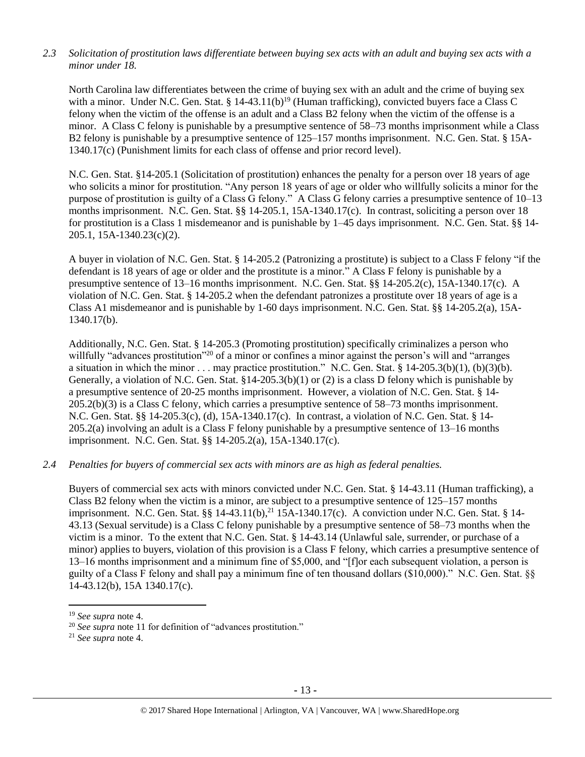*2.3 Solicitation of prostitution laws differentiate between buying sex acts with an adult and buying sex acts with a minor under 18.*

North Carolina law differentiates between the crime of buying sex with an adult and the crime of buying sex with a minor. Under N.C. Gen. Stat. § 14-43.11(b)[19] (Human trafficking), convicted buyers face a Class C felony when the victim of the offense is an adult and a Class B2 felony when the victim of the offense is a minor. A Class C felony is punishable by a presumptive sentence of 58–73 months imprisonment while a Class B2 felony is punishable by a presumptive sentence of 125–157 months imprisonment. N.C. Gen. Stat. § 15A-1340.17(c) (Punishment limits for each class of offense and prior record level).

N.C. Gen. Stat. §14-205.1 (Solicitation of prostitution) enhances the penalty for a person over 18 years of age who solicits a minor for prostitution. "Any person 18 years of age or older who willfully solicits a minor for the purpose of prostitution is guilty of a Class G felony." A Class G felony carries a presumptive sentence of 10–13 months imprisonment. N.C. Gen. Stat. §§ 14-205.1, 15A-1340.17(c). In contrast, soliciting a person over 18 for prostitution is a Class 1 misdemeanor and is punishable by 1–45 days imprisonment. N.C. Gen. Stat. §§ 14-205.1, 15A-1340.23(c)(2).

A buyer in violation of N.C. Gen. Stat. § 14-205.2 (Patronizing a prostitute) is subject to a Class F felony "if the defendant is 18 years of age or older and the prostitute is a minor." A Class F felony is punishable by a presumptive sentence of 13–16 months imprisonment. N.C. Gen. Stat. §§ 14-205.2(c), 15A-1340.17(c). A violation of N.C. Gen. Stat. § 14-205.2 when the defendant patronizes a prostitute over 18 years of age is a Class A1 misdemeanor and is punishable by 1-60 days imprisonment. N.C. Gen. Stat. §§ 14-205.2(a), 15A-1340.17(b).

Additionally, N.C. Gen. Stat. § 14-205.3 (Promoting prostitution) specifically criminalizes a person who willfully "advances prostitution"[20] of a minor or confines a minor against the person's will and "arranges a situation in which the minor . . . may practice prostitution." N.C. Gen. Stat. § 14-205.3(b)(1), (b)(3)(b). Generally, a violation of N.C. Gen. Stat. §14-205.3(b)(1) or (2) is a class D felony which is punishable by a presumptive sentence of 20-25 months imprisonment. However, a violation of N.C. Gen. Stat. § 14-205.2(b)(3) is a Class C felony, which carries a presumptive sentence of 58–73 months imprisonment. N.C. Gen. Stat. §§ 14-205.3(c), (d), 15A-1340.17(c). In contrast, a violation of N.C. Gen. Stat. § 14-205.2(a) involving an adult is a Class F felony punishable by a presumptive sentence of 13–16 months imprisonment. N.C. Gen. Stat. §§ 14-205.2(a), 15A-1340.17(c).

*2.4 Penalties for buyers of commercial sex acts with minors are as high as federal penalties.*

Buyers of commercial sex acts with minors convicted under N.C. Gen. Stat. § 14-43.11 (Human trafficking), a Class B2 felony when the victim is a minor, are subject to a presumptive sentence of 125–157 months imprisonment. N.C. Gen. Stat. §§ 14-43.11(b),[21] 15A-1340.17(c). A conviction under N.C. Gen. Stat. § 14-43.13 (Sexual servitude) is a Class C felony punishable by a presumptive sentence of 58–73 months when the victim is a minor. To the extent that N.C. Gen. Stat. § 14-43.14 (Unlawful sale, surrender, or purchase of a minor) applies to buyers, violation of this provision is a Class F felony, which carries a presumptive sentence of 13–16 months imprisonment and a minimum fine of $5,000, and "[f]or each subsequent violation, a person is guilty of a Class F felony and shall pay a minimum fine of ten thousand dollars ($10,000)." N.C. Gen. Stat. §§ 14-43.12(b), 15A 1340.17(c).

---

[19] *See supra* note 4.

[20] *See supra* note 11 for definition of "advances prostitution."

[21] *See supra* note 4.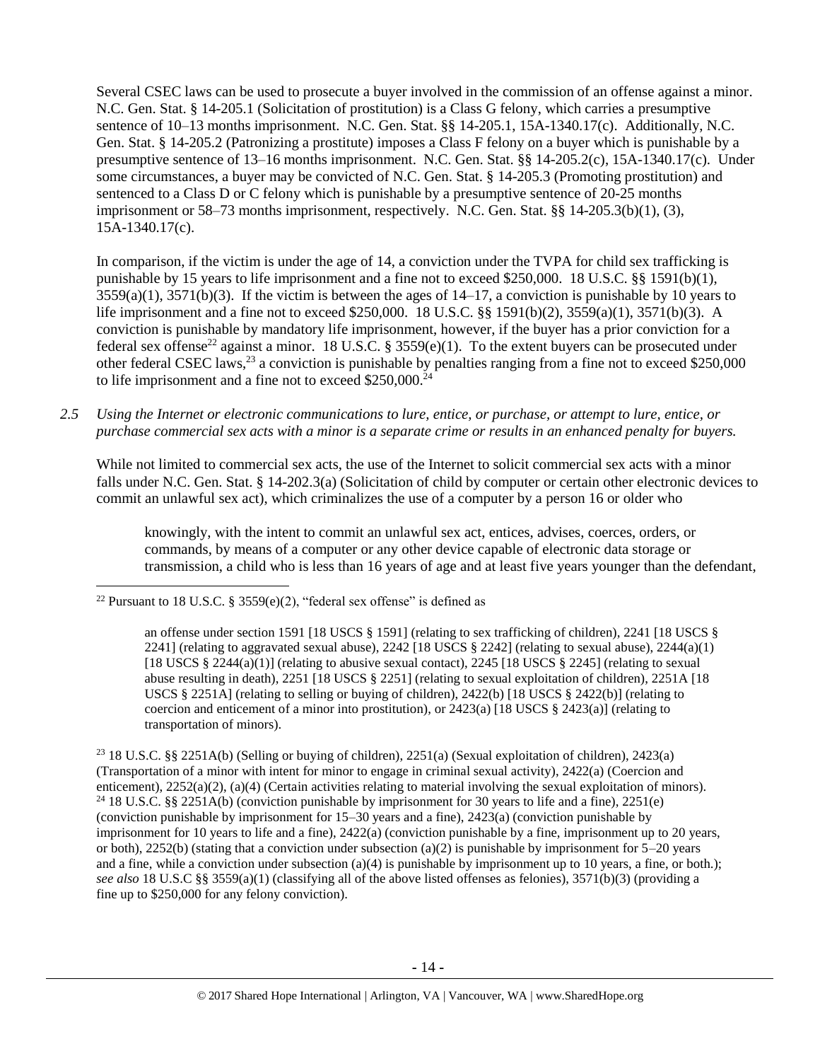Several CSEC laws can be used to prosecute a buyer involved in the commission of an offense against a minor. N.C. Gen. Stat. § 14-205.1 (Solicitation of prostitution) is a Class G felony, which carries a presumptive sentence of 10–13 months imprisonment. N.C. Gen. Stat. §§ 14-205.1, 15A-1340.17(c). Additionally, N.C. Gen. Stat. § 14-205.2 (Patronizing a prostitute) imposes a Class F felony on a buyer which is punishable by a presumptive sentence of 13–16 months imprisonment. N.C. Gen. Stat. §§ 14-205.2(c), 15A-1340.17(c). Under some circumstances, a buyer may be convicted of N.C. Gen. Stat. § 14-205.3 (Promoting prostitution) and sentenced to a Class D or C felony which is punishable by a presumptive sentence of 20-25 months imprisonment or 58–73 months imprisonment, respectively. N.C. Gen. Stat. §§ 14-205.3(b)(1), (3), 15A-1340.17(c).

In comparison, if the victim is under the age of 14, a conviction under the TVPA for child sex trafficking is punishable by 15 years to life imprisonment and a fine not to exceed $250,000. 18 U.S.C. §§ 1591(b)(1), 3559(a)(1), 3571(b)(3). If the victim is between the ages of 14–17, a conviction is punishable by 10 years to life imprisonment and a fine not to exceed $250,000. 18 U.S.C. §§ 1591(b)(2), 3559(a)(1), 3571(b)(3). A conviction is punishable by mandatory life imprisonment, however, if the buyer has a prior conviction for a federal sex offense[22] against a minor. 18 U.S.C. § 3559(e)(1). To the extent buyers can be prosecuted under other federal CSEC laws,[23] a conviction is punishable by penalties ranging from a fine not to exceed $250,000 to life imprisonment and a fine not to exceed $250,000.[24]

*2.5 Using the Internet or electronic communications to lure, entice, or purchase, or attempt to lure, entice, or purchase commercial sex acts with a minor is a separate crime or results in an enhanced penalty for buyers.*

While not limited to commercial sex acts, the use of the Internet to solicit commercial sex acts with a minor falls under N.C. Gen. Stat. § 14-202.3(a) (Solicitation of child by computer or certain other electronic devices to commit an unlawful sex act), which criminalizes the use of a computer by a person 16 or older who

> knowingly, with the intent to commit an unlawful sex act, entices, advises, coerces, orders, or commands, by means of a computer or any other device capable of electronic data storage or transmission, a child who is less than 16 years of age and at least five years younger than the defendant,

---

[22] Pursuant to 18 U.S.C. § 3559(e)(2), "federal sex offense" is defined as

> an offense under section 1591 [18 USCS § 1591] (relating to sex trafficking of children), 2241 [18 USCS § 2241] (relating to aggravated sexual abuse), 2242 [18 USCS § 2242] (relating to sexual abuse), 2244(a)(1) [18 USCS § 2244(a)(1)] (relating to abusive sexual contact), 2245 [18 USCS § 2245] (relating to sexual abuse resulting in death), 2251 [18 USCS § 2251] (relating to sexual exploitation of children), 2251A [18 USCS § 2251A] (relating to selling or buying of children), 2422(b) [18 USCS § 2422(b)] (relating to coercion and enticement of a minor into prostitution), or 2423(a) [18 USCS § 2423(a)] (relating to transportation of minors).

[23] 18 U.S.C. §§ 2251A(b) (Selling or buying of children), 2251(a) (Sexual exploitation of children), 2423(a) (Transportation of a minor with intent for minor to engage in criminal sexual activity), 2422(a) (Coercion and enticement), 2252(a)(2), (a)(4) (Certain activities relating to material involving the sexual exploitation of minors).

[24] 18 U.S.C. §§ 2251A(b) (conviction punishable by imprisonment for 30 years to life and a fine), 2251(e) (conviction punishable by imprisonment for 15–30 years and a fine), 2423(a) (conviction punishable by imprisonment for 10 years to life and a fine), 2422(a) (conviction punishable by a fine, imprisonment up to 20 years, or both), 2252(b) (stating that a conviction under subsection (a)(2) is punishable by imprisonment for 5–20 years and a fine, while a conviction under subsection (a)(4) is punishable by imprisonment up to 10 years, a fine, or both.); *see also* 18 U.S.C §§ 3559(a)(1) (classifying all of the above listed offenses as felonies), 3571(b)(3) (providing a fine up to $250,000 for any felony conviction).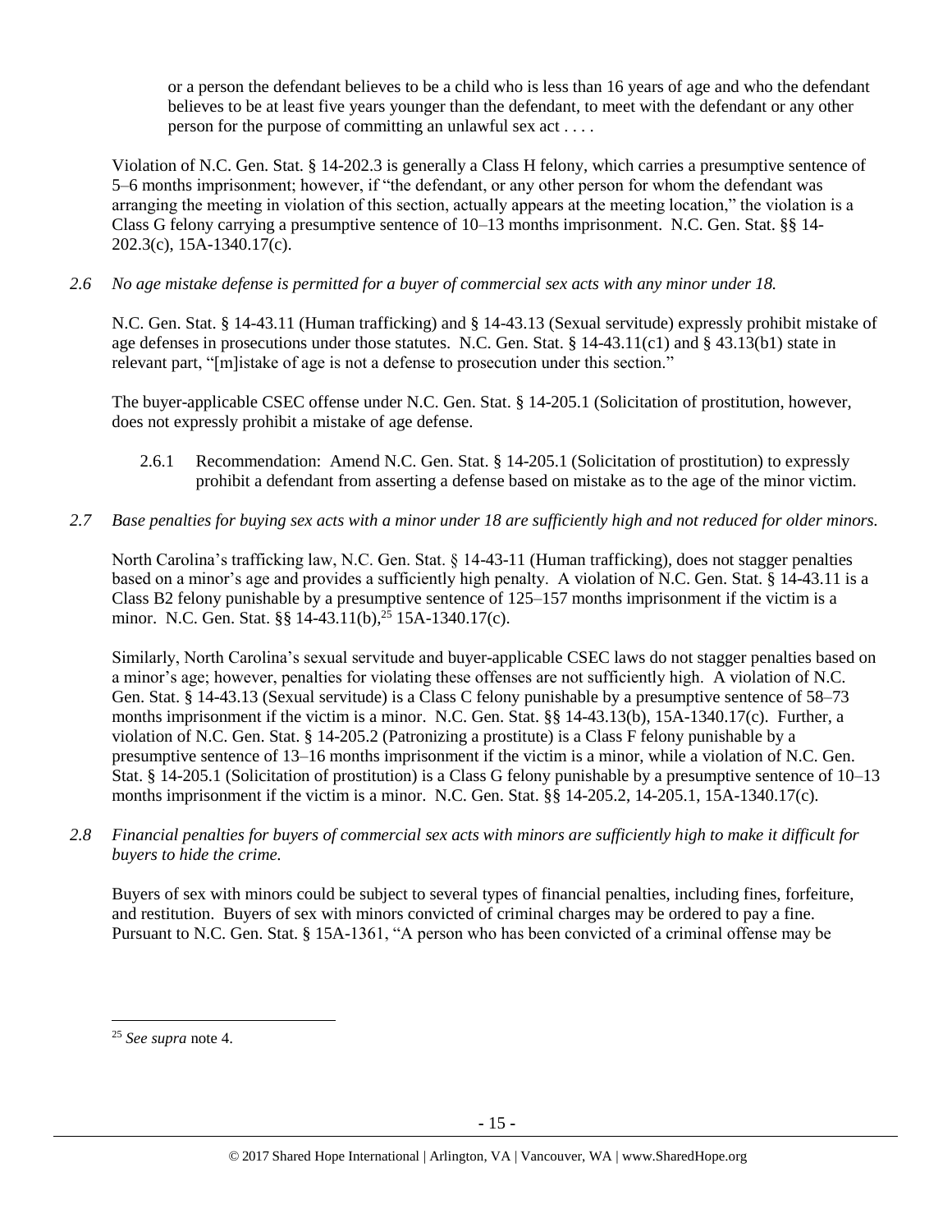> or a person the defendant believes to be a child who is less than 16 years of age and who the defendant believes to be at least five years younger than the defendant, to meet with the defendant or any other person for the purpose of committing an unlawful sex act . . . .

Violation of N.C. Gen. Stat. § 14-202.3 is generally a Class H felony, which carries a presumptive sentence of 5–6 months imprisonment; however, if "the defendant, or any other person for whom the defendant was arranging the meeting in violation of this section, actually appears at the meeting location," the violation is a Class G felony carrying a presumptive sentence of 10–13 months imprisonment. N.C. Gen. Stat. §§ 14-202.3(c), 15A-1340.17(c).

*2.6 No age mistake defense is permitted for a buyer of commercial sex acts with any minor under 18.*

N.C. Gen. Stat. § 14-43.11 (Human trafficking) and § 14-43.13 (Sexual servitude) expressly prohibit mistake of age defenses in prosecutions under those statutes. N.C. Gen. Stat. § 14-43.11(c1) and § 43.13(b1) state in relevant part, "[m]istake of age is not a defense to prosecution under this section."

The buyer-applicable CSEC offense under N.C. Gen. Stat. § 14-205.1 (Solicitation of prostitution, however, does not expressly prohibit a mistake of age defense.

2.6.1 Recommendation: Amend N.C. Gen. Stat. § 14-205.1 (Solicitation of prostitution) to expressly prohibit a defendant from asserting a defense based on mistake as to the age of the minor victim.

*2.7 Base penalties for buying sex acts with a minor under 18 are sufficiently high and not reduced for older minors.*

North Carolina's trafficking law, N.C. Gen. Stat. § 14-43-11 (Human trafficking), does not stagger penalties based on a minor's age and provides a sufficiently high penalty. A violation of N.C. Gen. Stat. § 14-43.11 is a Class B2 felony punishable by a presumptive sentence of 125–157 months imprisonment if the victim is a minor. N.C. Gen. Stat. §§ 14-43.11(b),[25] 15A-1340.17(c).

Similarly, North Carolina's sexual servitude and buyer-applicable CSEC laws do not stagger penalties based on a minor's age; however, penalties for violating these offenses are not sufficiently high. A violation of N.C. Gen. Stat. § 14-43.13 (Sexual servitude) is a Class C felony punishable by a presumptive sentence of 58–73 months imprisonment if the victim is a minor. N.C. Gen. Stat. §§ 14-43.13(b), 15A-1340.17(c). Further, a violation of N.C. Gen. Stat. § 14-205.2 (Patronizing a prostitute) is a Class F felony punishable by a presumptive sentence of 13–16 months imprisonment if the victim is a minor, while a violation of N.C. Gen. Stat. § 14-205.1 (Solicitation of prostitution) is a Class G felony punishable by a presumptive sentence of 10–13 months imprisonment if the victim is a minor. N.C. Gen. Stat. §§ 14-205.2, 14-205.1, 15A-1340.17(c).

*2.8 Financial penalties for buyers of commercial sex acts with minors are sufficiently high to make it difficult for buyers to hide the crime.*

Buyers of sex with minors could be subject to several types of financial penalties, including fines, forfeiture, and restitution. Buyers of sex with minors convicted of criminal charges may be ordered to pay a fine. Pursuant to N.C. Gen. Stat. § 15A-1361, "A person who has been convicted of a criminal offense may be

---

[25] *See supra* note 4.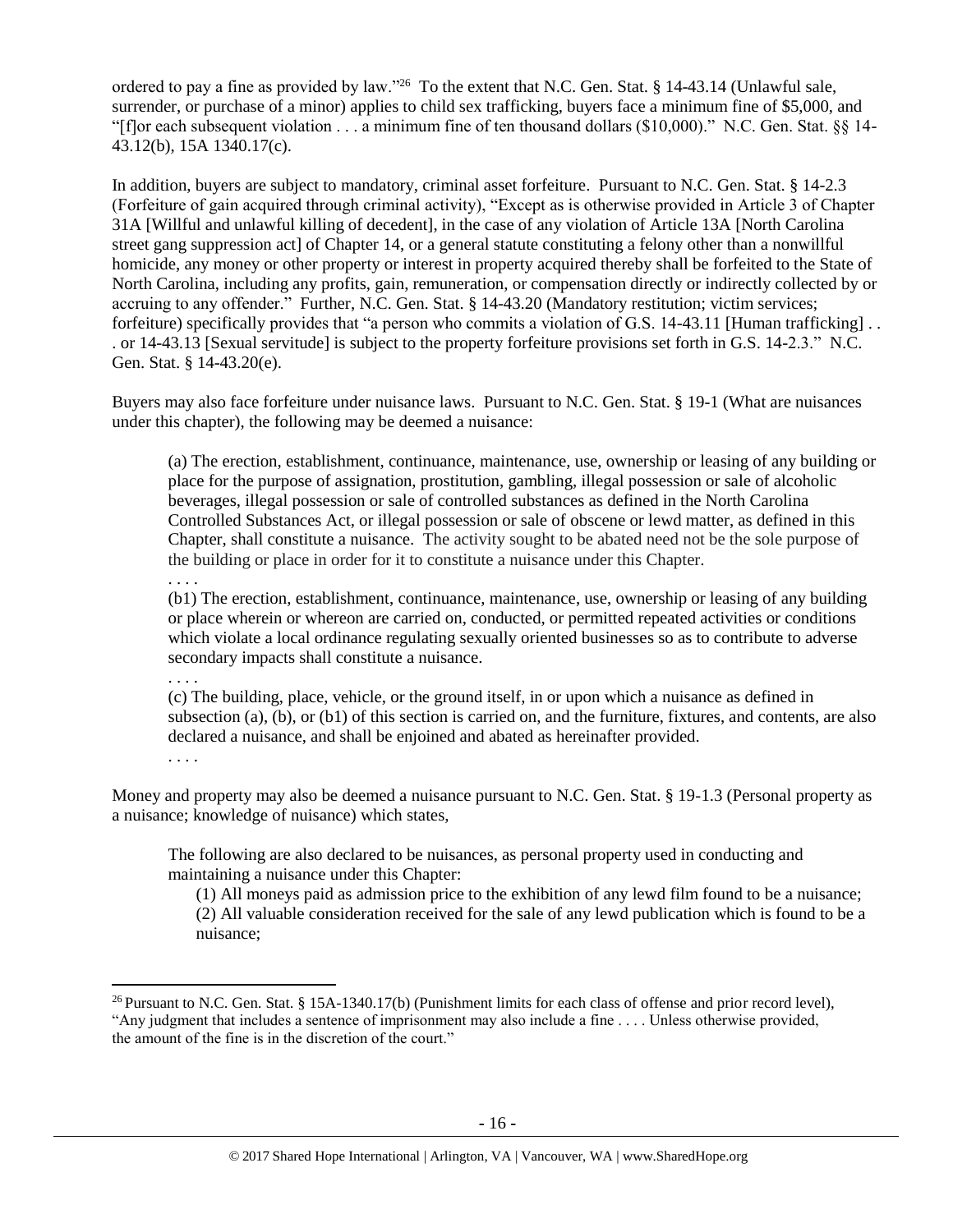ordered to pay a fine as provided by law."[26] To the extent that N.C. Gen. Stat. § 14-43.14 (Unlawful sale, surrender, or purchase of a minor) applies to child sex trafficking, buyers face a minimum fine of $5,000, and "[f]or each subsequent violation . . . a minimum fine of ten thousand dollars ($10,000)." N.C. Gen. Stat. §§ 14-43.12(b), 15A 1340.17(c).

In addition, buyers are subject to mandatory, criminal asset forfeiture. Pursuant to N.C. Gen. Stat. § 14-2.3 (Forfeiture of gain acquired through criminal activity), "Except as is otherwise provided in Article 3 of Chapter 31A [Willful and unlawful killing of decedent], in the case of any violation of Article 13A [North Carolina street gang suppression act] of Chapter 14, or a general statute constituting a felony other than a nonwillful homicide, any money or other property or interest in property acquired thereby shall be forfeited to the State of North Carolina, including any profits, gain, remuneration, or compensation directly or indirectly collected by or accruing to any offender." Further, N.C. Gen. Stat. § 14-43.20 (Mandatory restitution; victim services; forfeiture) specifically provides that "a person who commits a violation of G.S. 14-43.11 [Human trafficking] . . . or 14-43.13 [Sexual servitude] is subject to the property forfeiture provisions set forth in G.S. 14-2.3." N.C. Gen. Stat. § 14-43.20(e).

Buyers may also face forfeiture under nuisance laws. Pursuant to N.C. Gen. Stat. § 19-1 (What are nuisances under this chapter), the following may be deemed a nuisance:

> (a) The erection, establishment, continuance, maintenance, use, ownership or leasing of any building or place for the purpose of assignation, prostitution, gambling, illegal possession or sale of alcoholic beverages, illegal possession or sale of controlled substances as defined in the North Carolina Controlled Substances Act, or illegal possession or sale of obscene or lewd matter, as defined in this Chapter, shall constitute a nuisance. The activity sought to be abated need not be the sole purpose of the building or place in order for it to constitute a nuisance under this Chapter.
>
> . . . .
>
> (b1) The erection, establishment, continuance, maintenance, use, ownership or leasing of any building or place wherein or whereon are carried on, conducted, or permitted repeated activities or conditions which violate a local ordinance regulating sexually oriented businesses so as to contribute to adverse secondary impacts shall constitute a nuisance.
>
> . . . .
>
> (c) The building, place, vehicle, or the ground itself, in or upon which a nuisance as defined in subsection (a), (b), or (b1) of this section is carried on, and the furniture, fixtures, and contents, are also declared a nuisance, and shall be enjoined and abated as hereinafter provided.
>
> . . . .

Money and property may also be deemed a nuisance pursuant to N.C. Gen. Stat. § 19-1.3 (Personal property as a nuisance; knowledge of nuisance) which states,

> The following are also declared to be nuisances, as personal property used in conducting and maintaining a nuisance under this Chapter:
>
> (1) All moneys paid as admission price to the exhibition of any lewd film found to be a nuisance;
>
> (2) All valuable consideration received for the sale of any lewd publication which is found to be a nuisance;

---

[26] Pursuant to N.C. Gen. Stat. § 15A-1340.17(b) (Punishment limits for each class of offense and prior record level), "Any judgment that includes a sentence of imprisonment may also include a fine . . . . Unless otherwise provided, the amount of the fine is in the discretion of the court."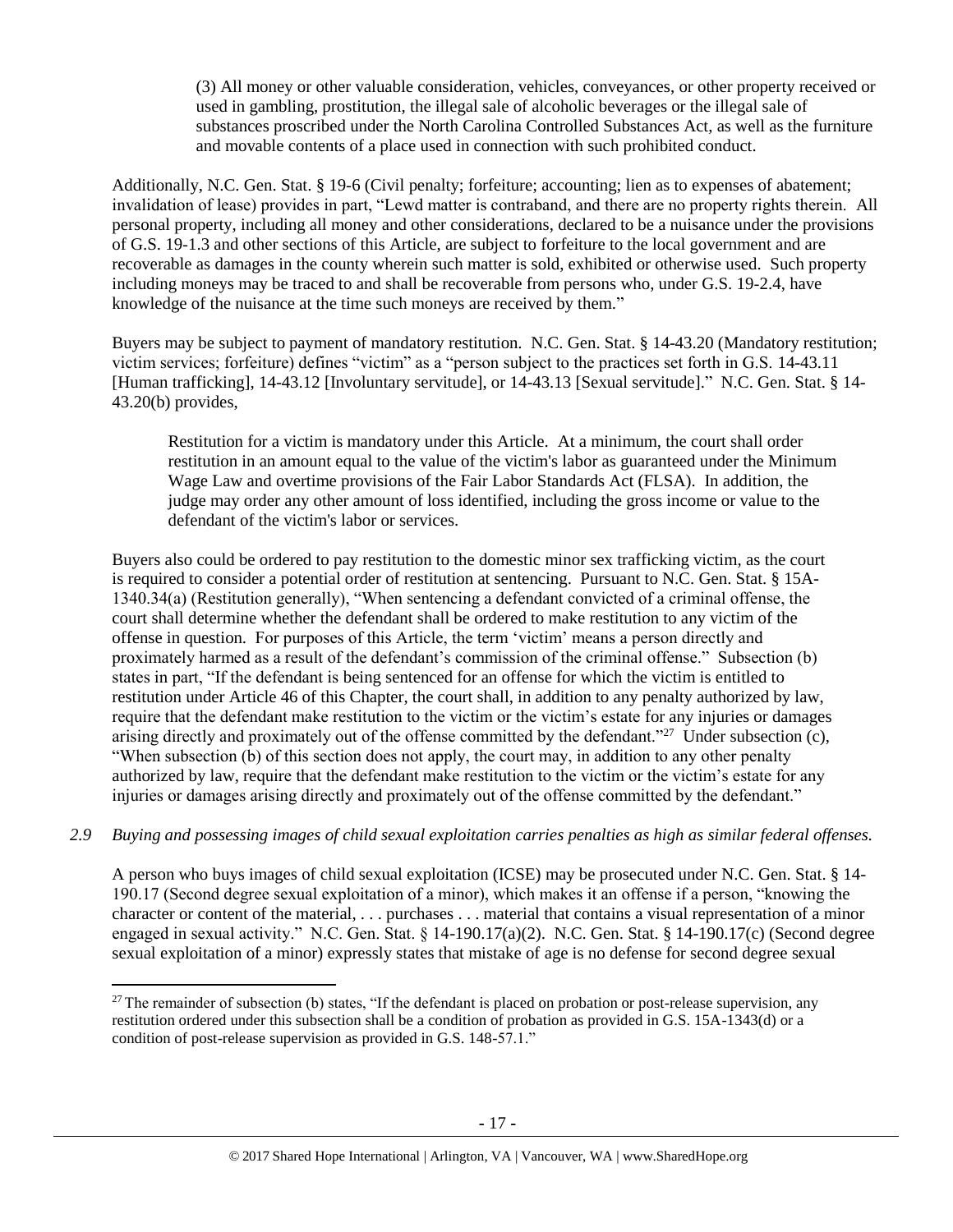> (3) All money or other valuable consideration, vehicles, conveyances, or other property received or used in gambling, prostitution, the illegal sale of alcoholic beverages or the illegal sale of substances proscribed under the North Carolina Controlled Substances Act, as well as the furniture and movable contents of a place used in connection with such prohibited conduct.

Additionally, N.C. Gen. Stat. § 19-6 (Civil penalty; forfeiture; accounting; lien as to expenses of abatement; invalidation of lease) provides in part, "Lewd matter is contraband, and there are no property rights therein. All personal property, including all money and other considerations, declared to be a nuisance under the provisions of G.S. 19-1.3 and other sections of this Article, are subject to forfeiture to the local government and are recoverable as damages in the county wherein such matter is sold, exhibited or otherwise used. Such property including moneys may be traced to and shall be recoverable from persons who, under G.S. 19-2.4, have knowledge of the nuisance at the time such moneys are received by them."

Buyers may be subject to payment of mandatory restitution. N.C. Gen. Stat. § 14-43.20 (Mandatory restitution; victim services; forfeiture) defines "victim" as a "person subject to the practices set forth in G.S. 14-43.11 [Human trafficking], 14-43.12 [Involuntary servitude], or 14-43.13 [Sexual servitude]." N.C. Gen. Stat. § 14-43.20(b) provides,

> Restitution for a victim is mandatory under this Article. At a minimum, the court shall order restitution in an amount equal to the value of the victim's labor as guaranteed under the Minimum Wage Law and overtime provisions of the Fair Labor Standards Act (FLSA). In addition, the judge may order any other amount of loss identified, including the gross income or value to the defendant of the victim's labor or services.

Buyers also could be ordered to pay restitution to the domestic minor sex trafficking victim, as the court is required to consider a potential order of restitution at sentencing. Pursuant to N.C. Gen. Stat. § 15A-1340.34(a) (Restitution generally), "When sentencing a defendant convicted of a criminal offense, the court shall determine whether the defendant shall be ordered to make restitution to any victim of the offense in question. For purposes of this Article, the term 'victim' means a person directly and proximately harmed as a result of the defendant's commission of the criminal offense." Subsection (b) states in part, "If the defendant is being sentenced for an offense for which the victim is entitled to restitution under Article 46 of this Chapter, the court shall, in addition to any penalty authorized by law, require that the defendant make restitution to the victim or the victim's estate for any injuries or damages arising directly and proximately out of the offense committed by the defendant."[27] Under subsection (c), "When subsection (b) of this section does not apply, the court may, in addition to any other penalty authorized by law, require that the defendant make restitution to the victim or the victim's estate for any injuries or damages arising directly and proximately out of the offense committed by the defendant."

*2.9 Buying and possessing images of child sexual exploitation carries penalties as high as similar federal offenses.*

A person who buys images of child sexual exploitation (ICSE) may be prosecuted under N.C. Gen. Stat. § 14-190.17 (Second degree sexual exploitation of a minor), which makes it an offense if a person, "knowing the character or content of the material, . . . purchases . . . material that contains a visual representation of a minor engaged in sexual activity." N.C. Gen. Stat. § 14-190.17(a)(2). N.C. Gen. Stat. § 14-190.17(c) (Second degree sexual exploitation of a minor) expressly states that mistake of age is no defense for second degree sexual

[27] The remainder of subsection (b) states, "If the defendant is placed on probation or post-release supervision, any restitution ordered under this subsection shall be a condition of probation as provided in G.S. 15A-1343(d) or a condition of post-release supervision as provided in G.S. 148-57.1."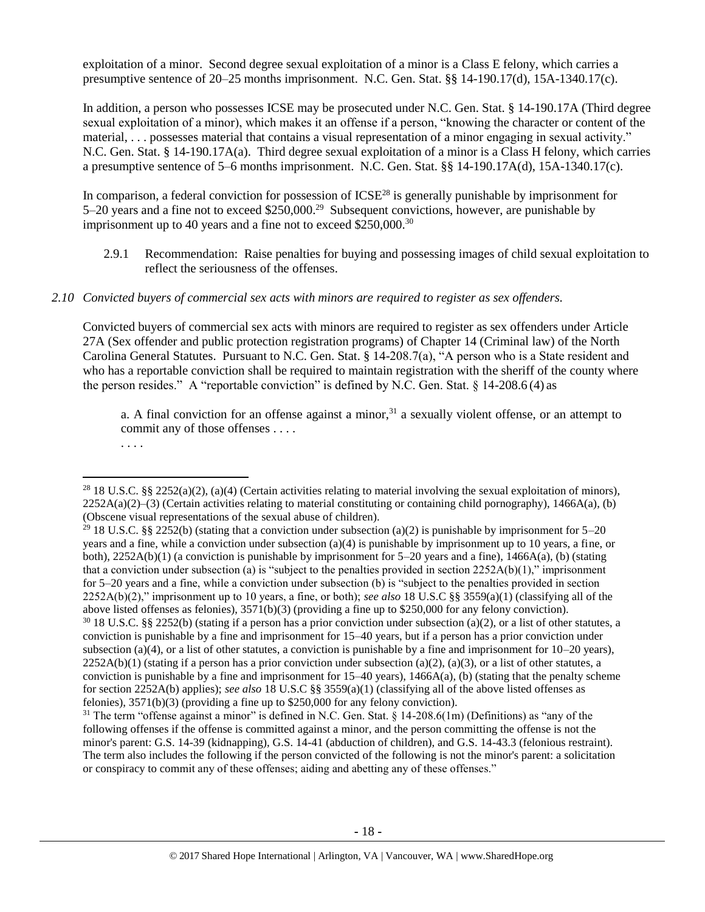exploitation of a minor. Second degree sexual exploitation of a minor is a Class E felony, which carries a presumptive sentence of 20–25 months imprisonment. N.C. Gen. Stat. §§ 14-190.17(d), 15A-1340.17(c).

In addition, a person who possesses ICSE may be prosecuted under N.C. Gen. Stat. § 14-190.17A (Third degree sexual exploitation of a minor), which makes it an offense if a person, "knowing the character or content of the material, . . . possesses material that contains a visual representation of a minor engaging in sexual activity." N.C. Gen. Stat. § 14-190.17A(a). Third degree sexual exploitation of a minor is a Class H felony, which carries a presumptive sentence of 5–6 months imprisonment. N.C. Gen. Stat. §§ 14-190.17A(d), 15A-1340.17(c).

In comparison, a federal conviction for possession of ICSE[28] is generally punishable by imprisonment for 5–20 years and a fine not to exceed $250,000.[29] Subsequent convictions, however, are punishable by imprisonment up to 40 years and a fine not to exceed $250,000.[30]

2.9.1 Recommendation: Raise penalties for buying and possessing images of child sexual exploitation to reflect the seriousness of the offenses.

*2.10 Convicted buyers of commercial sex acts with minors are required to register as sex offenders.*

Convicted buyers of commercial sex acts with minors are required to register as sex offenders under Article 27A (Sex offender and public protection registration programs) of Chapter 14 (Criminal law) of the North Carolina General Statutes. Pursuant to N.C. Gen. Stat. § 14-208.7(a), "A person who is a State resident and who has a reportable conviction shall be required to maintain registration with the sheriff of the county where the person resides." A "reportable conviction" is defined by N.C. Gen. Stat. § 14-208.6 (4) as

> a. A final conviction for an offense against a minor,[31] a sexually violent offense, or an attempt to commit any of those offenses . . . .
>
> . . . .

---

[28] 18 U.S.C. §§ 2252(a)(2), (a)(4) (Certain activities relating to material involving the sexual exploitation of minors), 2252A(a)(2)–(3) (Certain activities relating to material constituting or containing child pornography), 1466A(a), (b) (Obscene visual representations of the sexual abuse of children).

[29] 18 U.S.C. §§ 2252(b) (stating that a conviction under subsection (a)(2) is punishable by imprisonment for 5–20 years and a fine, while a conviction under subsection (a)(4) is punishable by imprisonment up to 10 years, a fine, or both), 2252A(b)(1) (a conviction is punishable by imprisonment for 5–20 years and a fine), 1466A(a), (b) (stating that a conviction under subsection (a) is "subject to the penalties provided in section 2252A(b)(1)," imprisonment for 5–20 years and a fine, while a conviction under subsection (b) is "subject to the penalties provided in section 2252A(b)(2)," imprisonment up to 10 years, a fine, or both); *see also* 18 U.S.C §§ 3559(a)(1) (classifying all of the above listed offenses as felonies), 3571(b)(3) (providing a fine up to $250,000 for any felony conviction).

[30] 18 U.S.C. §§ 2252(b) (stating if a person has a prior conviction under subsection (a)(2), or a list of other statutes, a conviction is punishable by a fine and imprisonment for 15–40 years, but if a person has a prior conviction under subsection (a)(4), or a list of other statutes, a conviction is punishable by a fine and imprisonment for 10–20 years), 2252A(b)(1) (stating if a person has a prior conviction under subsection (a)(2), (a)(3), or a list of other statutes, a conviction is punishable by a fine and imprisonment for 15–40 years), 1466A(a), (b) (stating that the penalty scheme for section 2252A(b) applies); *see also* 18 U.S.C §§ 3559(a)(1) (classifying all of the above listed offenses as felonies), 3571(b)(3) (providing a fine up to $250,000 for any felony conviction).

[31] The term "offense against a minor" is defined in N.C. Gen. Stat. § 14-208.6(1m) (Definitions) as "any of the following offenses if the offense is committed against a minor, and the person committing the offense is not the minor's parent: G.S. 14-39 (kidnapping), G.S. 14-41 (abduction of children), and G.S. 14-43.3 (felonious restraint). The term also includes the following if the person convicted of the following is not the minor's parent: a solicitation or conspiracy to commit any of these offenses; aiding and abetting any of these offenses."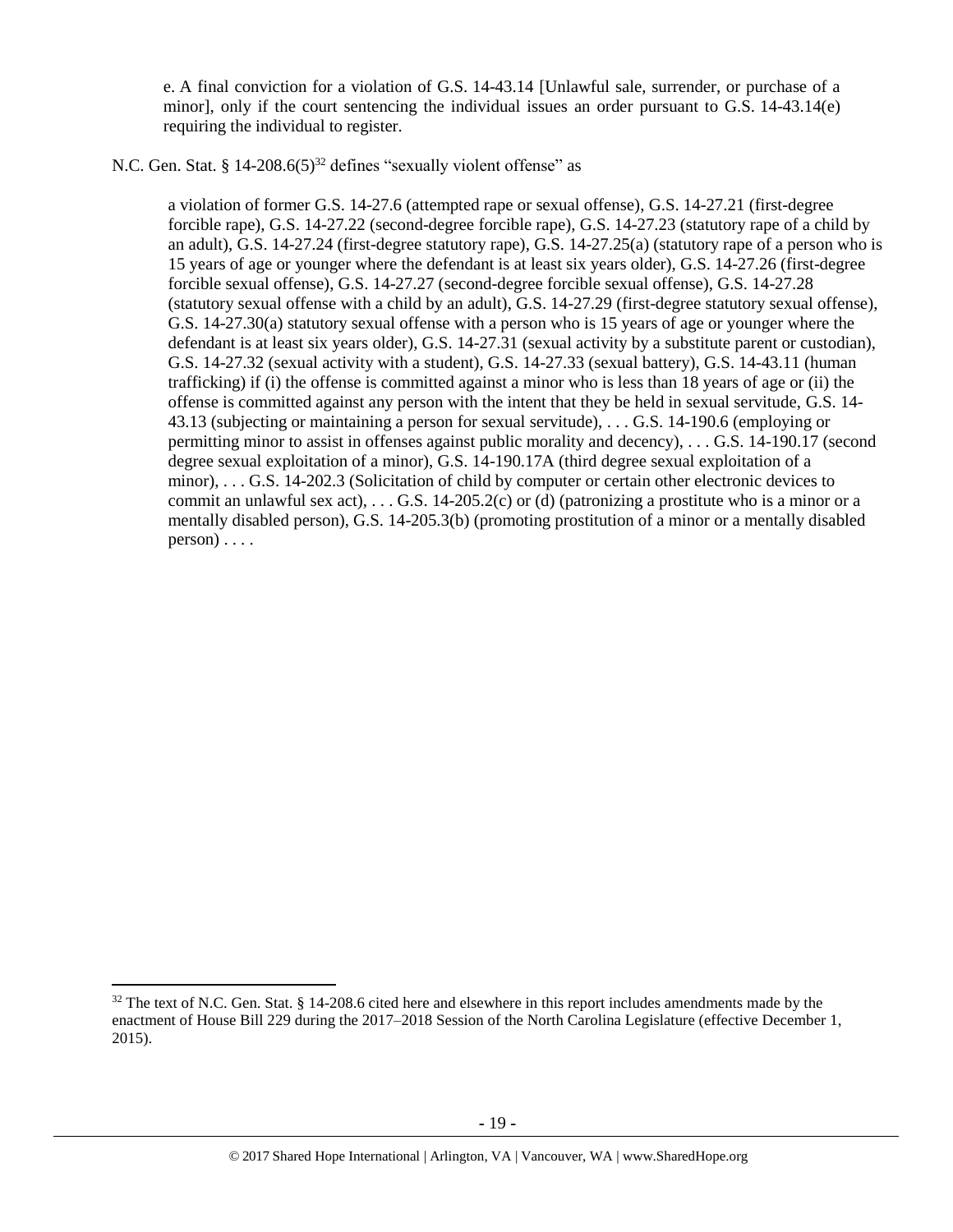> e. A final conviction for a violation of G.S. 14-43.14 [Unlawful sale, surrender, or purchase of a minor], only if the court sentencing the individual issues an order pursuant to G.S. 14-43.14(e) requiring the individual to register.

N.C. Gen. Stat. § 14-208.6(5)[32] defines "sexually violent offense" as

> a violation of former G.S. 14-27.6 (attempted rape or sexual offense), G.S. 14-27.21 (first-degree forcible rape), G.S. 14-27.22 (second-degree forcible rape), G.S. 14-27.23 (statutory rape of a child by an adult), G.S. 14-27.24 (first-degree statutory rape), G.S. 14-27.25(a) (statutory rape of a person who is 15 years of age or younger where the defendant is at least six years older), G.S. 14-27.26 (first-degree forcible sexual offense), G.S. 14-27.27 (second-degree forcible sexual offense), G.S. 14-27.28 (statutory sexual offense with a child by an adult), G.S. 14-27.29 (first-degree statutory sexual offense), G.S. 14-27.30(a) statutory sexual offense with a person who is 15 years of age or younger where the defendant is at least six years older), G.S. 14-27.31 (sexual activity by a substitute parent or custodian), G.S. 14-27.32 (sexual activity with a student), G.S. 14-27.33 (sexual battery), G.S. 14-43.11 (human trafficking) if (i) the offense is committed against a minor who is less than 18 years of age or (ii) the offense is committed against any person with the intent that they be held in sexual servitude, G.S. 14-43.13 (subjecting or maintaining a person for sexual servitude), . . . G.S. 14-190.6 (employing or permitting minor to assist in offenses against public morality and decency), . . . G.S. 14-190.17 (second degree sexual exploitation of a minor), G.S. 14-190.17A (third degree sexual exploitation of a minor), . . . G.S. 14-202.3 (Solicitation of child by computer or certain other electronic devices to commit an unlawful sex act), . . . G.S. 14-205.2(c) or (d) (patronizing a prostitute who is a minor or a mentally disabled person), G.S. 14-205.3(b) (promoting prostitution of a minor or a mentally disabled person) . . . .

---

[32] The text of N.C. Gen. Stat. § 14-208.6 cited here and elsewhere in this report includes amendments made by the enactment of House Bill 229 during the 2017–2018 Session of the North Carolina Legislature (effective December 1, 2015).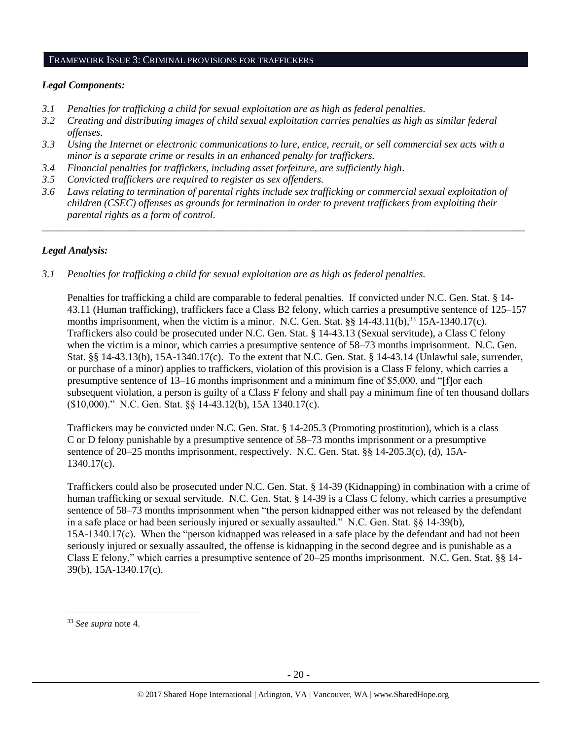## FRAMEWORK ISSUE 3: CRIMINAL PROVISIONS FOR TRAFFICKERS

### *Legal Components:*

- *3.1 Penalties for trafficking a child for sexual exploitation are as high as federal penalties.*
- *3.2 Creating and distributing images of child sexual exploitation carries penalties as high as similar federal offenses.*
- *3.3 Using the Internet or electronic communications to lure, entice, recruit, or sell commercial sex acts with a minor is a separate crime or results in an enhanced penalty for traffickers.*
- *3.4 Financial penalties for traffickers, including asset forfeiture, are sufficiently high.*
- *3.5 Convicted traffickers are required to register as sex offenders.*
- *3.6 Laws relating to termination of parental rights include sex trafficking or commercial sexual exploitation of children (CSEC) offenses as grounds for termination in order to prevent traffickers from exploiting their parental rights as a form of control.*

---

### *Legal Analysis:*

*3.1 Penalties for trafficking a child for sexual exploitation are as high as federal penalties.*

Penalties for trafficking a child are comparable to federal penalties. If convicted under N.C. Gen. Stat. § 14-43.11 (Human trafficking), traffickers face a Class B2 felony, which carries a presumptive sentence of 125–157 months imprisonment, when the victim is a minor. N.C. Gen. Stat. §§ 14-43.11(b),[33] 15A-1340.17(c). Traffickers also could be prosecuted under N.C. Gen. Stat. § 14-43.13 (Sexual servitude), a Class C felony when the victim is a minor, which carries a presumptive sentence of 58–73 months imprisonment. N.C. Gen. Stat. §§ 14-43.13(b), 15A-1340.17(c). To the extent that N.C. Gen. Stat. § 14-43.14 (Unlawful sale, surrender, or purchase of a minor) applies to traffickers, violation of this provision is a Class F felony, which carries a presumptive sentence of 13–16 months imprisonment and a minimum fine of $5,000, and "[f]or each subsequent violation, a person is guilty of a Class F felony and shall pay a minimum fine of ten thousand dollars ($10,000)." N.C. Gen. Stat. §§ 14-43.12(b), 15A 1340.17(c).

Traffickers may be convicted under N.C. Gen. Stat. § 14-205.3 (Promoting prostitution), which is a class C or D felony punishable by a presumptive sentence of 58–73 months imprisonment or a presumptive sentence of 20–25 months imprisonment, respectively. N.C. Gen. Stat. §§ 14-205.3(c), (d), 15A-1340.17(c).

Traffickers could also be prosecuted under N.C. Gen. Stat. § 14-39 (Kidnapping) in combination with a crime of human trafficking or sexual servitude. N.C. Gen. Stat. § 14-39 is a Class C felony, which carries a presumptive sentence of 58–73 months imprisonment when "the person kidnapped either was not released by the defendant in a safe place or had been seriously injured or sexually assaulted." N.C. Gen. Stat. §§ 14-39(b), 15A-1340.17(c). When the "person kidnapped was released in a safe place by the defendant and had not been seriously injured or sexually assaulted, the offense is kidnapping in the second degree and is punishable as a Class E felony," which carries a presumptive sentence of 20–25 months imprisonment. N.C. Gen. Stat. §§ 14-39(b), 15A-1340.17(c).

---

[33] *See supra* note 4.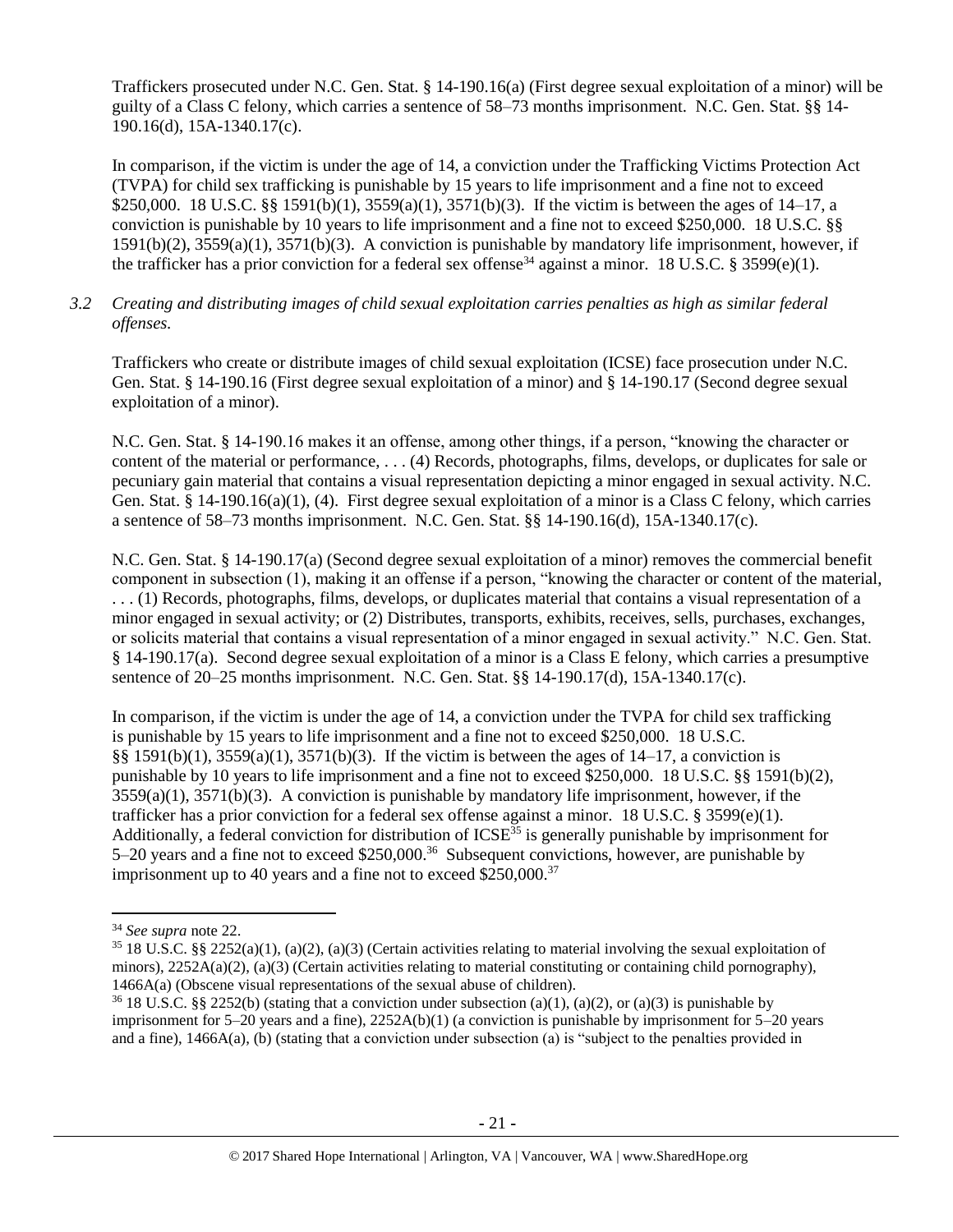Traffickers prosecuted under N.C. Gen. Stat. § 14-190.16(a) (First degree sexual exploitation of a minor) will be guilty of a Class C felony, which carries a sentence of 58–73 months imprisonment. N.C. Gen. Stat. §§ 14-190.16(d), 15A-1340.17(c).

In comparison, if the victim is under the age of 14, a conviction under the Trafficking Victims Protection Act (TVPA) for child sex trafficking is punishable by 15 years to life imprisonment and a fine not to exceed $250,000. 18 U.S.C. §§ 1591(b)(1), 3559(a)(1), 3571(b)(3). If the victim is between the ages of 14–17, a conviction is punishable by 10 years to life imprisonment and a fine not to exceed $250,000. 18 U.S.C. §§ 1591(b)(2), 3559(a)(1), 3571(b)(3). A conviction is punishable by mandatory life imprisonment, however, if the trafficker has a prior conviction for a federal sex offense[34] against a minor. 18 U.S.C. § 3599(e)(1).

*3.2 Creating and distributing images of child sexual exploitation carries penalties as high as similar federal offenses.*

Traffickers who create or distribute images of child sexual exploitation (ICSE) face prosecution under N.C. Gen. Stat. § 14-190.16 (First degree sexual exploitation of a minor) and § 14-190.17 (Second degree sexual exploitation of a minor).

N.C. Gen. Stat. § 14-190.16 makes it an offense, among other things, if a person, "knowing the character or content of the material or performance, . . . (4) Records, photographs, films, develops, or duplicates for sale or pecuniary gain material that contains a visual representation depicting a minor engaged in sexual activity. N.C. Gen. Stat. § 14-190.16(a)(1), (4). First degree sexual exploitation of a minor is a Class C felony, which carries a sentence of 58–73 months imprisonment. N.C. Gen. Stat. §§ 14-190.16(d), 15A-1340.17(c).

N.C. Gen. Stat. § 14-190.17(a) (Second degree sexual exploitation of a minor) removes the commercial benefit component in subsection (1), making it an offense if a person, "knowing the character or content of the material, . . . (1) Records, photographs, films, develops, or duplicates material that contains a visual representation of a minor engaged in sexual activity; or (2) Distributes, transports, exhibits, receives, sells, purchases, exchanges, or solicits material that contains a visual representation of a minor engaged in sexual activity." N.C. Gen. Stat. § 14-190.17(a). Second degree sexual exploitation of a minor is a Class E felony, which carries a presumptive sentence of 20–25 months imprisonment. N.C. Gen. Stat. §§ 14-190.17(d), 15A-1340.17(c).

In comparison, if the victim is under the age of 14, a conviction under the TVPA for child sex trafficking is punishable by 15 years to life imprisonment and a fine not to exceed $250,000. 18 U.S.C. §§ 1591(b)(1), 3559(a)(1), 3571(b)(3). If the victim is between the ages of 14–17, a conviction is punishable by 10 years to life imprisonment and a fine not to exceed $250,000. 18 U.S.C. §§ 1591(b)(2), 3559(a)(1), 3571(b)(3). A conviction is punishable by mandatory life imprisonment, however, if the trafficker has a prior conviction for a federal sex offense against a minor. 18 U.S.C. § 3599(e)(1). Additionally, a federal conviction for distribution of ICSE[35] is generally punishable by imprisonment for 5–20 years and a fine not to exceed $250,000.[36] Subsequent convictions, however, are punishable by imprisonment up to 40 years and a fine not to exceed $250,000.[37]

---

[34] *See supra* note 22.

[35] 18 U.S.C. §§ 2252(a)(1), (a)(2), (a)(3) (Certain activities relating to material involving the sexual exploitation of minors), 2252A(a)(2), (a)(3) (Certain activities relating to material constituting or containing child pornography), 1466A(a) (Obscene visual representations of the sexual abuse of children).

[36] 18 U.S.C. §§ 2252(b) (stating that a conviction under subsection (a)(1), (a)(2), or (a)(3) is punishable by imprisonment for 5–20 years and a fine), 2252A(b)(1) (a conviction is punishable by imprisonment for 5–20 years and a fine), 1466A(a), (b) (stating that a conviction under subsection (a) is "subject to the penalties provided in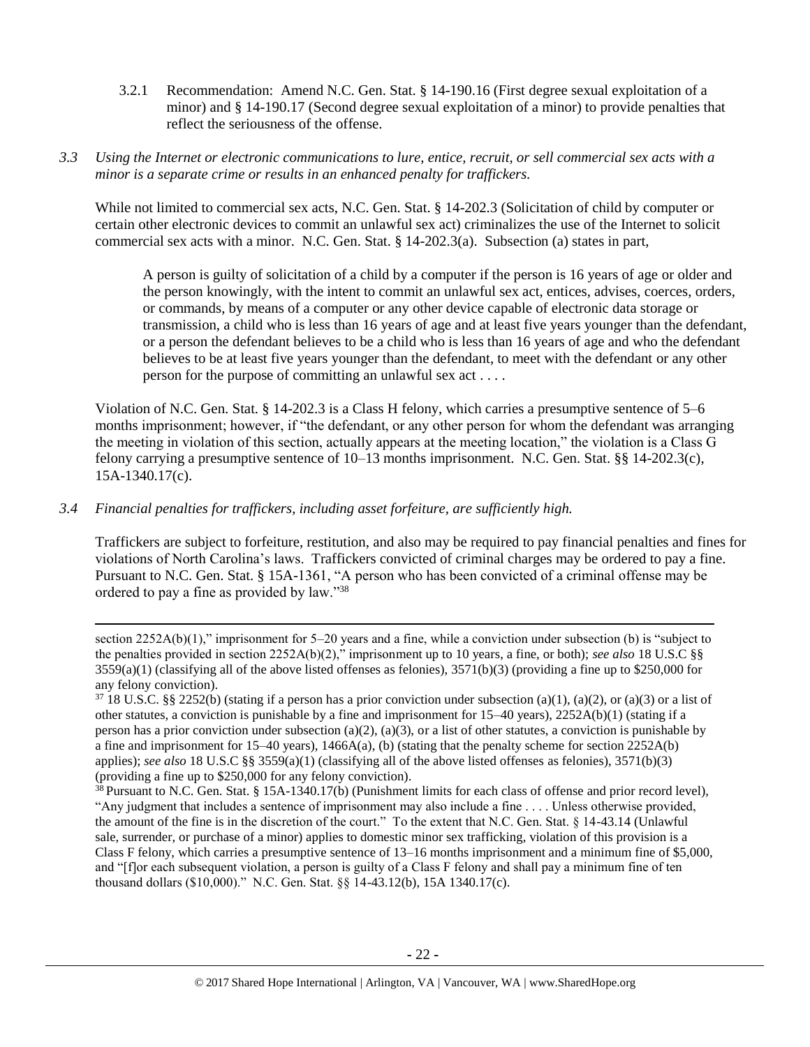3.2.1 Recommendation: Amend N.C. Gen. Stat. § 14-190.16 (First degree sexual exploitation of a minor) and § 14-190.17 (Second degree sexual exploitation of a minor) to provide penalties that reflect the seriousness of the offense.

*3.3 Using the Internet or electronic communications to lure, entice, recruit, or sell commercial sex acts with a minor is a separate crime or results in an enhanced penalty for traffickers.*

While not limited to commercial sex acts, N.C. Gen. Stat. § 14-202.3 (Solicitation of child by computer or certain other electronic devices to commit an unlawful sex act) criminalizes the use of the Internet to solicit commercial sex acts with a minor. N.C. Gen. Stat. § 14-202.3(a). Subsection (a) states in part,

> A person is guilty of solicitation of a child by a computer if the person is 16 years of age or older and the person knowingly, with the intent to commit an unlawful sex act, entices, advises, coerces, orders, or commands, by means of a computer or any other device capable of electronic data storage or transmission, a child who is less than 16 years of age and at least five years younger than the defendant, or a person the defendant believes to be a child who is less than 16 years of age and who the defendant believes to be at least five years younger than the defendant, to meet with the defendant or any other person for the purpose of committing an unlawful sex act . . . .

Violation of N.C. Gen. Stat. § 14-202.3 is a Class H felony, which carries a presumptive sentence of 5–6 months imprisonment; however, if "the defendant, or any other person for whom the defendant was arranging the meeting in violation of this section, actually appears at the meeting location," the violation is a Class G felony carrying a presumptive sentence of 10–13 months imprisonment. N.C. Gen. Stat. §§ 14-202.3(c), 15A-1340.17(c).

*3.4 Financial penalties for traffickers, including asset forfeiture, are sufficiently high.*

Traffickers are subject to forfeiture, restitution, and also may be required to pay financial penalties and fines for violations of North Carolina's laws. Traffickers convicted of criminal charges may be ordered to pay a fine. Pursuant to N.C. Gen. Stat. § 15A-1361, "A person who has been convicted of a criminal offense may be ordered to pay a fine as provided by law."[38]

---

section 2252A(b)(1)," imprisonment for 5–20 years and a fine, while a conviction under subsection (b) is "subject to the penalties provided in section 2252A(b)(2)," imprisonment up to 10 years, a fine, or both); *see also* 18 U.S.C §§ 3559(a)(1) (classifying all of the above listed offenses as felonies), 3571(b)(3) (providing a fine up to $250,000 for any felony conviction).

[37] 18 U.S.C. §§ 2252(b) (stating if a person has a prior conviction under subsection (a)(1), (a)(2), or (a)(3) or a list of other statutes, a conviction is punishable by a fine and imprisonment for 15–40 years), 2252A(b)(1) (stating if a person has a prior conviction under subsection (a)(2), (a)(3), or a list of other statutes, a conviction is punishable by a fine and imprisonment for 15–40 years), 1466A(a), (b) (stating that the penalty scheme for section 2252A(b) applies); *see also* 18 U.S.C §§ 3559(a)(1) (classifying all of the above listed offenses as felonies), 3571(b)(3) (providing a fine up to $250,000 for any felony conviction).

[38] Pursuant to N.C. Gen. Stat. § 15A-1340.17(b) (Punishment limits for each class of offense and prior record level), "Any judgment that includes a sentence of imprisonment may also include a fine . . . . Unless otherwise provided, the amount of the fine is in the discretion of the court." To the extent that N.C. Gen. Stat. § 14-43.14 (Unlawful sale, surrender, or purchase of a minor) applies to domestic minor sex trafficking, violation of this provision is a Class F felony, which carries a presumptive sentence of 13–16 months imprisonment and a minimum fine of $5,000, and "[f]or each subsequent violation, a person is guilty of a Class F felony and shall pay a minimum fine of ten thousand dollars ($10,000)." N.C. Gen. Stat. §§ 14-43.12(b), 15A 1340.17(c).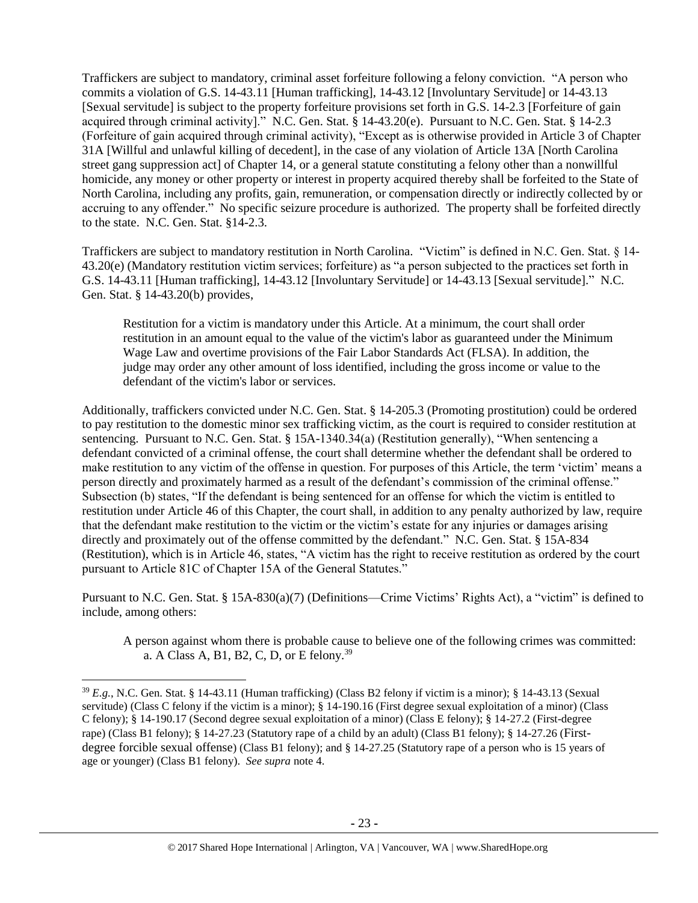Traffickers are subject to mandatory, criminal asset forfeiture following a felony conviction. "A person who commits a violation of G.S. 14-43.11 [Human trafficking], 14-43.12 [Involuntary Servitude] or 14-43.13 [Sexual servitude] is subject to the property forfeiture provisions set forth in G.S. 14-2.3 [Forfeiture of gain acquired through criminal activity]." N.C. Gen. Stat. § 14-43.20(e). Pursuant to N.C. Gen. Stat. § 14-2.3 (Forfeiture of gain acquired through criminal activity), "Except as is otherwise provided in Article 3 of Chapter 31A [Willful and unlawful killing of decedent], in the case of any violation of Article 13A [North Carolina street gang suppression act] of Chapter 14, or a general statute constituting a felony other than a nonwillful homicide, any money or other property or interest in property acquired thereby shall be forfeited to the State of North Carolina, including any profits, gain, remuneration, or compensation directly or indirectly collected by or accruing to any offender." No specific seizure procedure is authorized. The property shall be forfeited directly to the state. N.C. Gen. Stat. §14-2.3.

Traffickers are subject to mandatory restitution in North Carolina. "Victim" is defined in N.C. Gen. Stat. § 14-43.20(e) (Mandatory restitution victim services; forfeiture) as "a person subjected to the practices set forth in G.S. 14-43.11 [Human trafficking], 14-43.12 [Involuntary Servitude] or 14-43.13 [Sexual servitude]." N.C. Gen. Stat. § 14-43.20(b) provides,

> Restitution for a victim is mandatory under this Article. At a minimum, the court shall order restitution in an amount equal to the value of the victim's labor as guaranteed under the Minimum Wage Law and overtime provisions of the Fair Labor Standards Act (FLSA). In addition, the judge may order any other amount of loss identified, including the gross income or value to the defendant of the victim's labor or services.

Additionally, traffickers convicted under N.C. Gen. Stat. § 14-205.3 (Promoting prostitution) could be ordered to pay restitution to the domestic minor sex trafficking victim, as the court is required to consider restitution at sentencing. Pursuant to N.C. Gen. Stat. § 15A-1340.34(a) (Restitution generally), "When sentencing a defendant convicted of a criminal offense, the court shall determine whether the defendant shall be ordered to make restitution to any victim of the offense in question. For purposes of this Article, the term 'victim' means a person directly and proximately harmed as a result of the defendant's commission of the criminal offense." Subsection (b) states, "If the defendant is being sentenced for an offense for which the victim is entitled to restitution under Article 46 of this Chapter, the court shall, in addition to any penalty authorized by law, require that the defendant make restitution to the victim or the victim's estate for any injuries or damages arising directly and proximately out of the offense committed by the defendant." N.C. Gen. Stat. § 15A-834 (Restitution), which is in Article 46, states, "A victim has the right to receive restitution as ordered by the court pursuant to Article 81C of Chapter 15A of the General Statutes."

Pursuant to N.C. Gen. Stat. § 15A-830(a)(7) (Definitions—Crime Victims' Rights Act), a "victim" is defined to include, among others:

> A person against whom there is probable cause to believe one of the following crimes was committed:
> a. A Class A, B1, B2, C, D, or E felony.[39]

---

[39] *E.g.*, N.C. Gen. Stat. § 14-43.11 (Human trafficking) (Class B2 felony if victim is a minor); § 14-43.13 (Sexual servitude) (Class C felony if the victim is a minor); § 14-190.16 (First degree sexual exploitation of a minor) (Class C felony); § 14-190.17 (Second degree sexual exploitation of a minor) (Class E felony); § 14-27.2 (First-degree rape) (Class B1 felony); § 14-27.23 (Statutory rape of a child by an adult) (Class B1 felony); § 14-27.26 (First-degree forcible sexual offense) (Class B1 felony); and § 14-27.25 (Statutory rape of a person who is 15 years of age or younger) (Class B1 felony). *See supra* note 4.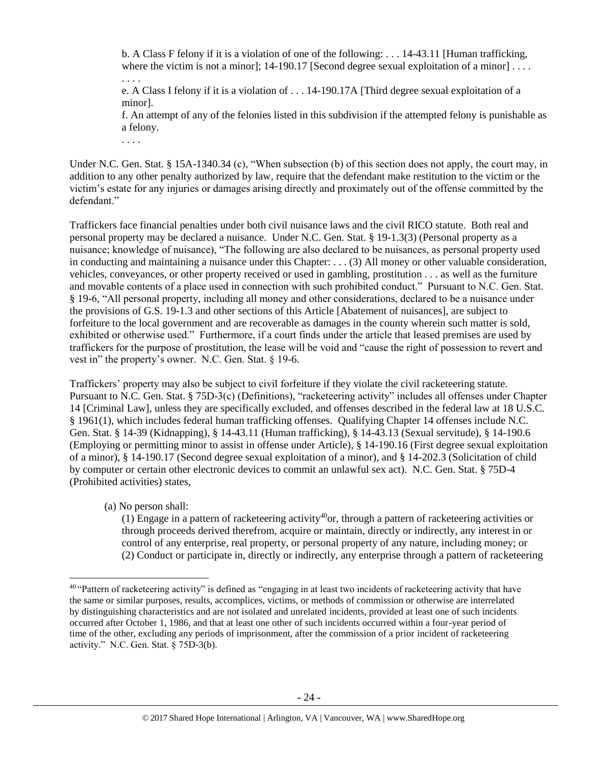> b. A Class F felony if it is a violation of one of the following: . . . 14-43.11 [Human trafficking, where the victim is not a minor]; 14-190.17 [Second degree sexual exploitation of a minor] . . . .
> . . . .
> e. A Class I felony if it is a violation of . . . 14-190.17A [Third degree sexual exploitation of a minor].
> f. An attempt of any of the felonies listed in this subdivision if the attempted felony is punishable as a felony.
> . . . .

Under N.C. Gen. Stat. § 15A-1340.34 (c), "When subsection (b) of this section does not apply, the court may, in addition to any other penalty authorized by law, require that the defendant make restitution to the victim or the victim's estate for any injuries or damages arising directly and proximately out of the offense committed by the defendant."

Traffickers face financial penalties under both civil nuisance laws and the civil RICO statute. Both real and personal property may be declared a nuisance. Under N.C. Gen. Stat. § 19-1.3(3) (Personal property as a nuisance; knowledge of nuisance), "The following are also declared to be nuisances, as personal property used in conducting and maintaining a nuisance under this Chapter: . . . (3) All money or other valuable consideration, vehicles, conveyances, or other property received or used in gambling, prostitution . . . as well as the furniture and movable contents of a place used in connection with such prohibited conduct." Pursuant to N.C. Gen. Stat. § 19-6, "All personal property, including all money and other considerations, declared to be a nuisance under the provisions of G.S. 19-1.3 and other sections of this Article [Abatement of nuisances], are subject to forfeiture to the local government and are recoverable as damages in the county wherein such matter is sold, exhibited or otherwise used." Furthermore, if a court finds under the article that leased premises are used by traffickers for the purpose of prostitution, the lease will be void and "cause the right of possession to revert and vest in" the property's owner. N.C. Gen. Stat. § 19-6.

Traffickers' property may also be subject to civil forfeiture if they violate the civil racketeering statute. Pursuant to N.C. Gen. Stat. § 75D-3(c) (Definitions), "racketeering activity" includes all offenses under Chapter 14 [Criminal Law], unless they are specifically excluded, and offenses described in the federal law at 18 U.S.C. § 1961(1), which includes federal human trafficking offenses. Qualifying Chapter 14 offenses include N.C. Gen. Stat. § 14-39 (Kidnapping), § 14-43.11 (Human trafficking), § 14-43.13 (Sexual servitude), § 14-190.6 (Employing or permitting minor to assist in offense under Article), § 14-190.16 (First degree sexual exploitation of a minor), § 14-190.17 (Second degree sexual exploitation of a minor), and § 14-202.3 (Solicitation of child by computer or certain other electronic devices to commit an unlawful sex act). N.C. Gen. Stat. § 75D-4 (Prohibited activities) states,

> (a) No person shall:
> (1) Engage in a pattern of racketeering activity[40] or, through a pattern of racketeering activities or through proceeds derived therefrom, acquire or maintain, directly or indirectly, any interest in or control of any enterprise, real property, or personal property of any nature, including money; or
> (2) Conduct or participate in, directly or indirectly, any enterprise through a pattern of racketeering

[40] "Pattern of racketeering activity" is defined as "engaging in at least two incidents of racketeering activity that have the same or similar purposes, results, accomplices, victims, or methods of commission or otherwise are interrelated by distinguishing characteristics and are not isolated and unrelated incidents, provided at least one of such incidents occurred after October 1, 1986, and that at least one other of such incidents occurred within a four-year period of time of the other, excluding any periods of imprisonment, after the commission of a prior incident of racketeering activity." N.C. Gen. Stat. § 75D-3(b).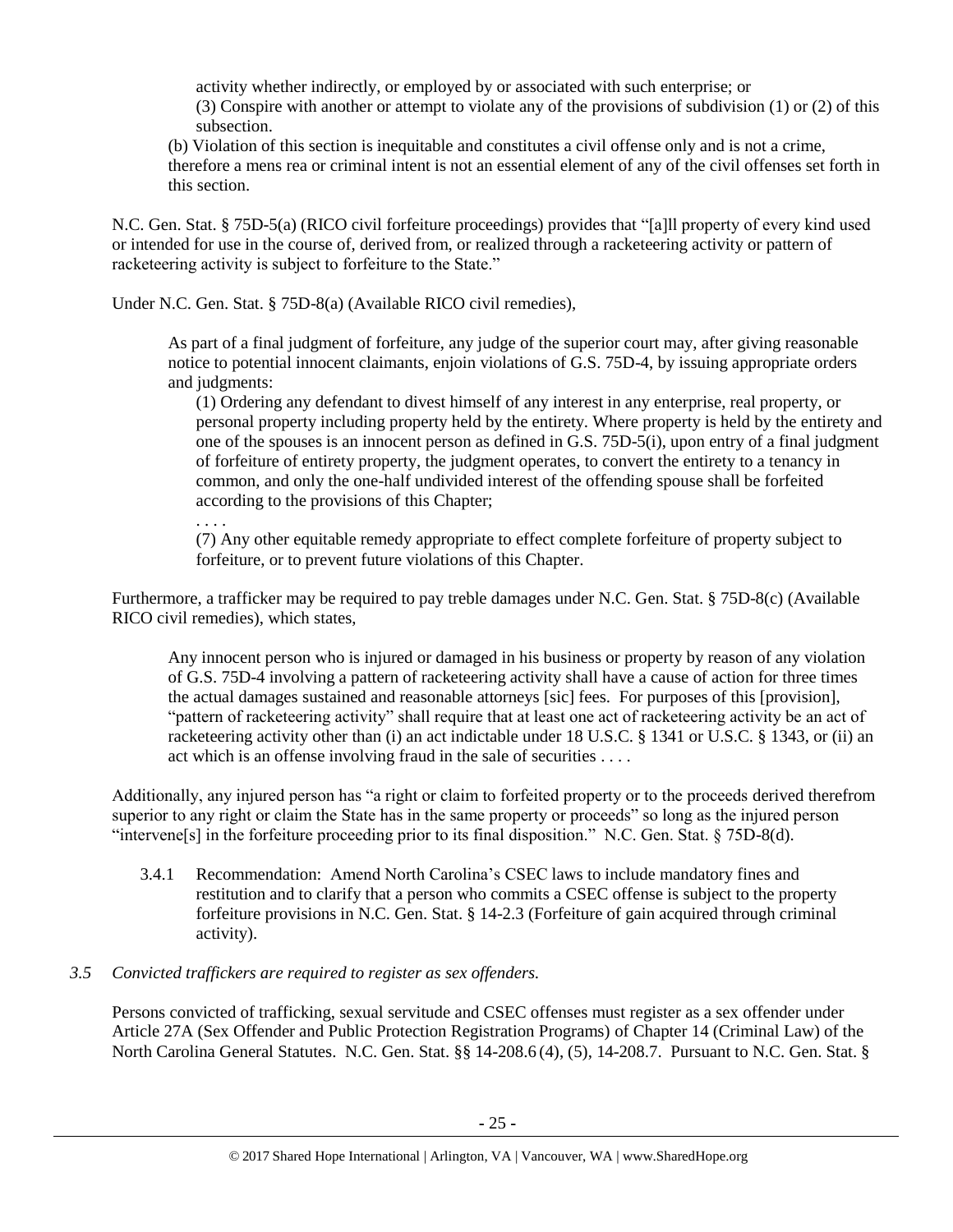activity whether indirectly, or employed by or associated with such enterprise; or

(3) Conspire with another or attempt to violate any of the provisions of subdivision (1) or (2) of this subsection.

(b) Violation of this section is inequitable and constitutes a civil offense only and is not a crime, therefore a mens rea or criminal intent is not an essential element of any of the civil offenses set forth in this section.

N.C. Gen. Stat. § 75D-5(a) (RICO civil forfeiture proceedings) provides that "[a]ll property of every kind used or intended for use in the course of, derived from, or realized through a racketeering activity or pattern of racketeering activity is subject to forfeiture to the State."

Under N.C. Gen. Stat. § 75D-8(a) (Available RICO civil remedies),

> As part of a final judgment of forfeiture, any judge of the superior court may, after giving reasonable notice to potential innocent claimants, enjoin violations of G.S. 75D-4, by issuing appropriate orders and judgments:
>
> (1) Ordering any defendant to divest himself of any interest in any enterprise, real property, or personal property including property held by the entirety. Where property is held by the entirety and one of the spouses is an innocent person as defined in G.S. 75D-5(i), upon entry of a final judgment of forfeiture of entirety property, the judgment operates, to convert the entirety to a tenancy in common, and only the one-half undivided interest of the offending spouse shall be forfeited according to the provisions of this Chapter;
>
> . . . .
>
> (7) Any other equitable remedy appropriate to effect complete forfeiture of property subject to forfeiture, or to prevent future violations of this Chapter.

Furthermore, a trafficker may be required to pay treble damages under N.C. Gen. Stat. § 75D-8(c) (Available RICO civil remedies), which states,

> Any innocent person who is injured or damaged in his business or property by reason of any violation of G.S. 75D-4 involving a pattern of racketeering activity shall have a cause of action for three times the actual damages sustained and reasonable attorneys [sic] fees. For purposes of this [provision], "pattern of racketeering activity" shall require that at least one act of racketeering activity be an act of racketeering activity other than (i) an act indictable under 18 U.S.C. § 1341 or U.S.C. § 1343, or (ii) an act which is an offense involving fraud in the sale of securities . . . .

Additionally, any injured person has "a right or claim to forfeited property or to the proceeds derived therefrom superior to any right or claim the State has in the same property or proceeds" so long as the injured person "intervene[s] in the forfeiture proceeding prior to its final disposition." N.C. Gen. Stat. § 75D-8(d).

3.4.1 Recommendation: Amend North Carolina's CSEC laws to include mandatory fines and restitution and to clarify that a person who commits a CSEC offense is subject to the property forfeiture provisions in N.C. Gen. Stat. § 14-2.3 (Forfeiture of gain acquired through criminal activity).

*3.5 Convicted traffickers are required to register as sex offenders.*

Persons convicted of trafficking, sexual servitude and CSEC offenses must register as a sex offender under Article 27A (Sex Offender and Public Protection Registration Programs) of Chapter 14 (Criminal Law) of the North Carolina General Statutes. N.C. Gen. Stat. §§ 14-208.6 (4), (5), 14-208.7. Pursuant to N.C. Gen. Stat. §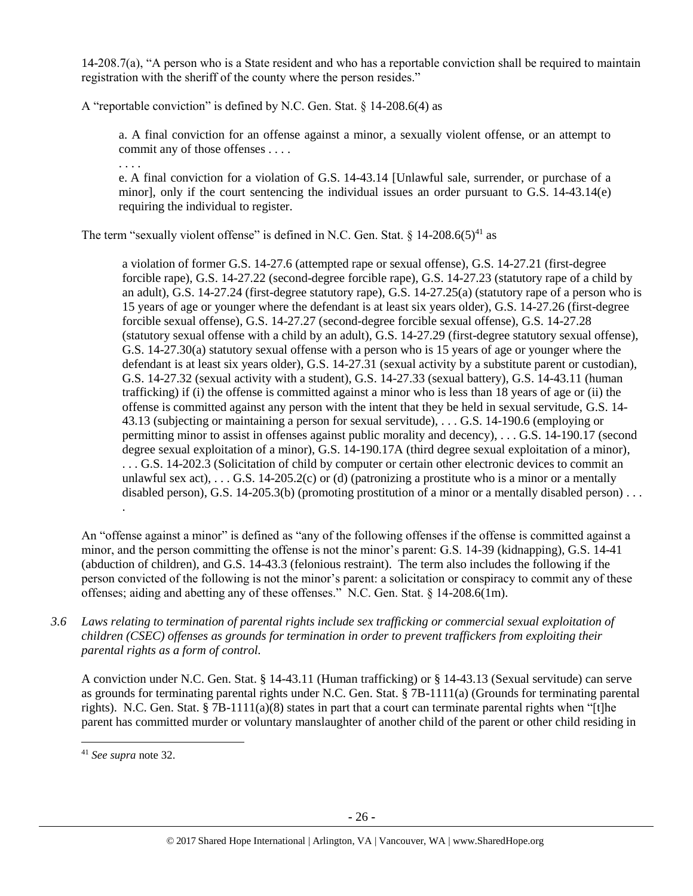14-208.7(a), "A person who is a State resident and who has a reportable conviction shall be required to maintain registration with the sheriff of the county where the person resides."

A "reportable conviction" is defined by N.C. Gen. Stat. § 14-208.6(4) as

> a. A final conviction for an offense against a minor, a sexually violent offense, or an attempt to commit any of those offenses . . . .
>
> . . . .
>
> e. A final conviction for a violation of G.S. 14-43.14 [Unlawful sale, surrender, or purchase of a minor], only if the court sentencing the individual issues an order pursuant to G.S. 14-43.14(e) requiring the individual to register.

The term "sexually violent offense" is defined in N.C. Gen. Stat. § 14-208.6(5)[41] as

> a violation of former G.S. 14-27.6 (attempted rape or sexual offense), G.S. 14-27.21 (first-degree forcible rape), G.S. 14-27.22 (second-degree forcible rape), G.S. 14-27.23 (statutory rape of a child by an adult), G.S. 14-27.24 (first-degree statutory rape), G.S. 14-27.25(a) (statutory rape of a person who is 15 years of age or younger where the defendant is at least six years older), G.S. 14-27.26 (first-degree forcible sexual offense), G.S. 14-27.27 (second-degree forcible sexual offense), G.S. 14-27.28 (statutory sexual offense with a child by an adult), G.S. 14-27.29 (first-degree statutory sexual offense), G.S. 14-27.30(a) statutory sexual offense with a person who is 15 years of age or younger where the defendant is at least six years older), G.S. 14-27.31 (sexual activity by a substitute parent or custodian), G.S. 14-27.32 (sexual activity with a student), G.S. 14-27.33 (sexual battery), G.S. 14-43.11 (human trafficking) if (i) the offense is committed against a minor who is less than 18 years of age or (ii) the offense is committed against any person with the intent that they be held in sexual servitude, G.S. 14-43.13 (subjecting or maintaining a person for sexual servitude), . . . G.S. 14-190.6 (employing or permitting minor to assist in offenses against public morality and decency), . . . G.S. 14-190.17 (second degree sexual exploitation of a minor), G.S. 14-190.17A (third degree sexual exploitation of a minor), . . . G.S. 14-202.3 (Solicitation of child by computer or certain other electronic devices to commit an unlawful sex act), . . . G.S. 14-205.2(c) or (d) (patronizing a prostitute who is a minor or a mentally disabled person), G.S. 14-205.3(b) (promoting prostitution of a minor or a mentally disabled person) . . . .

An "offense against a minor" is defined as "any of the following offenses if the offense is committed against a minor, and the person committing the offense is not the minor's parent: G.S. 14-39 (kidnapping), G.S. 14-41 (abduction of children), and G.S. 14-43.3 (felonious restraint). The term also includes the following if the person convicted of the following is not the minor's parent: a solicitation or conspiracy to commit any of these offenses; aiding and abetting any of these offenses." N.C. Gen. Stat. § 14-208.6(1m).

*3.6 Laws relating to termination of parental rights include sex trafficking or commercial sexual exploitation of children (CSEC) offenses as grounds for termination in order to prevent traffickers from exploiting their parental rights as a form of control.*

A conviction under N.C. Gen. Stat. § 14-43.11 (Human trafficking) or § 14-43.13 (Sexual servitude) can serve as grounds for terminating parental rights under N.C. Gen. Stat. § 7B-1111(a) (Grounds for terminating parental rights). N.C. Gen. Stat. § 7B-1111(a)(8) states in part that a court can terminate parental rights when "[t]he parent has committed murder or voluntary manslaughter of another child of the parent or other child residing in

---

[41] *See supra* note 32.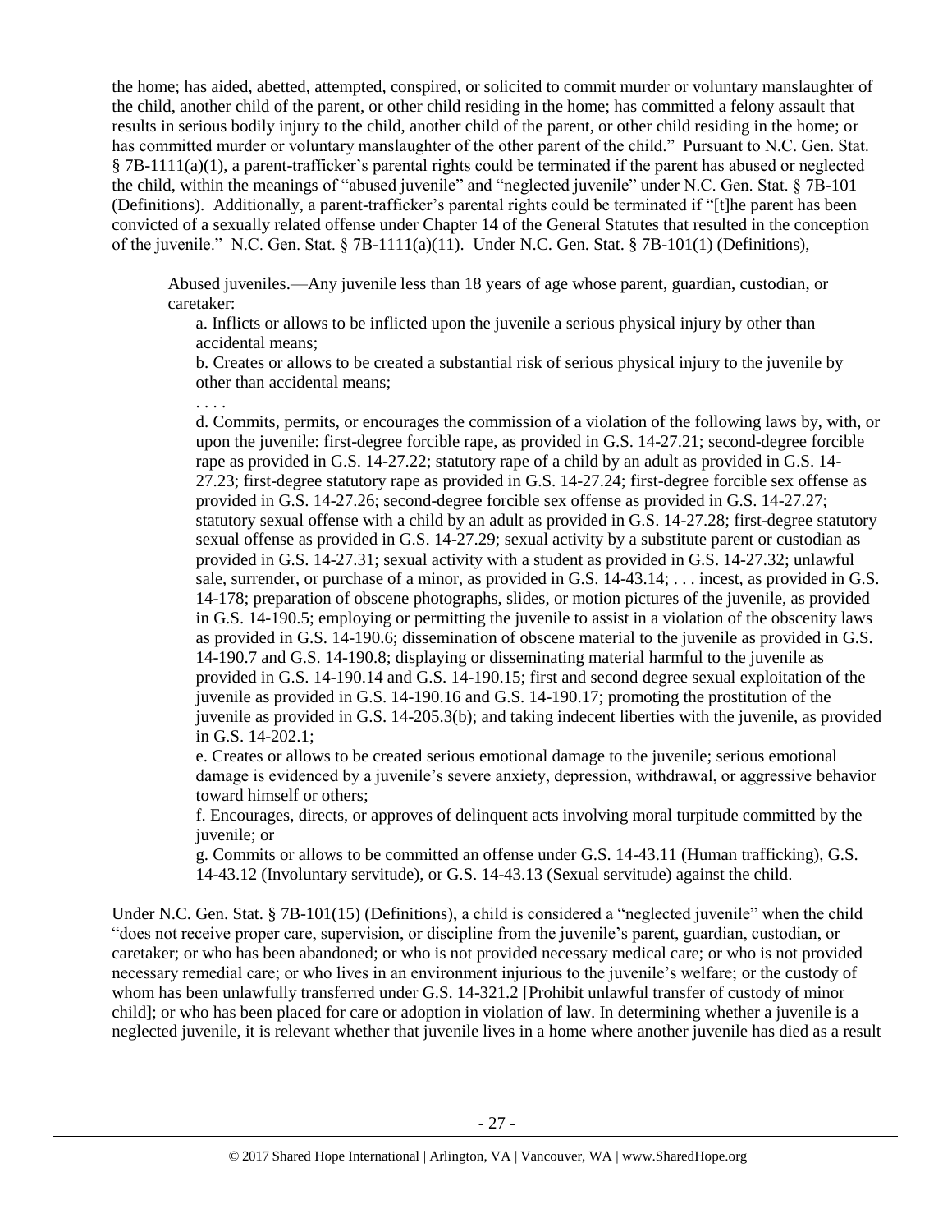the home; has aided, abetted, attempted, conspired, or solicited to commit murder or voluntary manslaughter of the child, another child of the parent, or other child residing in the home; has committed a felony assault that results in serious bodily injury to the child, another child of the parent, or other child residing in the home; or has committed murder or voluntary manslaughter of the other parent of the child." Pursuant to N.C. Gen. Stat. § 7B-1111(a)(1), a parent-trafficker's parental rights could be terminated if the parent has abused or neglected the child, within the meanings of "abused juvenile" and "neglected juvenile" under N.C. Gen. Stat. § 7B-101 (Definitions). Additionally, a parent-trafficker's parental rights could be terminated if "[t]he parent has been convicted of a sexually related offense under Chapter 14 of the General Statutes that resulted in the conception of the juvenile." N.C. Gen. Stat. § 7B-1111(a)(11). Under N.C. Gen. Stat. § 7B-101(1) (Definitions),

> Abused juveniles.—Any juvenile less than 18 years of age whose parent, guardian, custodian, or caretaker:
>
> a. Inflicts or allows to be inflicted upon the juvenile a serious physical injury by other than accidental means;
>
> b. Creates or allows to be created a substantial risk of serious physical injury to the juvenile by other than accidental means;
>
> . . . .
>
> d. Commits, permits, or encourages the commission of a violation of the following laws by, with, or upon the juvenile: first-degree forcible rape, as provided in G.S. 14-27.21; second-degree forcible rape as provided in G.S. 14-27.22; statutory rape of a child by an adult as provided in G.S. 14-27.23; first-degree statutory rape as provided in G.S. 14-27.24; first-degree forcible sex offense as provided in G.S. 14-27.26; second-degree forcible sex offense as provided in G.S. 14-27.27; statutory sexual offense with a child by an adult as provided in G.S. 14-27.28; first-degree statutory sexual offense as provided in G.S. 14-27.29; sexual activity by a substitute parent or custodian as provided in G.S. 14-27.31; sexual activity with a student as provided in G.S. 14-27.32; unlawful sale, surrender, or purchase of a minor, as provided in G.S. 14-43.14; . . . incest, as provided in G.S. 14-178; preparation of obscene photographs, slides, or motion pictures of the juvenile, as provided in G.S. 14-190.5; employing or permitting the juvenile to assist in a violation of the obscenity laws as provided in G.S. 14-190.6; dissemination of obscene material to the juvenile as provided in G.S. 14-190.7 and G.S. 14-190.8; displaying or disseminating material harmful to the juvenile as provided in G.S. 14-190.14 and G.S. 14-190.15; first and second degree sexual exploitation of the juvenile as provided in G.S. 14-190.16 and G.S. 14-190.17; promoting the prostitution of the juvenile as provided in G.S. 14-205.3(b); and taking indecent liberties with the juvenile, as provided in G.S. 14-202.1;
>
> e. Creates or allows to be created serious emotional damage to the juvenile; serious emotional damage is evidenced by a juvenile's severe anxiety, depression, withdrawal, or aggressive behavior toward himself or others;
>
> f. Encourages, directs, or approves of delinquent acts involving moral turpitude committed by the juvenile; or
>
> g. Commits or allows to be committed an offense under G.S. 14-43.11 (Human trafficking), G.S. 14-43.12 (Involuntary servitude), or G.S. 14-43.13 (Sexual servitude) against the child.

Under N.C. Gen. Stat. § 7B-101(15) (Definitions), a child is considered a "neglected juvenile" when the child "does not receive proper care, supervision, or discipline from the juvenile's parent, guardian, custodian, or caretaker; or who has been abandoned; or who is not provided necessary medical care; or who is not provided necessary remedial care; or who lives in an environment injurious to the juvenile's welfare; or the custody of whom has been unlawfully transferred under G.S. 14-321.2 [Prohibit unlawful transfer of custody of minor child]; or who has been placed for care or adoption in violation of law. In determining whether a juvenile is a neglected juvenile, it is relevant whether that juvenile lives in a home where another juvenile has died as a result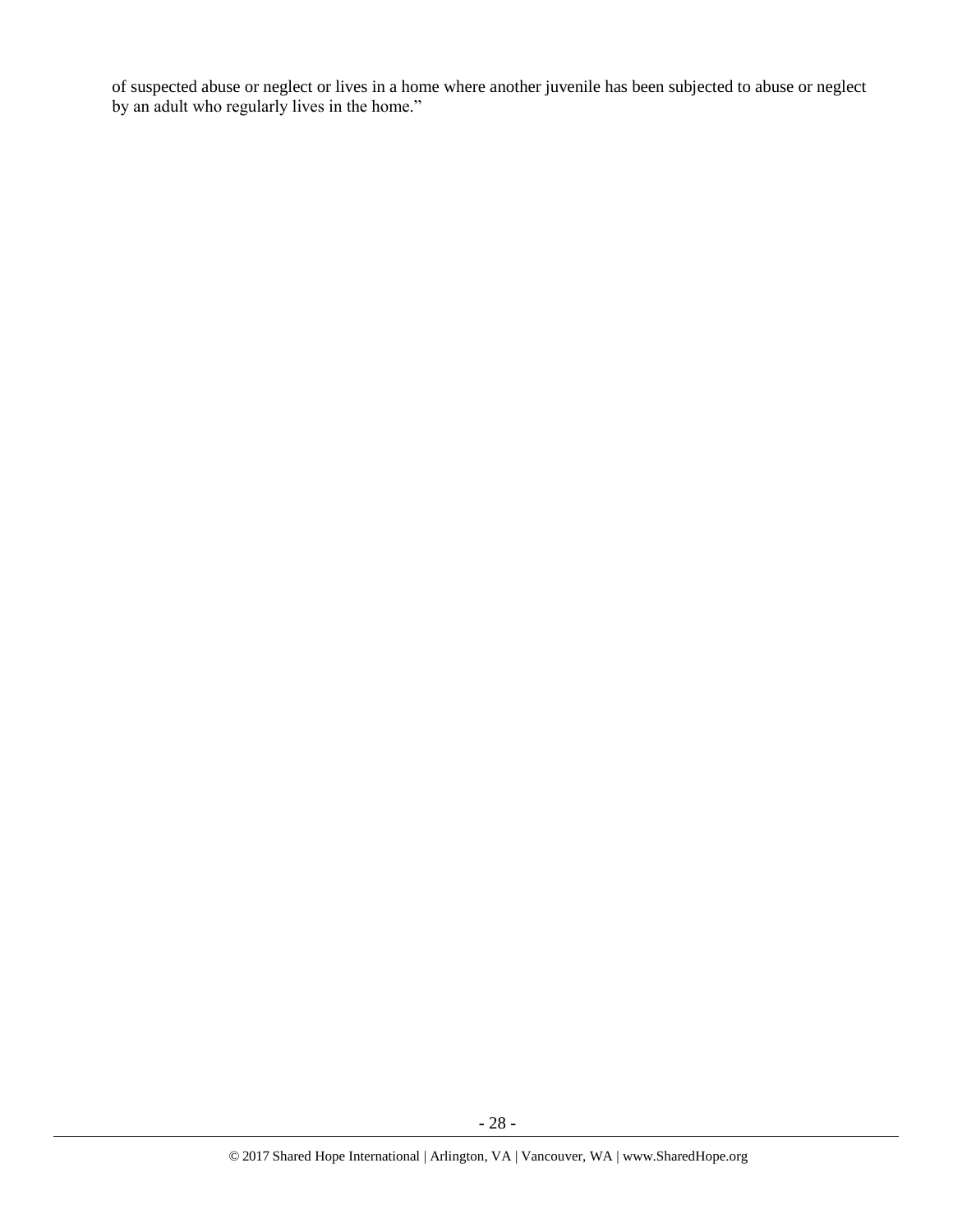of suspected abuse or neglect or lives in a home where another juvenile has been subjected to abuse or neglect by an adult who regularly lives in the home."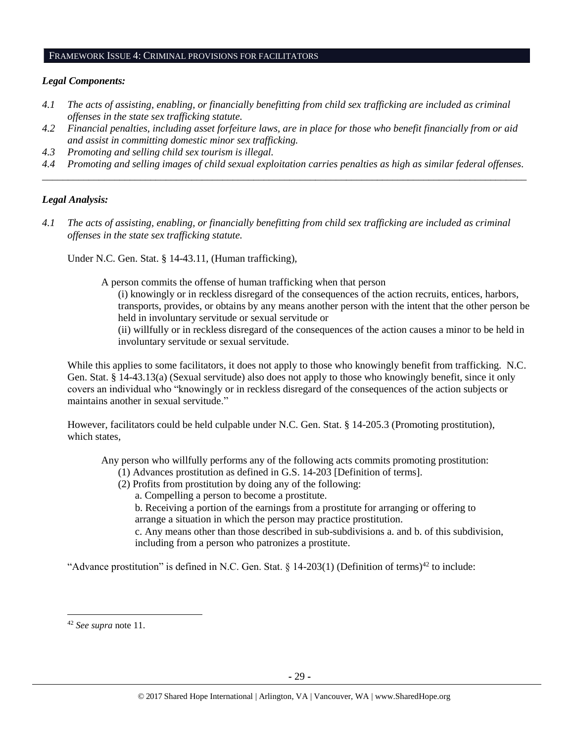## FRAMEWORK ISSUE 4: CRIMINAL PROVISIONS FOR FACILITATORS

### *Legal Components:*

*4.1 The acts of assisting, enabling, or financially benefitting from child sex trafficking are included as criminal offenses in the state sex trafficking statute.*

*4.2 Financial penalties, including asset forfeiture laws, are in place for those who benefit financially from or aid and assist in committing domestic minor sex trafficking.*

*4.3 Promoting and selling child sex tourism is illegal.*

*4.4 Promoting and selling images of child sexual exploitation carries penalties as high as similar federal offenses.*

---

### *Legal Analysis:*

*4.1 The acts of assisting, enabling, or financially benefitting from child sex trafficking are included as criminal offenses in the state sex trafficking statute.*

Under N.C. Gen. Stat. § 14-43.11, (Human trafficking),

> A person commits the offense of human trafficking when that person
>
> (i) knowingly or in reckless disregard of the consequences of the action recruits, entices, harbors, transports, provides, or obtains by any means another person with the intent that the other person be held in involuntary servitude or sexual servitude or
>
> (ii) willfully or in reckless disregard of the consequences of the action causes a minor to be held in involuntary servitude or sexual servitude.

While this applies to some facilitators, it does not apply to those who knowingly benefit from trafficking. N.C. Gen. Stat. § 14-43.13(a) (Sexual servitude) also does not apply to those who knowingly benefit, since it only covers an individual who "knowingly or in reckless disregard of the consequences of the action subjects or maintains another in sexual servitude."

However, facilitators could be held culpable under N.C. Gen. Stat. § 14-205.3 (Promoting prostitution), which states,

> Any person who willfully performs any of the following acts commits promoting prostitution:
>
> (1) Advances prostitution as defined in G.S. 14-203 [Definition of terms].
>
> (2) Profits from prostitution by doing any of the following:
>
> a. Compelling a person to become a prostitute.
>
> b. Receiving a portion of the earnings from a prostitute for arranging or offering to arrange a situation in which the person may practice prostitution.
>
> c. Any means other than those described in sub-subdivisions a. and b. of this subdivision, including from a person who patronizes a prostitute.

"Advance prostitution" is defined in N.C. Gen. Stat. § 14-203(1) (Definition of terms)[42] to include:

---

[42] *See supra* note 11.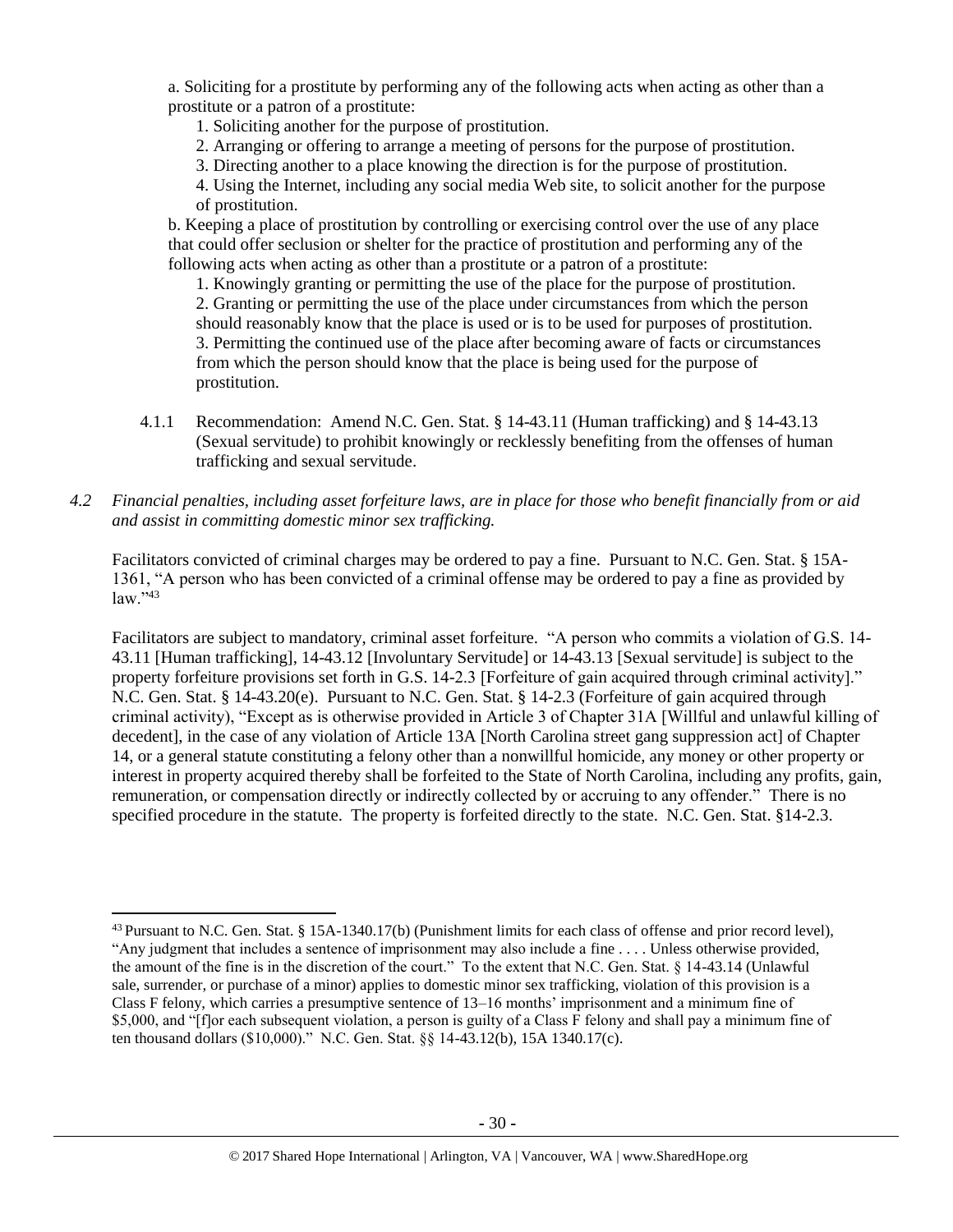a. Soliciting for a prostitute by performing any of the following acts when acting as other than a prostitute or a patron of a prostitute:

1. Soliciting another for the purpose of prostitution.
2. Arranging or offering to arrange a meeting of persons for the purpose of prostitution.
3. Directing another to a place knowing the direction is for the purpose of prostitution.
4. Using the Internet, including any social media Web site, to solicit another for the purpose of prostitution.

b. Keeping a place of prostitution by controlling or exercising control over the use of any place that could offer seclusion or shelter for the practice of prostitution and performing any of the following acts when acting as other than a prostitute or a patron of a prostitute:

1. Knowingly granting or permitting the use of the place for the purpose of prostitution.
2. Granting or permitting the use of the place under circumstances from which the person should reasonably know that the place is used or is to be used for purposes of prostitution.
3. Permitting the continued use of the place after becoming aware of facts or circumstances from which the person should know that the place is being used for the purpose of prostitution.

4.1.1 Recommendation: Amend N.C. Gen. Stat. § 14-43.11 (Human trafficking) and § 14-43.13 (Sexual servitude) to prohibit knowingly or recklessly benefiting from the offenses of human trafficking and sexual servitude.

*4.2 Financial penalties, including asset forfeiture laws, are in place for those who benefit financially from or aid and assist in committing domestic minor sex trafficking.*

Facilitators convicted of criminal charges may be ordered to pay a fine. Pursuant to N.C. Gen. Stat. § 15A-1361, "A person who has been convicted of a criminal offense may be ordered to pay a fine as provided by law."[43]

Facilitators are subject to mandatory, criminal asset forfeiture. "A person who commits a violation of G.S. 14-43.11 [Human trafficking], 14-43.12 [Involuntary Servitude] or 14-43.13 [Sexual servitude] is subject to the property forfeiture provisions set forth in G.S. 14-2.3 [Forfeiture of gain acquired through criminal activity]." N.C. Gen. Stat. § 14-43.20(e). Pursuant to N.C. Gen. Stat. § 14-2.3 (Forfeiture of gain acquired through criminal activity), "Except as is otherwise provided in Article 3 of Chapter 31A [Willful and unlawful killing of decedent], in the case of any violation of Article 13A [North Carolina street gang suppression act] of Chapter 14, or a general statute constituting a felony other than a nonwillful homicide, any money or other property or interest in property acquired thereby shall be forfeited to the State of North Carolina, including any profits, gain, remuneration, or compensation directly or indirectly collected by or accruing to any offender." There is no specified procedure in the statute. The property is forfeited directly to the state. N.C. Gen. Stat. §14-2.3.

---

[43] Pursuant to N.C. Gen. Stat. § 15A-1340.17(b) (Punishment limits for each class of offense and prior record level), "Any judgment that includes a sentence of imprisonment may also include a fine . . . . Unless otherwise provided, the amount of the fine is in the discretion of the court." To the extent that N.C. Gen. Stat. § 14-43.14 (Unlawful sale, surrender, or purchase of a minor) applies to domestic minor sex trafficking, violation of this provision is a Class F felony, which carries a presumptive sentence of 13–16 months' imprisonment and a minimum fine of $5,000, and "[f]or each subsequent violation, a person is guilty of a Class F felony and shall pay a minimum fine of ten thousand dollars ($10,000)." N.C. Gen. Stat. §§ 14-43.12(b), 15A 1340.17(c).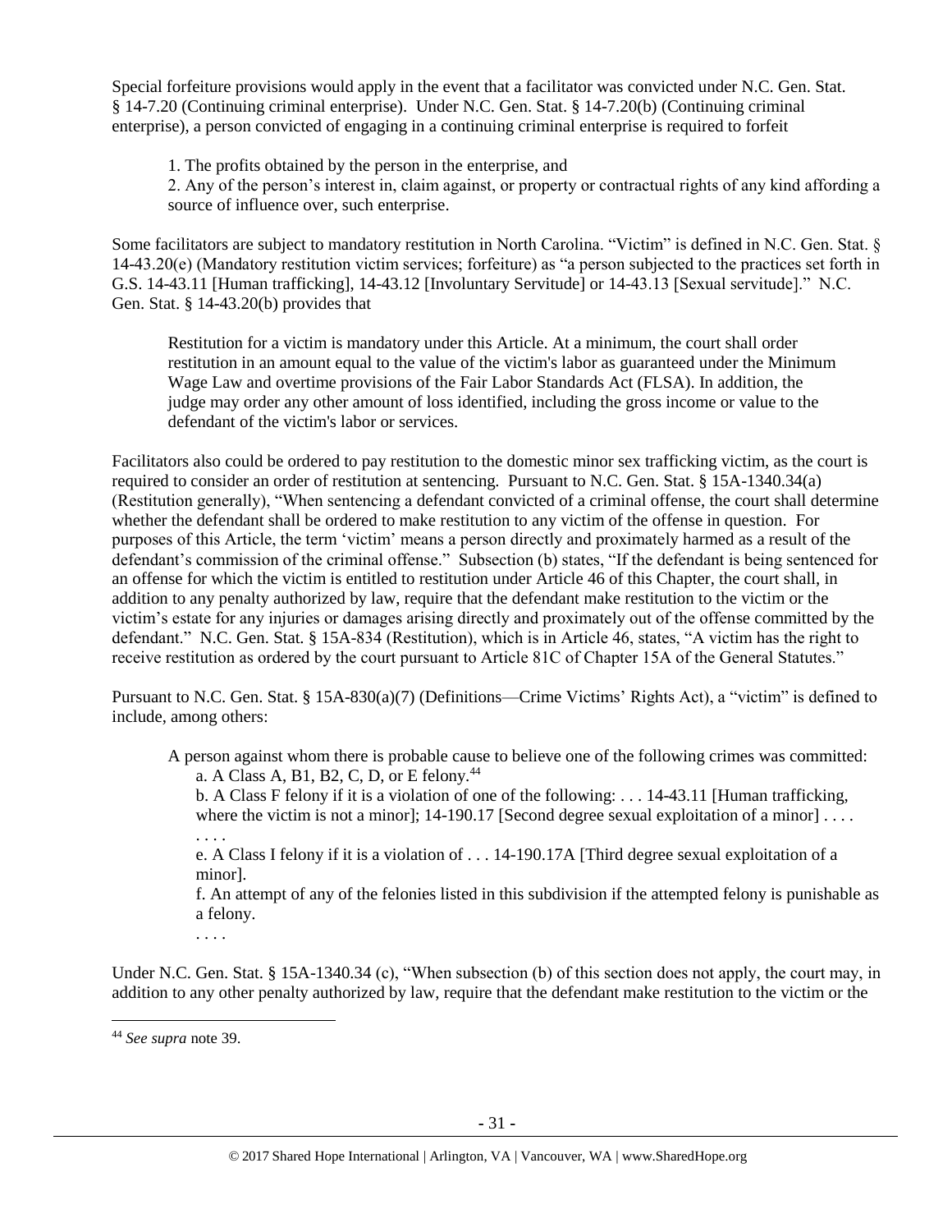Special forfeiture provisions would apply in the event that a facilitator was convicted under N.C. Gen. Stat. § 14-7.20 (Continuing criminal enterprise). Under N.C. Gen. Stat. § 14-7.20(b) (Continuing criminal enterprise), a person convicted of engaging in a continuing criminal enterprise is required to forfeit

> 1. The profits obtained by the person in the enterprise, and
> 2. Any of the person's interest in, claim against, or property or contractual rights of any kind affording a source of influence over, such enterprise.

Some facilitators are subject to mandatory restitution in North Carolina. "Victim" is defined in N.C. Gen. Stat. § 14-43.20(e) (Mandatory restitution victim services; forfeiture) as "a person subjected to the practices set forth in G.S. 14-43.11 [Human trafficking], 14-43.12 [Involuntary Servitude] or 14-43.13 [Sexual servitude]." N.C. Gen. Stat. § 14-43.20(b) provides that

> Restitution for a victim is mandatory under this Article. At a minimum, the court shall order restitution in an amount equal to the value of the victim's labor as guaranteed under the Minimum Wage Law and overtime provisions of the Fair Labor Standards Act (FLSA). In addition, the judge may order any other amount of loss identified, including the gross income or value to the defendant of the victim's labor or services.

Facilitators also could be ordered to pay restitution to the domestic minor sex trafficking victim, as the court is required to consider an order of restitution at sentencing. Pursuant to N.C. Gen. Stat. § 15A-1340.34(a) (Restitution generally), "When sentencing a defendant convicted of a criminal offense, the court shall determine whether the defendant shall be ordered to make restitution to any victim of the offense in question. For purposes of this Article, the term 'victim' means a person directly and proximately harmed as a result of the defendant's commission of the criminal offense." Subsection (b) states, "If the defendant is being sentenced for an offense for which the victim is entitled to restitution under Article 46 of this Chapter, the court shall, in addition to any penalty authorized by law, require that the defendant make restitution to the victim or the victim's estate for any injuries or damages arising directly and proximately out of the offense committed by the defendant." N.C. Gen. Stat. § 15A-834 (Restitution), which is in Article 46, states, "A victim has the right to receive restitution as ordered by the court pursuant to Article 81C of Chapter 15A of the General Statutes."

Pursuant to N.C. Gen. Stat. § 15A-830(a)(7) (Definitions—Crime Victims' Rights Act), a "victim" is defined to include, among others:

> A person against whom there is probable cause to believe one of the following crimes was committed:
>
> a. A Class A, B1, B2, C, D, or E felony.[44]
>
> b. A Class F felony if it is a violation of one of the following: . . . 14-43.11 [Human trafficking, where the victim is not a minor]; 14-190.17 [Second degree sexual exploitation of a minor] . . . .
>
> . . . .
>
> e. A Class I felony if it is a violation of . . . 14-190.17A [Third degree sexual exploitation of a minor].
>
> f. An attempt of any of the felonies listed in this subdivision if the attempted felony is punishable as a felony.
>
> . . . .

Under N.C. Gen. Stat. § 15A-1340.34 (c), "When subsection (b) of this section does not apply, the court may, in addition to any other penalty authorized by law, require that the defendant make restitution to the victim or the

[44] *See supra* note 39.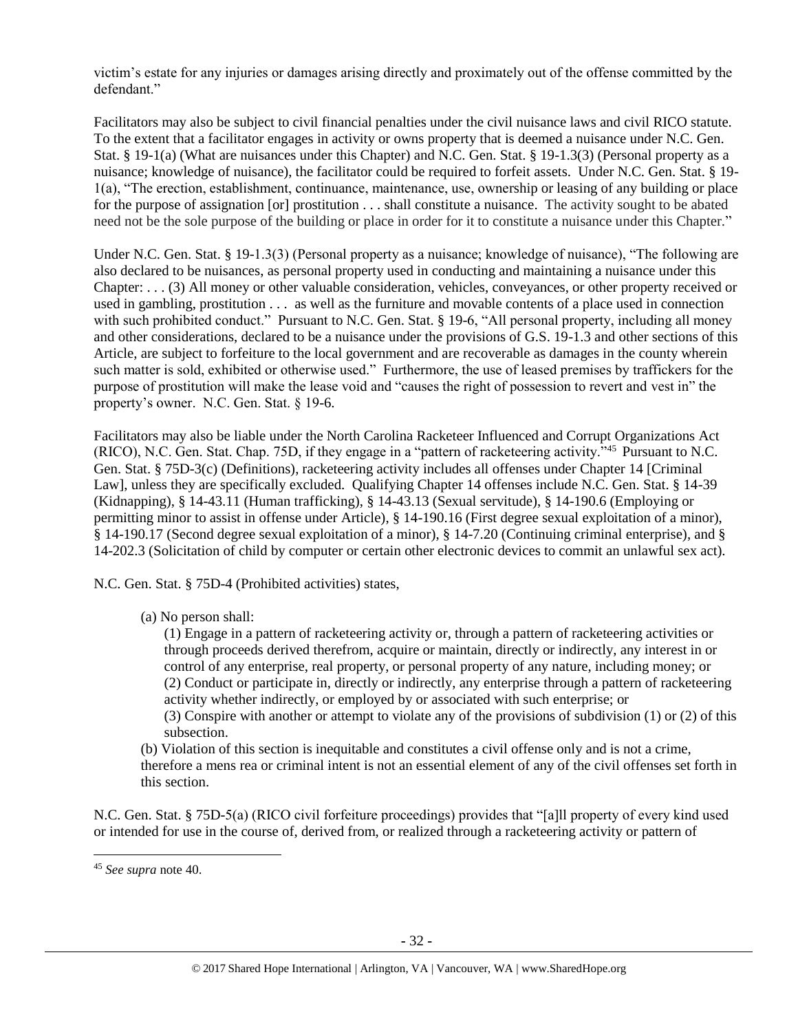victim's estate for any injuries or damages arising directly and proximately out of the offense committed by the defendant."

Facilitators may also be subject to civil financial penalties under the civil nuisance laws and civil RICO statute. To the extent that a facilitator engages in activity or owns property that is deemed a nuisance under N.C. Gen. Stat. § 19-1(a) (What are nuisances under this Chapter) and N.C. Gen. Stat. § 19-1.3(3) (Personal property as a nuisance; knowledge of nuisance), the facilitator could be required to forfeit assets. Under N.C. Gen. Stat. § 19-1(a), "The erection, establishment, continuance, maintenance, use, ownership or leasing of any building or place for the purpose of assignation [or] prostitution . . . shall constitute a nuisance. The activity sought to be abated need not be the sole purpose of the building or place in order for it to constitute a nuisance under this Chapter."

Under N.C. Gen. Stat. § 19-1.3(3) (Personal property as a nuisance; knowledge of nuisance), "The following are also declared to be nuisances, as personal property used in conducting and maintaining a nuisance under this Chapter: . . . (3) All money or other valuable consideration, vehicles, conveyances, or other property received or used in gambling, prostitution . . . as well as the furniture and movable contents of a place used in connection with such prohibited conduct." Pursuant to N.C. Gen. Stat. § 19-6, "All personal property, including all money and other considerations, declared to be a nuisance under the provisions of G.S. 19-1.3 and other sections of this Article, are subject to forfeiture to the local government and are recoverable as damages in the county wherein such matter is sold, exhibited or otherwise used." Furthermore, the use of leased premises by traffickers for the purpose of prostitution will make the lease void and "causes the right of possession to revert and vest in" the property's owner. N.C. Gen. Stat. § 19-6.

Facilitators may also be liable under the North Carolina Racketeer Influenced and Corrupt Organizations Act (RICO), N.C. Gen. Stat. Chap. 75D, if they engage in a "pattern of racketeering activity."[45] Pursuant to N.C. Gen. Stat. § 75D-3(c) (Definitions), racketeering activity includes all offenses under Chapter 14 [Criminal Law], unless they are specifically excluded. Qualifying Chapter 14 offenses include N.C. Gen. Stat. § 14-39 (Kidnapping), § 14-43.11 (Human trafficking), § 14-43.13 (Sexual servitude), § 14-190.6 (Employing or permitting minor to assist in offense under Article), § 14-190.16 (First degree sexual exploitation of a minor), § 14-190.17 (Second degree sexual exploitation of a minor), § 14-7.20 (Continuing criminal enterprise), and § 14-202.3 (Solicitation of child by computer or certain other electronic devices to commit an unlawful sex act).

N.C. Gen. Stat. § 75D-4 (Prohibited activities) states,

> (a) No person shall:
>
> (1) Engage in a pattern of racketeering activity or, through a pattern of racketeering activities or through proceeds derived therefrom, acquire or maintain, directly or indirectly, any interest in or control of any enterprise, real property, or personal property of any nature, including money; or
> (2) Conduct or participate in, directly or indirectly, any enterprise through a pattern of racketeering activity whether indirectly, or employed by or associated with such enterprise; or
> (3) Conspire with another or attempt to violate any of the provisions of subdivision (1) or (2) of this subsection.
>
> (b) Violation of this section is inequitable and constitutes a civil offense only and is not a crime, therefore a mens rea or criminal intent is not an essential element of any of the civil offenses set forth in this section.

N.C. Gen. Stat. § 75D-5(a) (RICO civil forfeiture proceedings) provides that "[a]ll property of every kind used or intended for use in the course of, derived from, or realized through a racketeering activity or pattern of

---

[45] *See supra* note 40.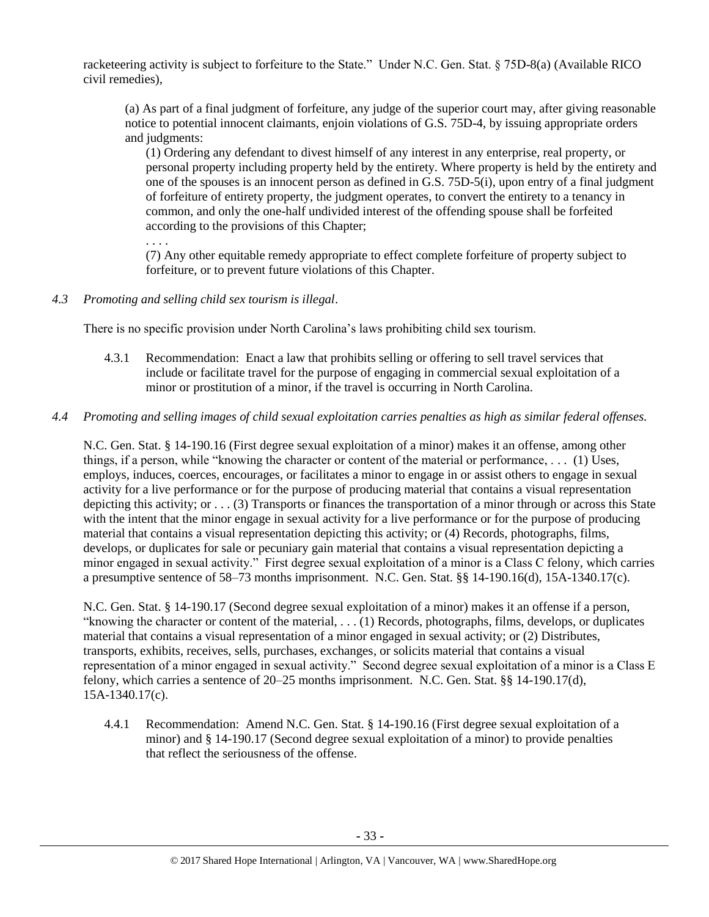racketeering activity is subject to forfeiture to the State." Under N.C. Gen. Stat. § 75D-8(a) (Available RICO civil remedies),

> (a) As part of a final judgment of forfeiture, any judge of the superior court may, after giving reasonable notice to potential innocent claimants, enjoin violations of G.S. 75D-4, by issuing appropriate orders and judgments:
>
> (1) Ordering any defendant to divest himself of any interest in any enterprise, real property, or personal property including property held by the entirety. Where property is held by the entirety and one of the spouses is an innocent person as defined in G.S. 75D-5(i), upon entry of a final judgment of forfeiture of entirety property, the judgment operates, to convert the entirety to a tenancy in common, and only the one-half undivided interest of the offending spouse shall be forfeited according to the provisions of this Chapter;
>
> . . . .
>
> (7) Any other equitable remedy appropriate to effect complete forfeiture of property subject to forfeiture, or to prevent future violations of this Chapter.

*4.3 Promoting and selling child sex tourism is illegal.*

There is no specific provision under North Carolina's laws prohibiting child sex tourism.

4.3.1 Recommendation: Enact a law that prohibits selling or offering to sell travel services that include or facilitate travel for the purpose of engaging in commercial sexual exploitation of a minor or prostitution of a minor, if the travel is occurring in North Carolina.

*4.4 Promoting and selling images of child sexual exploitation carries penalties as high as similar federal offenses.*

N.C. Gen. Stat. § 14-190.16 (First degree sexual exploitation of a minor) makes it an offense, among other things, if a person, while "knowing the character or content of the material or performance, . . . (1) Uses, employs, induces, coerces, encourages, or facilitates a minor to engage in or assist others to engage in sexual activity for a live performance or for the purpose of producing material that contains a visual representation depicting this activity; or . . . (3) Transports or finances the transportation of a minor through or across this State with the intent that the minor engage in sexual activity for a live performance or for the purpose of producing material that contains a visual representation depicting this activity; or (4) Records, photographs, films, develops, or duplicates for sale or pecuniary gain material that contains a visual representation depicting a minor engaged in sexual activity." First degree sexual exploitation of a minor is a Class C felony, which carries a presumptive sentence of 58–73 months imprisonment. N.C. Gen. Stat. §§ 14-190.16(d), 15A-1340.17(c).

N.C. Gen. Stat. § 14-190.17 (Second degree sexual exploitation of a minor) makes it an offense if a person, "knowing the character or content of the material, . . . (1) Records, photographs, films, develops, or duplicates material that contains a visual representation of a minor engaged in sexual activity; or (2) Distributes, transports, exhibits, receives, sells, purchases, exchanges, or solicits material that contains a visual representation of a minor engaged in sexual activity." Second degree sexual exploitation of a minor is a Class E felony, which carries a sentence of 20–25 months imprisonment. N.C. Gen. Stat. §§ 14-190.17(d), 15A-1340.17(c).

4.4.1 Recommendation: Amend N.C. Gen. Stat. § 14-190.16 (First degree sexual exploitation of a minor) and § 14-190.17 (Second degree sexual exploitation of a minor) to provide penalties that reflect the seriousness of the offense.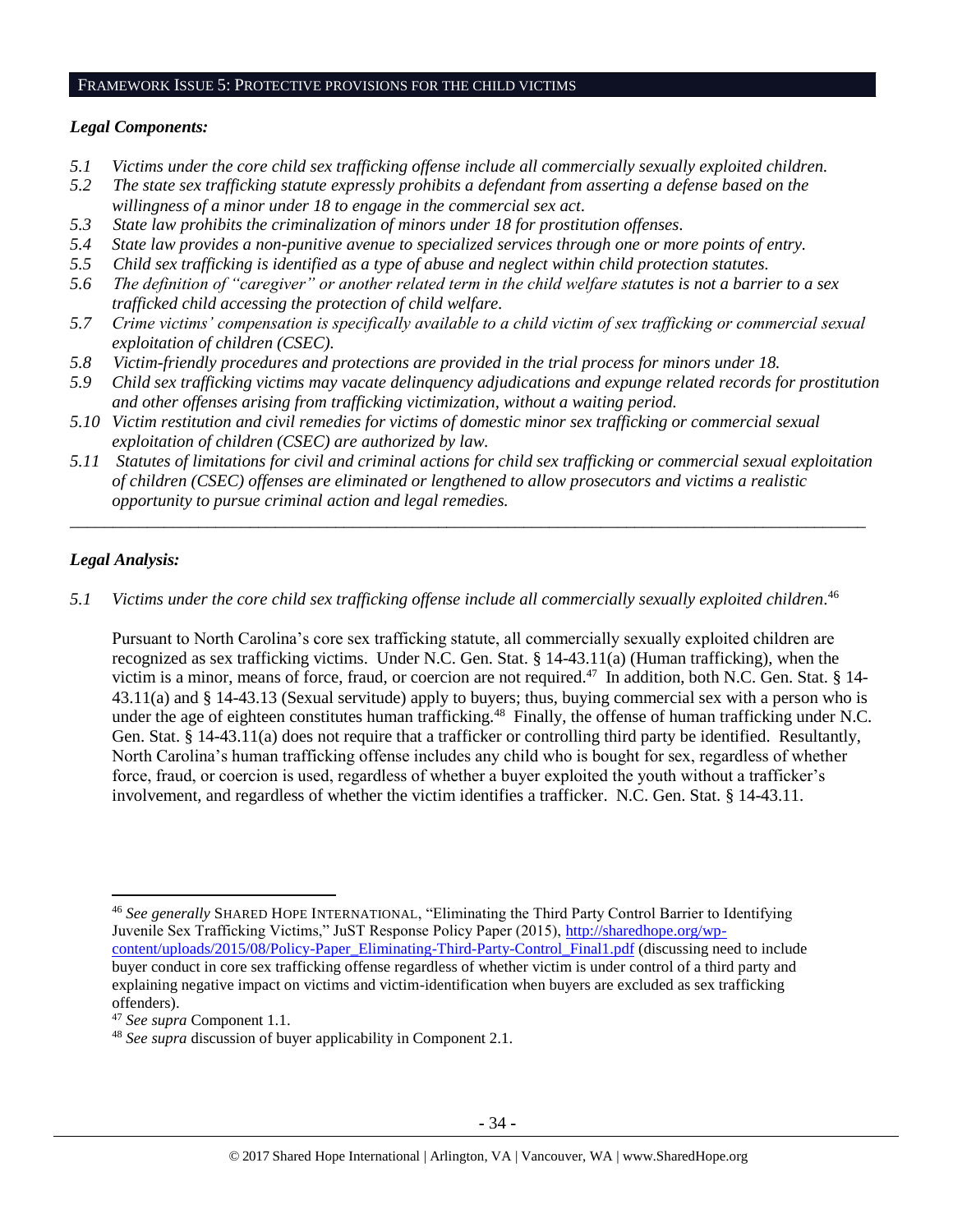## FRAMEWORK ISSUE 5: PROTECTIVE PROVISIONS FOR THE CHILD VICTIMS

***Legal Components:***

*5.1 Victims under the core child sex trafficking offense include all commercially sexually exploited children.*
*5.2 The state sex trafficking statute expressly prohibits a defendant from asserting a defense based on the willingness of a minor under 18 to engage in the commercial sex act.*
*5.3 State law prohibits the criminalization of minors under 18 for prostitution offenses.*
*5.4 State law provides a non-punitive avenue to specialized services through one or more points of entry.*
*5.5 Child sex trafficking is identified as a type of abuse and neglect within child protection statutes.*
*5.6 The definition of "caregiver" or another related term in the child welfare statutes is not a barrier to a sex trafficked child accessing the protection of child welfare.*
*5.7 Crime victims' compensation is specifically available to a child victim of sex trafficking or commercial sexual exploitation of children (CSEC).*
*5.8 Victim-friendly procedures and protections are provided in the trial process for minors under 18.*
*5.9 Child sex trafficking victims may vacate delinquency adjudications and expunge related records for prostitution and other offenses arising from trafficking victimization, without a waiting period.*
*5.10 Victim restitution and civil remedies for victims of domestic minor sex trafficking or commercial sexual exploitation of children (CSEC) are authorized by law.*
*5.11 Statutes of limitations for civil and criminal actions for child sex trafficking or commercial sexual exploitation of children (CSEC) offenses are eliminated or lengthened to allow prosecutors and victims a realistic opportunity to pursue criminal action and legal remedies.*

---

***Legal Analysis:***

*5.1 Victims under the core child sex trafficking offense include all commercially sexually exploited children.*[46]

Pursuant to North Carolina's core sex trafficking statute, all commercially sexually exploited children are recognized as sex trafficking victims. Under N.C. Gen. Stat. § 14-43.11(a) (Human trafficking), when the victim is a minor, means of force, fraud, or coercion are not required.[47] In addition, both N.C. Gen. Stat. § 14-43.11(a) and § 14-43.13 (Sexual servitude) apply to buyers; thus, buying commercial sex with a person who is under the age of eighteen constitutes human trafficking.[48] Finally, the offense of human trafficking under N.C. Gen. Stat. § 14-43.11(a) does not require that a trafficker or controlling third party be identified. Resultantly, North Carolina's human trafficking offense includes any child who is bought for sex, regardless of whether force, fraud, or coercion is used, regardless of whether a buyer exploited the youth without a trafficker's involvement, and regardless of whether the victim identifies a trafficker. N.C. Gen. Stat. § 14-43.11.

---

[46] *See generally* SHARED HOPE INTERNATIONAL, "Eliminating the Third Party Control Barrier to Identifying Juvenile Sex Trafficking Victims," JuST Response Policy Paper (2015), http://sharedhope.org/wp-content/uploads/2015/08/Policy-Paper_Eliminating-Third-Party-Control_Final1.pdf (discussing need to include buyer conduct in core sex trafficking offense regardless of whether victim is under control of a third party and explaining negative impact on victims and victim-identification when buyers are excluded as sex trafficking offenders).

[47] *See supra* Component 1.1.

[48] *See supra* discussion of buyer applicability in Component 2.1.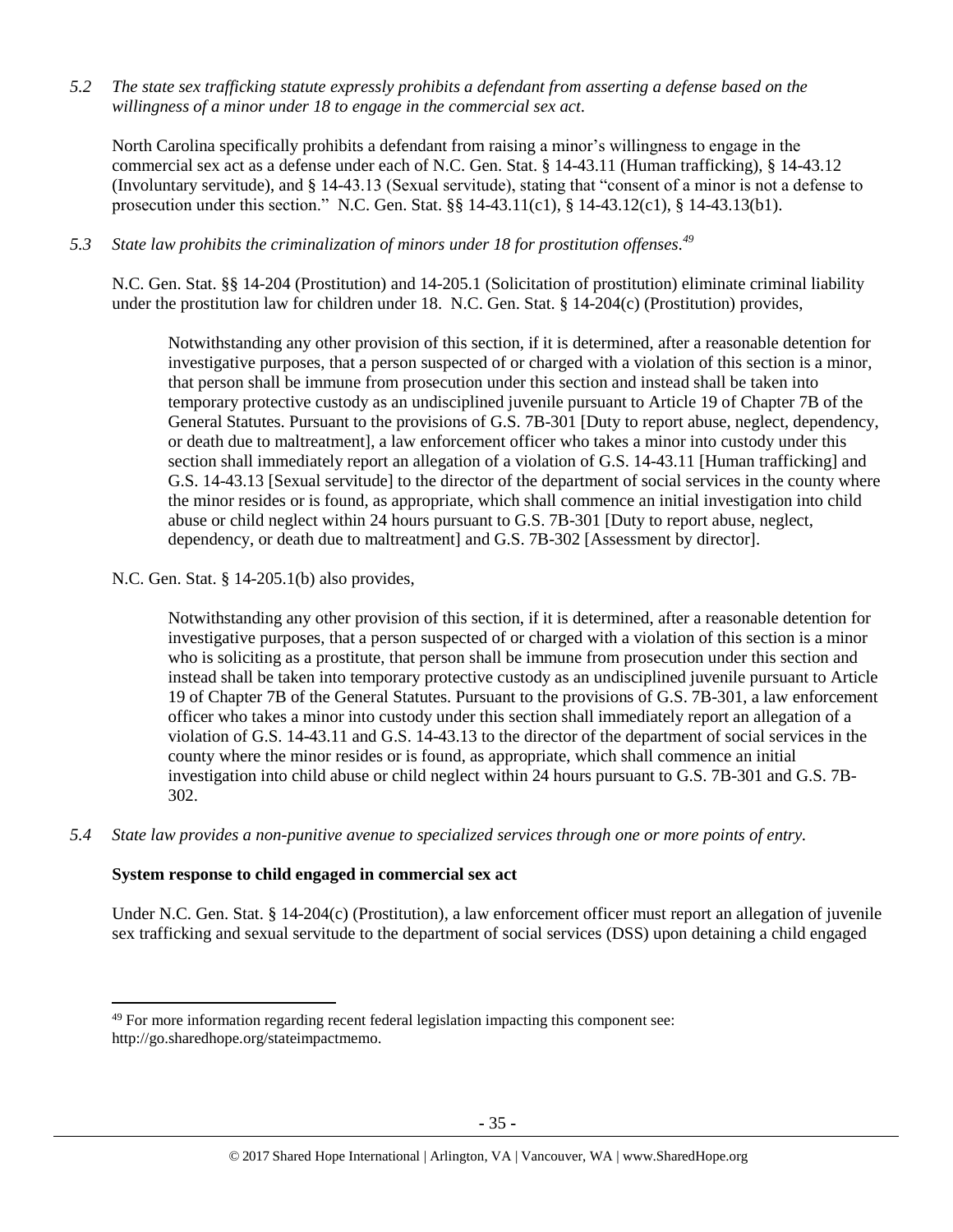*5.2 The state sex trafficking statute expressly prohibits a defendant from asserting a defense based on the willingness of a minor under 18 to engage in the commercial sex act.*

North Carolina specifically prohibits a defendant from raising a minor's willingness to engage in the commercial sex act as a defense under each of N.C. Gen. Stat. § 14-43.11 (Human trafficking), § 14-43.12 (Involuntary servitude), and § 14-43.13 (Sexual servitude), stating that "consent of a minor is not a defense to prosecution under this section." N.C. Gen. Stat. §§ 14-43.11(c1), § 14-43.12(c1), § 14-43.13(b1).

*5.3 State law prohibits the criminalization of minors under 18 for prostitution offenses.*[49]

N.C. Gen. Stat. §§ 14-204 (Prostitution) and 14-205.1 (Solicitation of prostitution) eliminate criminal liability under the prostitution law for children under 18. N.C. Gen. Stat. § 14-204(c) (Prostitution) provides,

> Notwithstanding any other provision of this section, if it is determined, after a reasonable detention for investigative purposes, that a person suspected of or charged with a violation of this section is a minor, that person shall be immune from prosecution under this section and instead shall be taken into temporary protective custody as an undisciplined juvenile pursuant to Article 19 of Chapter 7B of the General Statutes. Pursuant to the provisions of G.S. 7B-301 [Duty to report abuse, neglect, dependency, or death due to maltreatment], a law enforcement officer who takes a minor into custody under this section shall immediately report an allegation of a violation of G.S. 14-43.11 [Human trafficking] and G.S. 14-43.13 [Sexual servitude] to the director of the department of social services in the county where the minor resides or is found, as appropriate, which shall commence an initial investigation into child abuse or child neglect within 24 hours pursuant to G.S. 7B-301 [Duty to report abuse, neglect, dependency, or death due to maltreatment] and G.S. 7B-302 [Assessment by director].

N.C. Gen. Stat. § 14-205.1(b) also provides,

> Notwithstanding any other provision of this section, if it is determined, after a reasonable detention for investigative purposes, that a person suspected of or charged with a violation of this section is a minor who is soliciting as a prostitute, that person shall be immune from prosecution under this section and instead shall be taken into temporary protective custody as an undisciplined juvenile pursuant to Article 19 of Chapter 7B of the General Statutes. Pursuant to the provisions of G.S. 7B-301, a law enforcement officer who takes a minor into custody under this section shall immediately report an allegation of a violation of G.S. 14-43.11 and G.S. 14-43.13 to the director of the department of social services in the county where the minor resides or is found, as appropriate, which shall commence an initial investigation into child abuse or child neglect within 24 hours pursuant to G.S. 7B-301 and G.S. 7B-302.

*5.4 State law provides a non-punitive avenue to specialized services through one or more points of entry.*

**System response to child engaged in commercial sex act**

Under N.C. Gen. Stat. § 14-204(c) (Prostitution), a law enforcement officer must report an allegation of juvenile sex trafficking and sexual servitude to the department of social services (DSS) upon detaining a child engaged

---

[49] For more information regarding recent federal legislation impacting this component see: http://go.sharedhope.org/stateimpactmemo.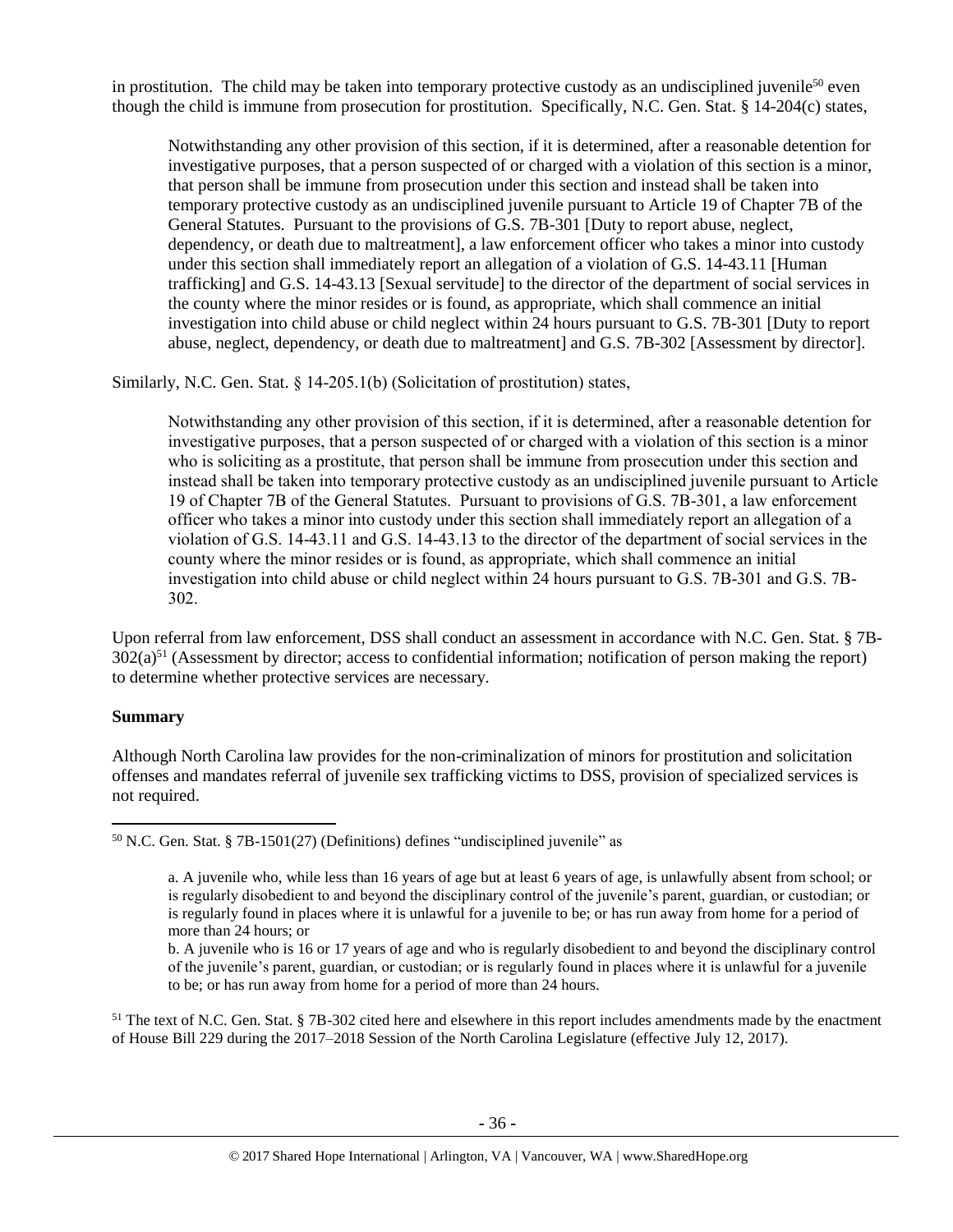in prostitution. The child may be taken into temporary protective custody as an undisciplined juvenile[50] even though the child is immune from prosecution for prostitution. Specifically, N.C. Gen. Stat. § 14-204(c) states,

> Notwithstanding any other provision of this section, if it is determined, after a reasonable detention for investigative purposes, that a person suspected of or charged with a violation of this section is a minor, that person shall be immune from prosecution under this section and instead shall be taken into temporary protective custody as an undisciplined juvenile pursuant to Article 19 of Chapter 7B of the General Statutes. Pursuant to the provisions of G.S. 7B-301 [Duty to report abuse, neglect, dependency, or death due to maltreatment], a law enforcement officer who takes a minor into custody under this section shall immediately report an allegation of a violation of G.S. 14-43.11 [Human trafficking] and G.S. 14-43.13 [Sexual servitude] to the director of the department of social services in the county where the minor resides or is found, as appropriate, which shall commence an initial investigation into child abuse or child neglect within 24 hours pursuant to G.S. 7B-301 [Duty to report abuse, neglect, dependency, or death due to maltreatment] and G.S. 7B-302 [Assessment by director].

Similarly, N.C. Gen. Stat. § 14-205.1(b) (Solicitation of prostitution) states,

> Notwithstanding any other provision of this section, if it is determined, after a reasonable detention for investigative purposes, that a person suspected of or charged with a violation of this section is a minor who is soliciting as a prostitute, that person shall be immune from prosecution under this section and instead shall be taken into temporary protective custody as an undisciplined juvenile pursuant to Article 19 of Chapter 7B of the General Statutes. Pursuant to provisions of G.S. 7B-301, a law enforcement officer who takes a minor into custody under this section shall immediately report an allegation of a violation of G.S. 14-43.11 and G.S. 14-43.13 to the director of the department of social services in the county where the minor resides or is found, as appropriate, which shall commence an initial investigation into child abuse or child neglect within 24 hours pursuant to G.S. 7B-301 and G.S. 7B-302.

Upon referral from law enforcement, DSS shall conduct an assessment in accordance with N.C. Gen. Stat. § 7B-302(a)[51] (Assessment by director; access to confidential information; notification of person making the report) to determine whether protective services are necessary.

**Summary**

Although North Carolina law provides for the non-criminalization of minors for prostitution and solicitation offenses and mandates referral of juvenile sex trafficking victims to DSS, provision of specialized services is not required.

---

[50] N.C. Gen. Stat. § 7B-1501(27) (Definitions) defines "undisciplined juvenile" as

> a. A juvenile who, while less than 16 years of age but at least 6 years of age, is unlawfully absent from school; or is regularly disobedient to and beyond the disciplinary control of the juvenile's parent, guardian, or custodian; or is regularly found in places where it is unlawful for a juvenile to be; or has run away from home for a period of more than 24 hours; or
>
> b. A juvenile who is 16 or 17 years of age and who is regularly disobedient to and beyond the disciplinary control of the juvenile's parent, guardian, or custodian; or is regularly found in places where it is unlawful for a juvenile to be; or has run away from home for a period of more than 24 hours.

[51] The text of N.C. Gen. Stat. § 7B-302 cited here and elsewhere in this report includes amendments made by the enactment of House Bill 229 during the 2017–2018 Session of the North Carolina Legislature (effective July 12, 2017).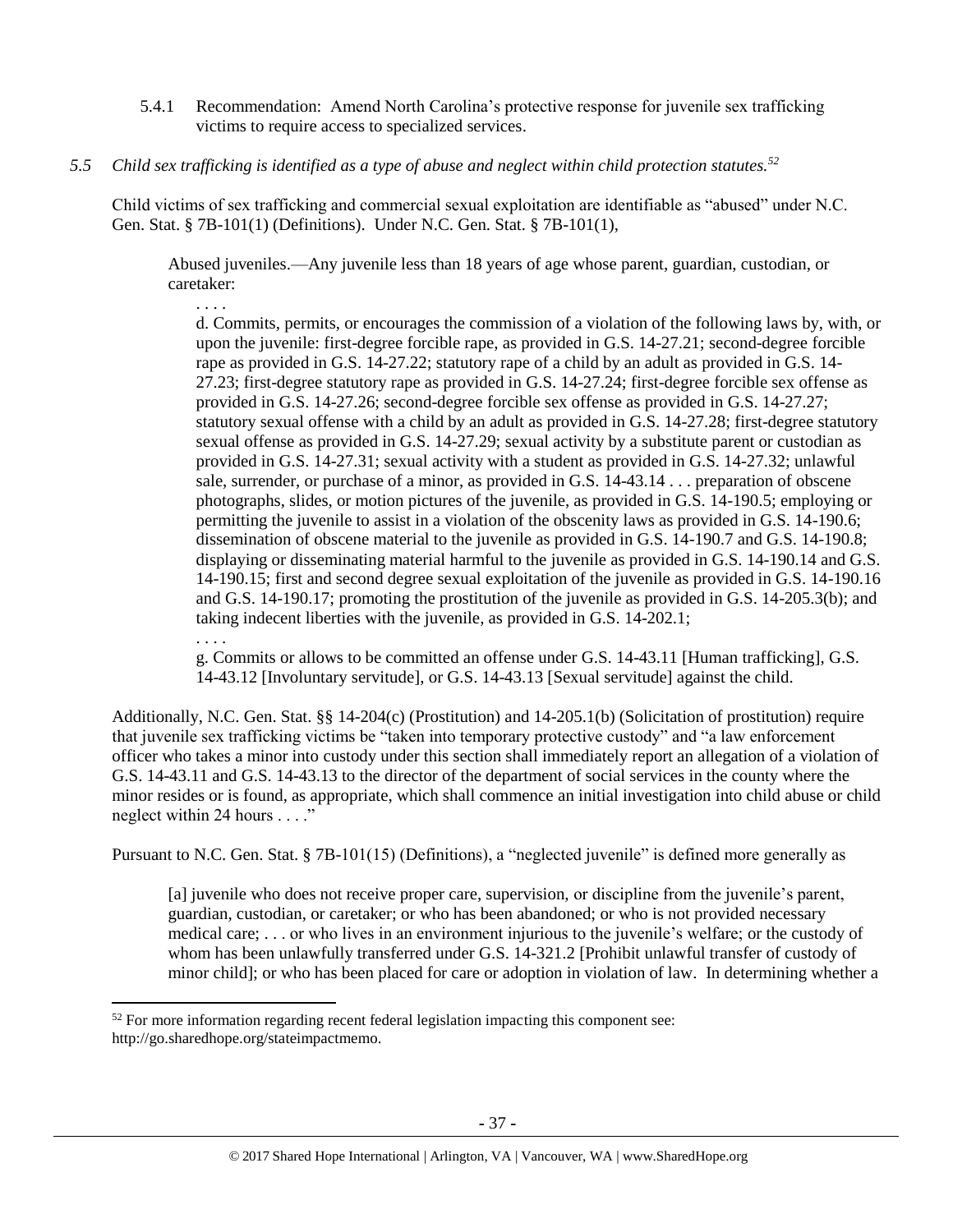5.4.1 Recommendation: Amend North Carolina's protective response for juvenile sex trafficking victims to require access to specialized services.

*5.5 Child sex trafficking is identified as a type of abuse and neglect within child protection statutes.*[52]

Child victims of sex trafficking and commercial sexual exploitation are identifiable as "abused" under N.C. Gen. Stat. § 7B-101(1) (Definitions). Under N.C. Gen. Stat. § 7B-101(1),

> Abused juveniles.—Any juvenile less than 18 years of age whose parent, guardian, custodian, or caretaker:
>
> . . . .
>
> d. Commits, permits, or encourages the commission of a violation of the following laws by, with, or upon the juvenile: first-degree forcible rape, as provided in G.S. 14-27.21; second-degree forcible rape as provided in G.S. 14-27.22; statutory rape of a child by an adult as provided in G.S. 14-27.23; first-degree statutory rape as provided in G.S. 14-27.24; first-degree forcible sex offense as provided in G.S. 14-27.26; second-degree forcible sex offense as provided in G.S. 14-27.27; statutory sexual offense with a child by an adult as provided in G.S. 14-27.28; first-degree statutory sexual offense as provided in G.S. 14-27.29; sexual activity by a substitute parent or custodian as provided in G.S. 14-27.31; sexual activity with a student as provided in G.S. 14-27.32; unlawful sale, surrender, or purchase of a minor, as provided in G.S. 14-43.14 . . . preparation of obscene photographs, slides, or motion pictures of the juvenile, as provided in G.S. 14-190.5; employing or permitting the juvenile to assist in a violation of the obscenity laws as provided in G.S. 14-190.6; dissemination of obscene material to the juvenile as provided in G.S. 14-190.7 and G.S. 14-190.8; displaying or disseminating material harmful to the juvenile as provided in G.S. 14-190.14 and G.S. 14-190.15; first and second degree sexual exploitation of the juvenile as provided in G.S. 14-190.16 and G.S. 14-190.17; promoting the prostitution of the juvenile as provided in G.S. 14-205.3(b); and taking indecent liberties with the juvenile, as provided in G.S. 14-202.1;
>
> . . . .
>
> g. Commits or allows to be committed an offense under G.S. 14-43.11 [Human trafficking], G.S. 14-43.12 [Involuntary servitude], or G.S. 14-43.13 [Sexual servitude] against the child.

Additionally, N.C. Gen. Stat. §§ 14-204(c) (Prostitution) and 14-205.1(b) (Solicitation of prostitution) require that juvenile sex trafficking victims be "taken into temporary protective custody" and "a law enforcement officer who takes a minor into custody under this section shall immediately report an allegation of a violation of G.S. 14-43.11 and G.S. 14-43.13 to the director of the department of social services in the county where the minor resides or is found, as appropriate, which shall commence an initial investigation into child abuse or child neglect within 24 hours . . . ."

Pursuant to N.C. Gen. Stat. § 7B-101(15) (Definitions), a "neglected juvenile" is defined more generally as

> [a] juvenile who does not receive proper care, supervision, or discipline from the juvenile's parent, guardian, custodian, or caretaker; or who has been abandoned; or who is not provided necessary medical care; . . . or who lives in an environment injurious to the juvenile's welfare; or the custody of whom has been unlawfully transferred under G.S. 14-321.2 [Prohibit unlawful transfer of custody of minor child]; or who has been placed for care or adoption in violation of law. In determining whether a

---

[52] For more information regarding recent federal legislation impacting this component see: http://go.sharedhope.org/stateimpactmemo.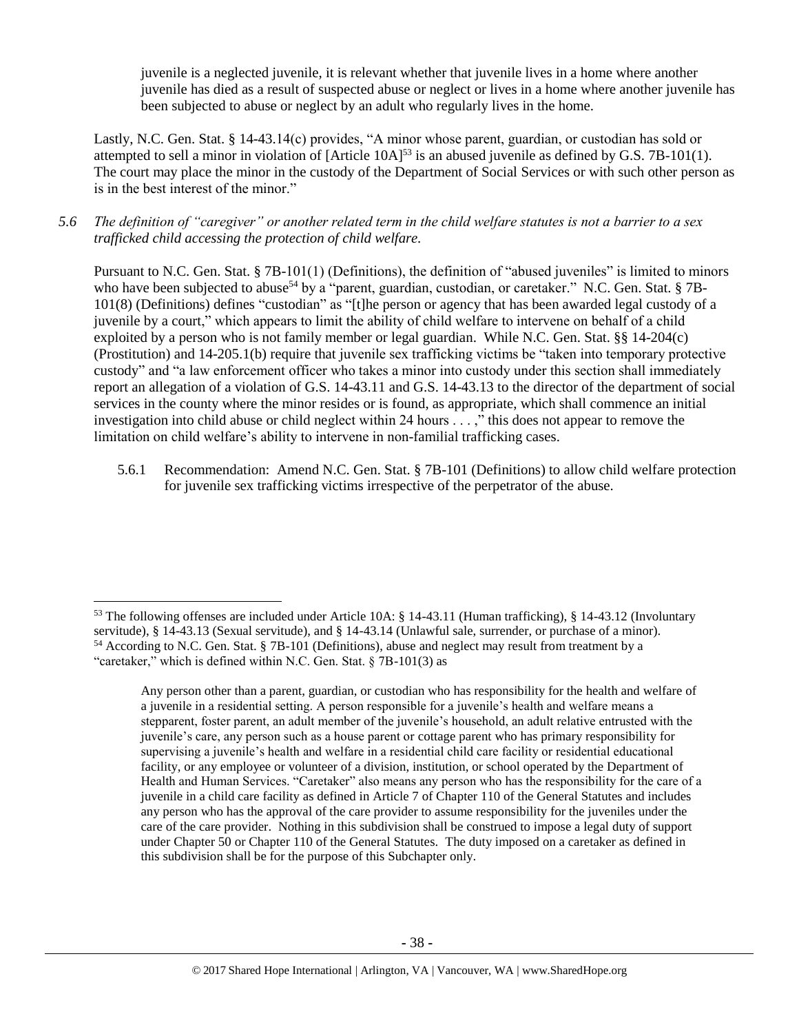juvenile is a neglected juvenile, it is relevant whether that juvenile lives in a home where another juvenile has died as a result of suspected abuse or neglect or lives in a home where another juvenile has been subjected to abuse or neglect by an adult who regularly lives in the home.

Lastly, N.C. Gen. Stat. § 14-43.14(c) provides, "A minor whose parent, guardian, or custodian has sold or attempted to sell a minor in violation of [Article 10A][53] is an abused juvenile as defined by G.S. 7B-101(1). The court may place the minor in the custody of the Department of Social Services or with such other person as is in the best interest of the minor."

*5.6 The definition of "caregiver" or another related term in the child welfare statutes is not a barrier to a sex trafficked child accessing the protection of child welfare.*

Pursuant to N.C. Gen. Stat. § 7B-101(1) (Definitions), the definition of "abused juveniles" is limited to minors who have been subjected to abuse[54] by a "parent, guardian, custodian, or caretaker." N.C. Gen. Stat. § 7B-101(8) (Definitions) defines "custodian" as "[t]he person or agency that has been awarded legal custody of a juvenile by a court," which appears to limit the ability of child welfare to intervene on behalf of a child exploited by a person who is not family member or legal guardian. While N.C. Gen. Stat. §§ 14-204(c) (Prostitution) and 14-205.1(b) require that juvenile sex trafficking victims be "taken into temporary protective custody" and "a law enforcement officer who takes a minor into custody under this section shall immediately report an allegation of a violation of G.S. 14-43.11 and G.S. 14-43.13 to the director of the department of social services in the county where the minor resides or is found, as appropriate, which shall commence an initial investigation into child abuse or child neglect within 24 hours . . . ," this does not appear to remove the limitation on child welfare's ability to intervene in non-familial trafficking cases.

5.6.1 Recommendation: Amend N.C. Gen. Stat. § 7B-101 (Definitions) to allow child welfare protection for juvenile sex trafficking victims irrespective of the perpetrator of the abuse.

---

[53] The following offenses are included under Article 10A: § 14-43.11 (Human trafficking), § 14-43.12 (Involuntary servitude), § 14-43.13 (Sexual servitude), and § 14-43.14 (Unlawful sale, surrender, or purchase of a minor).

[54] According to N.C. Gen. Stat. § 7B-101 (Definitions), abuse and neglect may result from treatment by a "caretaker," which is defined within N.C. Gen. Stat. § 7B-101(3) as

> Any person other than a parent, guardian, or custodian who has responsibility for the health and welfare of a juvenile in a residential setting. A person responsible for a juvenile's health and welfare means a stepparent, foster parent, an adult member of the juvenile's household, an adult relative entrusted with the juvenile's care, any person such as a house parent or cottage parent who has primary responsibility for supervising a juvenile's health and welfare in a residential child care facility or residential educational facility, or any employee or volunteer of a division, institution, or school operated by the Department of Health and Human Services. "Caretaker" also means any person who has the responsibility for the care of a juvenile in a child care facility as defined in Article 7 of Chapter 110 of the General Statutes and includes any person who has the approval of the care provider to assume responsibility for the juveniles under the care of the care provider. Nothing in this subdivision shall be construed to impose a legal duty of support under Chapter 50 or Chapter 110 of the General Statutes. The duty imposed on a caretaker as defined in this subdivision shall be for the purpose of this Subchapter only.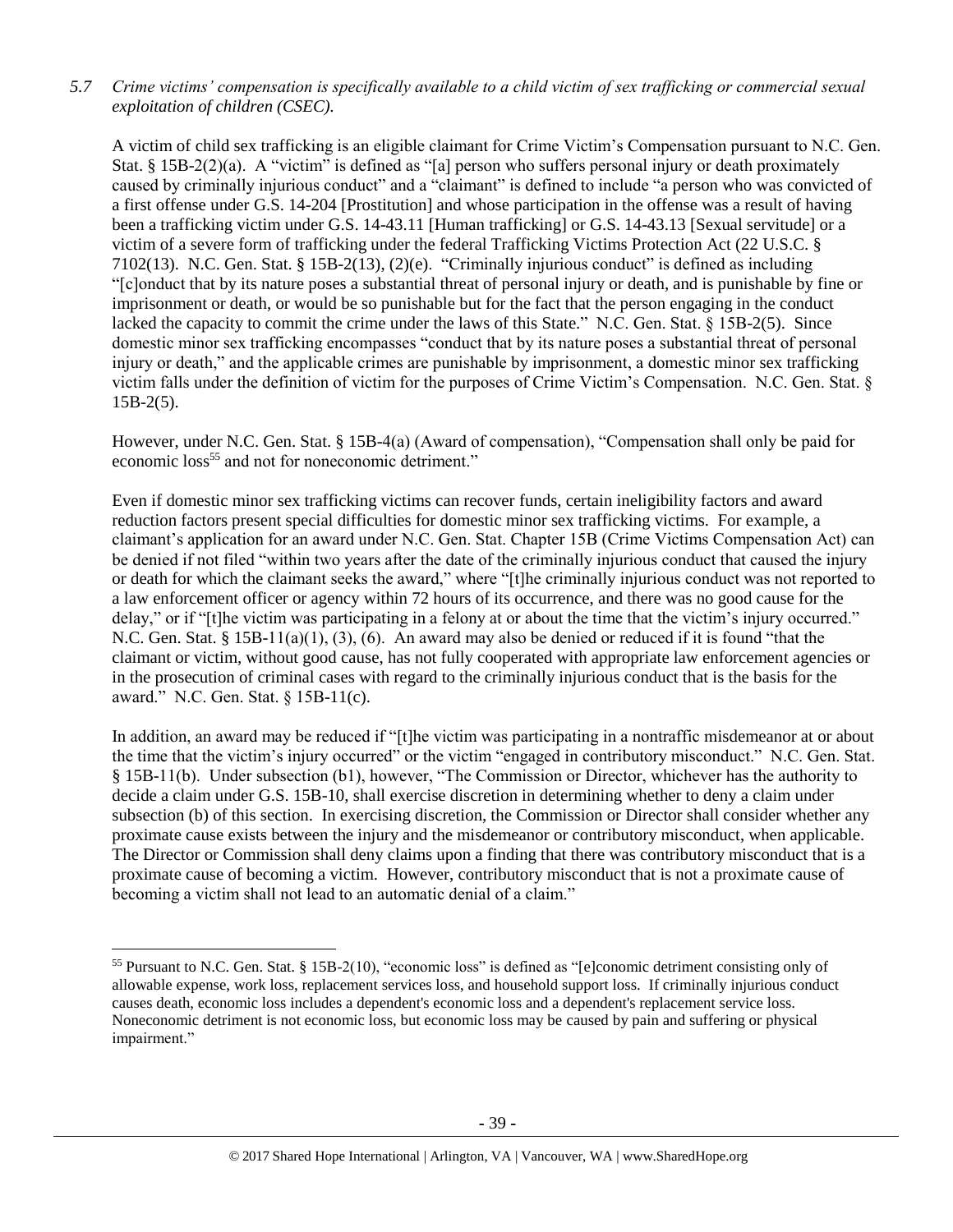*5.7 Crime victims' compensation is specifically available to a child victim of sex trafficking or commercial sexual exploitation of children (CSEC).*

A victim of child sex trafficking is an eligible claimant for Crime Victim's Compensation pursuant to N.C. Gen. Stat. § 15B-2(2)(a). A "victim" is defined as "[a] person who suffers personal injury or death proximately caused by criminally injurious conduct" and a "claimant" is defined to include "a person who was convicted of a first offense under G.S. 14-204 [Prostitution] and whose participation in the offense was a result of having been a trafficking victim under G.S. 14-43.11 [Human trafficking] or G.S. 14-43.13 [Sexual servitude] or a victim of a severe form of trafficking under the federal Trafficking Victims Protection Act (22 U.S.C. § 7102(13). N.C. Gen. Stat. § 15B-2(13), (2)(e). "Criminally injurious conduct" is defined as including "[c]onduct that by its nature poses a substantial threat of personal injury or death, and is punishable by fine or imprisonment or death, or would be so punishable but for the fact that the person engaging in the conduct lacked the capacity to commit the crime under the laws of this State." N.C. Gen. Stat. § 15B-2(5). Since domestic minor sex trafficking encompasses "conduct that by its nature poses a substantial threat of personal injury or death," and the applicable crimes are punishable by imprisonment, a domestic minor sex trafficking victim falls under the definition of victim for the purposes of Crime Victim's Compensation. N.C. Gen. Stat. § 15B-2(5).

However, under N.C. Gen. Stat. § 15B-4(a) (Award of compensation), "Compensation shall only be paid for economic loss[55] and not for noneconomic detriment."

Even if domestic minor sex trafficking victims can recover funds, certain ineligibility factors and award reduction factors present special difficulties for domestic minor sex trafficking victims. For example, a claimant's application for an award under N.C. Gen. Stat. Chapter 15B (Crime Victims Compensation Act) can be denied if not filed "within two years after the date of the criminally injurious conduct that caused the injury or death for which the claimant seeks the award," where "[t]he criminally injurious conduct was not reported to a law enforcement officer or agency within 72 hours of its occurrence, and there was no good cause for the delay," or if "[t]he victim was participating in a felony at or about the time that the victim's injury occurred." N.C. Gen. Stat. § 15B-11(a)(1), (3), (6). An award may also be denied or reduced if it is found "that the claimant or victim, without good cause, has not fully cooperated with appropriate law enforcement agencies or in the prosecution of criminal cases with regard to the criminally injurious conduct that is the basis for the award." N.C. Gen. Stat. § 15B-11(c).

In addition, an award may be reduced if "[t]he victim was participating in a nontraffic misdemeanor at or about the time that the victim's injury occurred" or the victim "engaged in contributory misconduct." N.C. Gen. Stat. § 15B-11(b). Under subsection (b1), however, "The Commission or Director, whichever has the authority to decide a claim under G.S. 15B-10, shall exercise discretion in determining whether to deny a claim under subsection (b) of this section. In exercising discretion, the Commission or Director shall consider whether any proximate cause exists between the injury and the misdemeanor or contributory misconduct, when applicable. The Director or Commission shall deny claims upon a finding that there was contributory misconduct that is a proximate cause of becoming a victim. However, contributory misconduct that is not a proximate cause of becoming a victim shall not lead to an automatic denial of a claim."

[55] Pursuant to N.C. Gen. Stat. § 15B-2(10), "economic loss" is defined as "[e]conomic detriment consisting only of allowable expense, work loss, replacement services loss, and household support loss. If criminally injurious conduct causes death, economic loss includes a dependent's economic loss and a dependent's replacement service loss. Noneconomic detriment is not economic loss, but economic loss may be caused by pain and suffering or physical impairment."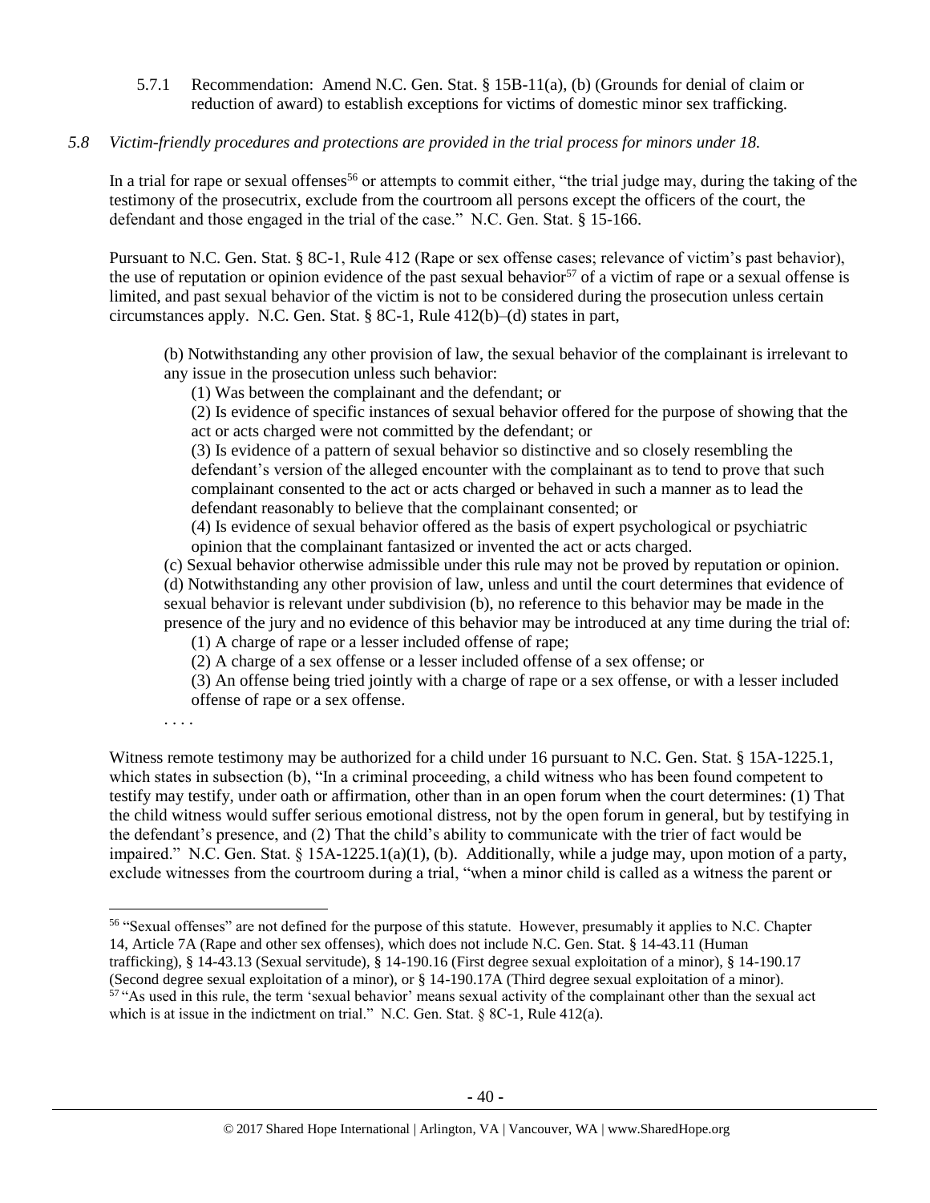5.7.1 Recommendation: Amend N.C. Gen. Stat. § 15B-11(a), (b) (Grounds for denial of claim or reduction of award) to establish exceptions for victims of domestic minor sex trafficking.

*5.8 Victim-friendly procedures and protections are provided in the trial process for minors under 18.*

In a trial for rape or sexual offenses[56] or attempts to commit either, "the trial judge may, during the taking of the testimony of the prosecutrix, exclude from the courtroom all persons except the officers of the court, the defendant and those engaged in the trial of the case." N.C. Gen. Stat. § 15-166.

Pursuant to N.C. Gen. Stat. § 8C-1, Rule 412 (Rape or sex offense cases; relevance of victim's past behavior), the use of reputation or opinion evidence of the past sexual behavior[57] of a victim of rape or a sexual offense is limited, and past sexual behavior of the victim is not to be considered during the prosecution unless certain circumstances apply. N.C. Gen. Stat. § 8C-1, Rule 412(b)–(d) states in part,

> (b) Notwithstanding any other provision of law, the sexual behavior of the complainant is irrelevant to any issue in the prosecution unless such behavior:
>
> (1) Was between the complainant and the defendant; or
>
> (2) Is evidence of specific instances of sexual behavior offered for the purpose of showing that the act or acts charged were not committed by the defendant; or
>
> (3) Is evidence of a pattern of sexual behavior so distinctive and so closely resembling the defendant's version of the alleged encounter with the complainant as to tend to prove that such complainant consented to the act or acts charged or behaved in such a manner as to lead the defendant reasonably to believe that the complainant consented; or
>
> (4) Is evidence of sexual behavior offered as the basis of expert psychological or psychiatric opinion that the complainant fantasized or invented the act or acts charged.
>
> (c) Sexual behavior otherwise admissible under this rule may not be proved by reputation or opinion.
>
> (d) Notwithstanding any other provision of law, unless and until the court determines that evidence of sexual behavior is relevant under subdivision (b), no reference to this behavior may be made in the presence of the jury and no evidence of this behavior may be introduced at any time during the trial of:
>
> (1) A charge of rape or a lesser included offense of rape;
>
> (2) A charge of a sex offense or a lesser included offense of a sex offense; or
>
> (3) An offense being tried jointly with a charge of rape or a sex offense, or with a lesser included offense of rape or a sex offense.
>
> . . . .

Witness remote testimony may be authorized for a child under 16 pursuant to N.C. Gen. Stat. § 15A-1225.1, which states in subsection (b), "In a criminal proceeding, a child witness who has been found competent to testify may testify, under oath or affirmation, other than in an open forum when the court determines: (1) That the child witness would suffer serious emotional distress, not by the open forum in general, but by testifying in the defendant's presence, and (2) That the child's ability to communicate with the trier of fact would be impaired." N.C. Gen. Stat. § 15A-1225.1(a)(1), (b). Additionally, while a judge may, upon motion of a party, exclude witnesses from the courtroom during a trial, "when a minor child is called as a witness the parent or

---

[56] "Sexual offenses" are not defined for the purpose of this statute. However, presumably it applies to N.C. Chapter 14, Article 7A (Rape and other sex offenses), which does not include N.C. Gen. Stat. § 14-43.11 (Human trafficking), § 14-43.13 (Sexual servitude), § 14-190.16 (First degree sexual exploitation of a minor), § 14-190.17 (Second degree sexual exploitation of a minor), or § 14-190.17A (Third degree sexual exploitation of a minor).

[57] "As used in this rule, the term 'sexual behavior' means sexual activity of the complainant other than the sexual act which is at issue in the indictment on trial." N.C. Gen. Stat. § 8C-1, Rule 412(a).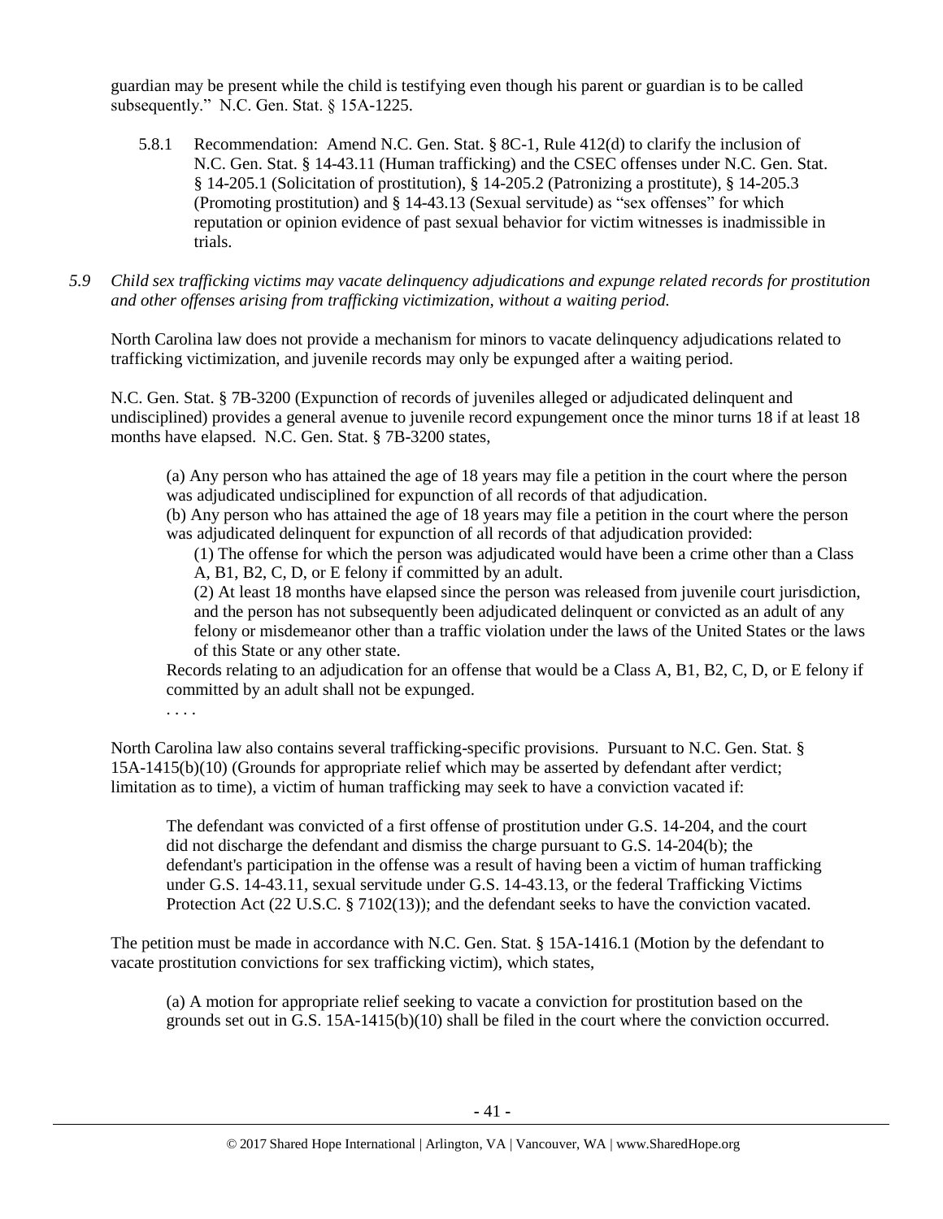guardian may be present while the child is testifying even though his parent or guardian is to be called subsequently." N.C. Gen. Stat. § 15A-1225.

5.8.1 Recommendation: Amend N.C. Gen. Stat. § 8C-1, Rule 412(d) to clarify the inclusion of N.C. Gen. Stat. § 14-43.11 (Human trafficking) and the CSEC offenses under N.C. Gen. Stat. § 14-205.1 (Solicitation of prostitution), § 14-205.2 (Patronizing a prostitute), § 14-205.3 (Promoting prostitution) and § 14-43.13 (Sexual servitude) as "sex offenses" for which reputation or opinion evidence of past sexual behavior for victim witnesses is inadmissible in trials.

*5.9 Child sex trafficking victims may vacate delinquency adjudications and expunge related records for prostitution and other offenses arising from trafficking victimization, without a waiting period.*

North Carolina law does not provide a mechanism for minors to vacate delinquency adjudications related to trafficking victimization, and juvenile records may only be expunged after a waiting period.

N.C. Gen. Stat. § 7B-3200 (Expunction of records of juveniles alleged or adjudicated delinquent and undisciplined) provides a general avenue to juvenile record expungement once the minor turns 18 if at least 18 months have elapsed. N.C. Gen. Stat. § 7B-3200 states,

> (a) Any person who has attained the age of 18 years may file a petition in the court where the person was adjudicated undisciplined for expunction of all records of that adjudication.
>
> (b) Any person who has attained the age of 18 years may file a petition in the court where the person was adjudicated delinquent for expunction of all records of that adjudication provided:
>
> (1) The offense for which the person was adjudicated would have been a crime other than a Class A, B1, B2, C, D, or E felony if committed by an adult.
>
> (2) At least 18 months have elapsed since the person was released from juvenile court jurisdiction, and the person has not subsequently been adjudicated delinquent or convicted as an adult of any felony or misdemeanor other than a traffic violation under the laws of the United States or the laws of this State or any other state.
>
> Records relating to an adjudication for an offense that would be a Class A, B1, B2, C, D, or E felony if committed by an adult shall not be expunged.
>
> . . . .

North Carolina law also contains several trafficking-specific provisions. Pursuant to N.C. Gen. Stat. § 15A-1415(b)(10) (Grounds for appropriate relief which may be asserted by defendant after verdict; limitation as to time), a victim of human trafficking may seek to have a conviction vacated if:

> The defendant was convicted of a first offense of prostitution under G.S. 14-204, and the court did not discharge the defendant and dismiss the charge pursuant to G.S. 14-204(b); the defendant's participation in the offense was a result of having been a victim of human trafficking under G.S. 14-43.11, sexual servitude under G.S. 14-43.13, or the federal Trafficking Victims Protection Act (22 U.S.C. § 7102(13)); and the defendant seeks to have the conviction vacated.

The petition must be made in accordance with N.C. Gen. Stat. § 15A-1416.1 (Motion by the defendant to vacate prostitution convictions for sex trafficking victim), which states,

> (a) A motion for appropriate relief seeking to vacate a conviction for prostitution based on the grounds set out in G.S. 15A-1415(b)(10) shall be filed in the court where the conviction occurred.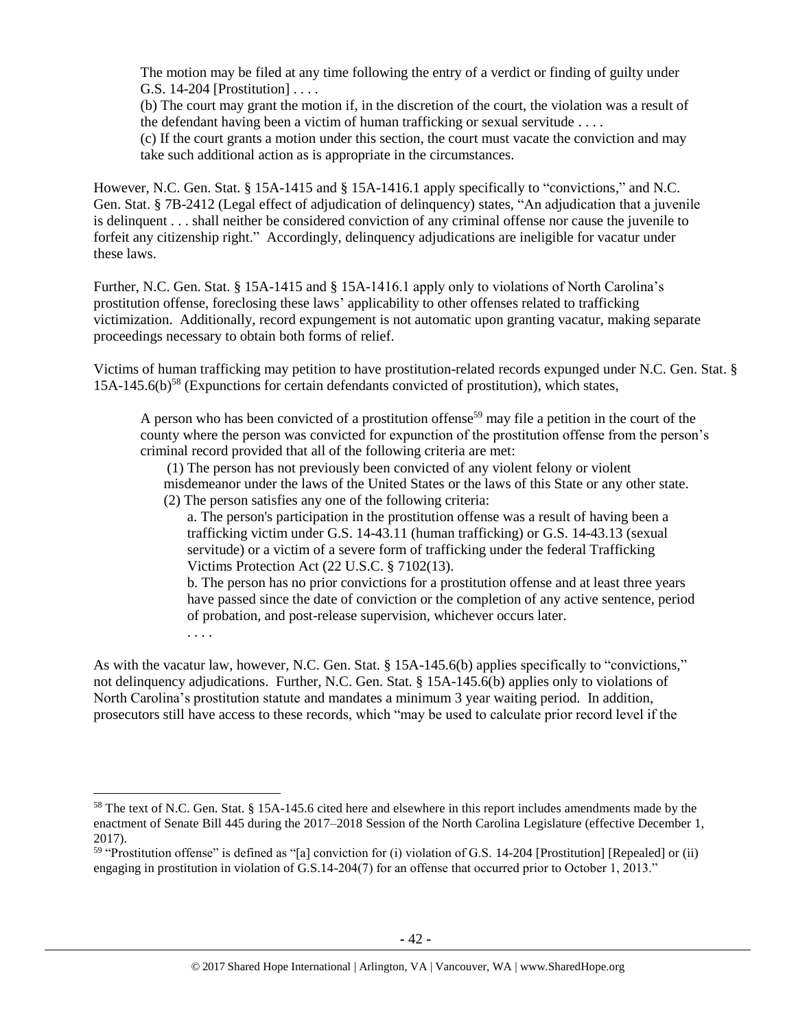> The motion may be filed at any time following the entry of a verdict or finding of guilty under G.S. 14-204 [Prostitution] . . . .
>
> (b) The court may grant the motion if, in the discretion of the court, the violation was a result of the defendant having been a victim of human trafficking or sexual servitude . . . .
>
> (c) If the court grants a motion under this section, the court must vacate the conviction and may take such additional action as is appropriate in the circumstances.

However, N.C. Gen. Stat. § 15A-1415 and § 15A-1416.1 apply specifically to "convictions," and N.C. Gen. Stat. § 7B-2412 (Legal effect of adjudication of delinquency) states, "An adjudication that a juvenile is delinquent . . . shall neither be considered conviction of any criminal offense nor cause the juvenile to forfeit any citizenship right." Accordingly, delinquency adjudications are ineligible for vacatur under these laws.

Further, N.C. Gen. Stat. § 15A-1415 and § 15A-1416.1 apply only to violations of North Carolina's prostitution offense, foreclosing these laws' applicability to other offenses related to trafficking victimization. Additionally, record expungement is not automatic upon granting vacatur, making separate proceedings necessary to obtain both forms of relief.

Victims of human trafficking may petition to have prostitution-related records expunged under N.C. Gen. Stat. § 15A-145.6(b)[58] (Expunctions for certain defendants convicted of prostitution), which states,

> A person who has been convicted of a prostitution offense[59] may file a petition in the court of the county where the person was convicted for expunction of the prostitution offense from the person's criminal record provided that all of the following criteria are met:
>
> (1) The person has not previously been convicted of any violent felony or violent misdemeanor under the laws of the United States or the laws of this State or any other state.
>
> (2) The person satisfies any one of the following criteria:
>
> a. The person's participation in the prostitution offense was a result of having been a trafficking victim under G.S. 14-43.11 (human trafficking) or G.S. 14-43.13 (sexual servitude) or a victim of a severe form of trafficking under the federal Trafficking Victims Protection Act (22 U.S.C. § 7102(13).
>
> b. The person has no prior convictions for a prostitution offense and at least three years have passed since the date of conviction or the completion of any active sentence, period of probation, and post-release supervision, whichever occurs later.
>
> . . . .

As with the vacatur law, however, N.C. Gen. Stat. § 15A-145.6(b) applies specifically to "convictions," not delinquency adjudications. Further, N.C. Gen. Stat. § 15A-145.6(b) applies only to violations of North Carolina's prostitution statute and mandates a minimum 3 year waiting period. In addition, prosecutors still have access to these records, which "may be used to calculate prior record level if the

---

[58] The text of N.C. Gen. Stat. § 15A-145.6 cited here and elsewhere in this report includes amendments made by the enactment of Senate Bill 445 during the 2017–2018 Session of the North Carolina Legislature (effective December 1, 2017).

[59] "Prostitution offense" is defined as "[a] conviction for (i) violation of G.S. 14-204 [Prostitution] [Repealed] or (ii) engaging in prostitution in violation of G.S.14-204(7) for an offense that occurred prior to October 1, 2013."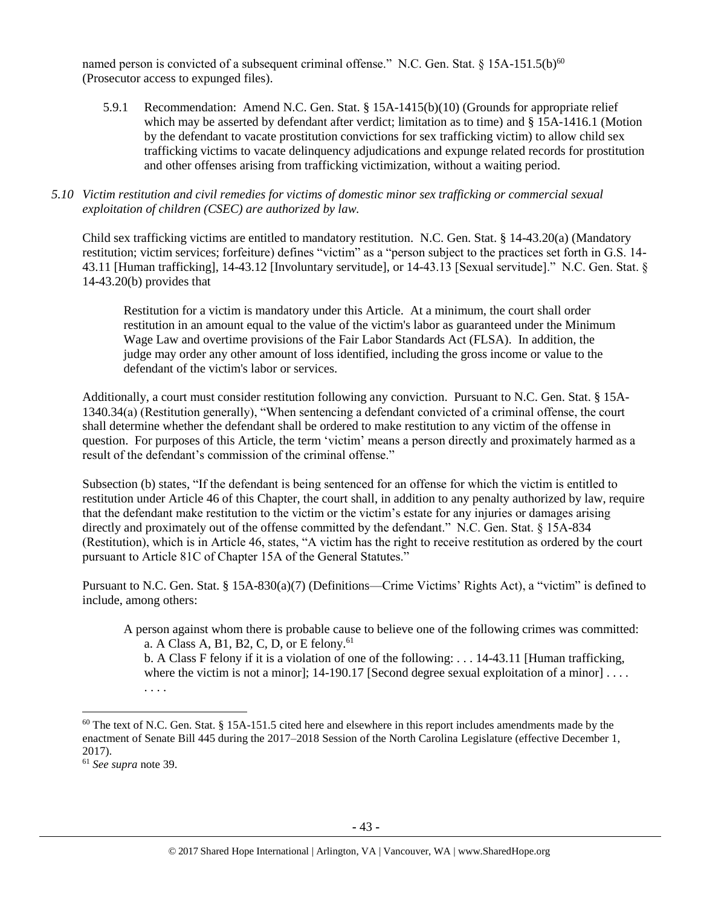named person is convicted of a subsequent criminal offense." N.C. Gen. Stat. § 15A-151.5(b)[60] (Prosecutor access to expunged files).

5.9.1 Recommendation: Amend N.C. Gen. Stat. § 15A-1415(b)(10) (Grounds for appropriate relief which may be asserted by defendant after verdict; limitation as to time) and § 15A-1416.1 (Motion by the defendant to vacate prostitution convictions for sex trafficking victim) to allow child sex trafficking victims to vacate delinquency adjudications and expunge related records for prostitution and other offenses arising from trafficking victimization, without a waiting period.

*5.10 Victim restitution and civil remedies for victims of domestic minor sex trafficking or commercial sexual exploitation of children (CSEC) are authorized by law.*

Child sex trafficking victims are entitled to mandatory restitution. N.C. Gen. Stat. § 14-43.20(a) (Mandatory restitution; victim services; forfeiture) defines "victim" as a "person subject to the practices set forth in G.S. 14-43.11 [Human trafficking], 14-43.12 [Involuntary servitude], or 14-43.13 [Sexual servitude]." N.C. Gen. Stat. § 14-43.20(b) provides that

> Restitution for a victim is mandatory under this Article. At a minimum, the court shall order restitution in an amount equal to the value of the victim's labor as guaranteed under the Minimum Wage Law and overtime provisions of the Fair Labor Standards Act (FLSA). In addition, the judge may order any other amount of loss identified, including the gross income or value to the defendant of the victim's labor or services.

Additionally, a court must consider restitution following any conviction. Pursuant to N.C. Gen. Stat. § 15A-1340.34(a) (Restitution generally), "When sentencing a defendant convicted of a criminal offense, the court shall determine whether the defendant shall be ordered to make restitution to any victim of the offense in question. For purposes of this Article, the term 'victim' means a person directly and proximately harmed as a result of the defendant's commission of the criminal offense."

Subsection (b) states, "If the defendant is being sentenced for an offense for which the victim is entitled to restitution under Article 46 of this Chapter, the court shall, in addition to any penalty authorized by law, require that the defendant make restitution to the victim or the victim's estate for any injuries or damages arising directly and proximately out of the offense committed by the defendant." N.C. Gen. Stat. § 15A-834 (Restitution), which is in Article 46, states, "A victim has the right to receive restitution as ordered by the court pursuant to Article 81C of Chapter 15A of the General Statutes."

Pursuant to N.C. Gen. Stat. § 15A-830(a)(7) (Definitions—Crime Victims' Rights Act), a "victim" is defined to include, among others:

> A person against whom there is probable cause to believe one of the following crimes was committed:
> a. A Class A, B1, B2, C, D, or E felony.[61]
> b. A Class F felony if it is a violation of one of the following: . . . 14-43.11 [Human trafficking, where the victim is not a minor]; 14-190.17 [Second degree sexual exploitation of a minor] . . . .
> . . . .

---

[60] The text of N.C. Gen. Stat. § 15A-151.5 cited here and elsewhere in this report includes amendments made by the enactment of Senate Bill 445 during the 2017–2018 Session of the North Carolina Legislature (effective December 1, 2017).

[61] *See supra* note 39.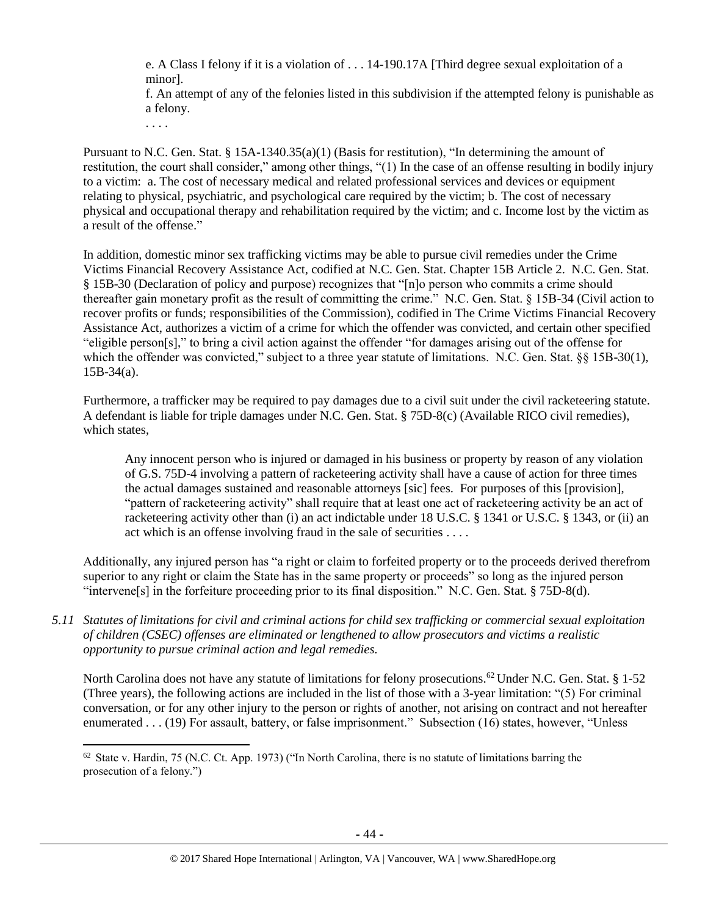> e. A Class I felony if it is a violation of . . . 14-190.17A [Third degree sexual exploitation of a minor].
>
> f. An attempt of any of the felonies listed in this subdivision if the attempted felony is punishable as a felony.
>
> . . . .

Pursuant to N.C. Gen. Stat. § 15A-1340.35(a)(1) (Basis for restitution), "In determining the amount of restitution, the court shall consider," among other things, "(1) In the case of an offense resulting in bodily injury to a victim: a. The cost of necessary medical and related professional services and devices or equipment relating to physical, psychiatric, and psychological care required by the victim; b. The cost of necessary physical and occupational therapy and rehabilitation required by the victim; and c. Income lost by the victim as a result of the offense."

In addition, domestic minor sex trafficking victims may be able to pursue civil remedies under the Crime Victims Financial Recovery Assistance Act, codified at N.C. Gen. Stat. Chapter 15B Article 2. N.C. Gen. Stat. § 15B-30 (Declaration of policy and purpose) recognizes that "[n]o person who commits a crime should thereafter gain monetary profit as the result of committing the crime." N.C. Gen. Stat. § 15B-34 (Civil action to recover profits or funds; responsibilities of the Commission), codified in The Crime Victims Financial Recovery Assistance Act, authorizes a victim of a crime for which the offender was convicted, and certain other specified "eligible person[s]," to bring a civil action against the offender "for damages arising out of the offense for which the offender was convicted," subject to a three year statute of limitations. N.C. Gen. Stat. §§ 15B-30(1), 15B-34(a).

Furthermore, a trafficker may be required to pay damages due to a civil suit under the civil racketeering statute. A defendant is liable for triple damages under N.C. Gen. Stat. § 75D-8(c) (Available RICO civil remedies), which states,

> Any innocent person who is injured or damaged in his business or property by reason of any violation of G.S. 75D-4 involving a pattern of racketeering activity shall have a cause of action for three times the actual damages sustained and reasonable attorneys [sic] fees. For purposes of this [provision], "pattern of racketeering activity" shall require that at least one act of racketeering activity be an act of racketeering activity other than (i) an act indictable under 18 U.S.C. § 1341 or U.S.C. § 1343, or (ii) an act which is an offense involving fraud in the sale of securities . . . .

Additionally, any injured person has "a right or claim to forfeited property or to the proceeds derived therefrom superior to any right or claim the State has in the same property or proceeds" so long as the injured person "intervene[s] in the forfeiture proceeding prior to its final disposition." N.C. Gen. Stat. § 75D-8(d).

*5.11 Statutes of limitations for civil and criminal actions for child sex trafficking or commercial sexual exploitation of children (CSEC) offenses are eliminated or lengthened to allow prosecutors and victims a realistic opportunity to pursue criminal action and legal remedies.*

North Carolina does not have any statute of limitations for felony prosecutions.[62] Under N.C. Gen. Stat. § 1-52 (Three years), the following actions are included in the list of those with a 3-year limitation: "(5) For criminal conversation, or for any other injury to the person or rights of another, not arising on contract and not hereafter enumerated . . . (19) For assault, battery, or false imprisonment." Subsection (16) states, however, "Unless

[62] State v. Hardin, 75 (N.C. Ct. App. 1973) ("In North Carolina, there is no statute of limitations barring the prosecution of a felony.")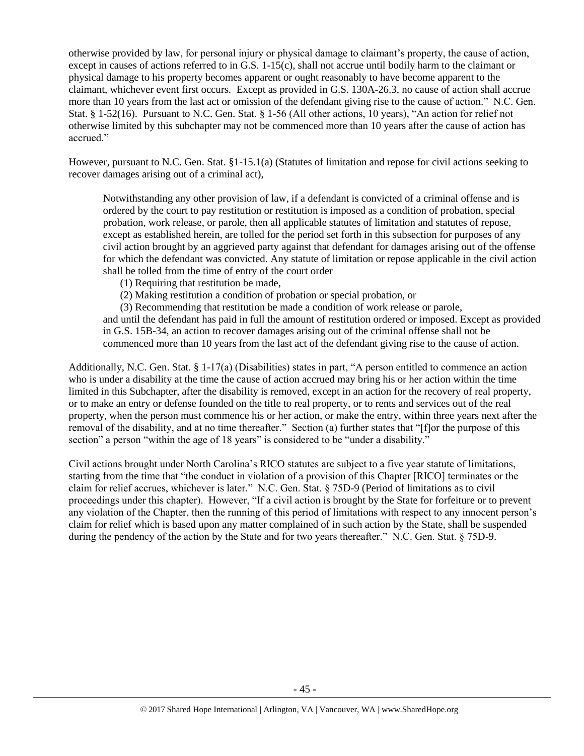otherwise provided by law, for personal injury or physical damage to claimant's property, the cause of action, except in causes of actions referred to in G.S. 1-15(c), shall not accrue until bodily harm to the claimant or physical damage to his property becomes apparent or ought reasonably to have become apparent to the claimant, whichever event first occurs. Except as provided in G.S. 130A-26.3, no cause of action shall accrue more than 10 years from the last act or omission of the defendant giving rise to the cause of action." N.C. Gen. Stat. § 1-52(16). Pursuant to N.C. Gen. Stat. § 1-56 (All other actions, 10 years), "An action for relief not otherwise limited by this subchapter may not be commenced more than 10 years after the cause of action has accrued."

However, pursuant to N.C. Gen. Stat. §1-15.1(a) (Statutes of limitation and repose for civil actions seeking to recover damages arising out of a criminal act),

> Notwithstanding any other provision of law, if a defendant is convicted of a criminal offense and is ordered by the court to pay restitution or restitution is imposed as a condition of probation, special probation, work release, or parole, then all applicable statutes of limitation and statutes of repose, except as established herein, are tolled for the period set forth in this subsection for purposes of any civil action brought by an aggrieved party against that defendant for damages arising out of the offense for which the defendant was convicted. Any statute of limitation or repose applicable in the civil action shall be tolled from the time of entry of the court order
>
> (1) Requiring that restitution be made,
>
> (2) Making restitution a condition of probation or special probation, or
>
> (3) Recommending that restitution be made a condition of work release or parole,
>
> and until the defendant has paid in full the amount of restitution ordered or imposed. Except as provided in G.S. 15B-34, an action to recover damages arising out of the criminal offense shall not be commenced more than 10 years from the last act of the defendant giving rise to the cause of action.

Additionally, N.C. Gen. Stat. § 1-17(a) (Disabilities) states in part, "A person entitled to commence an action who is under a disability at the time the cause of action accrued may bring his or her action within the time limited in this Subchapter, after the disability is removed, except in an action for the recovery of real property, or to make an entry or defense founded on the title to real property, or to rents and services out of the real property, when the person must commence his or her action, or make the entry, within three years next after the removal of the disability, and at no time thereafter." Section (a) further states that "[f]or the purpose of this section" a person "within the age of 18 years" is considered to be "under a disability."

Civil actions brought under North Carolina's RICO statutes are subject to a five year statute of limitations, starting from the time that "the conduct in violation of a provision of this Chapter [RICO] terminates or the claim for relief accrues, whichever is later." N.C. Gen. Stat. § 75D-9 (Period of limitations as to civil proceedings under this chapter). However, "If a civil action is brought by the State for forfeiture or to prevent any violation of the Chapter, then the running of this period of limitations with respect to any innocent person's claim for relief which is based upon any matter complained of in such action by the State, shall be suspended during the pendency of the action by the State and for two years thereafter." N.C. Gen. Stat. § 75D-9.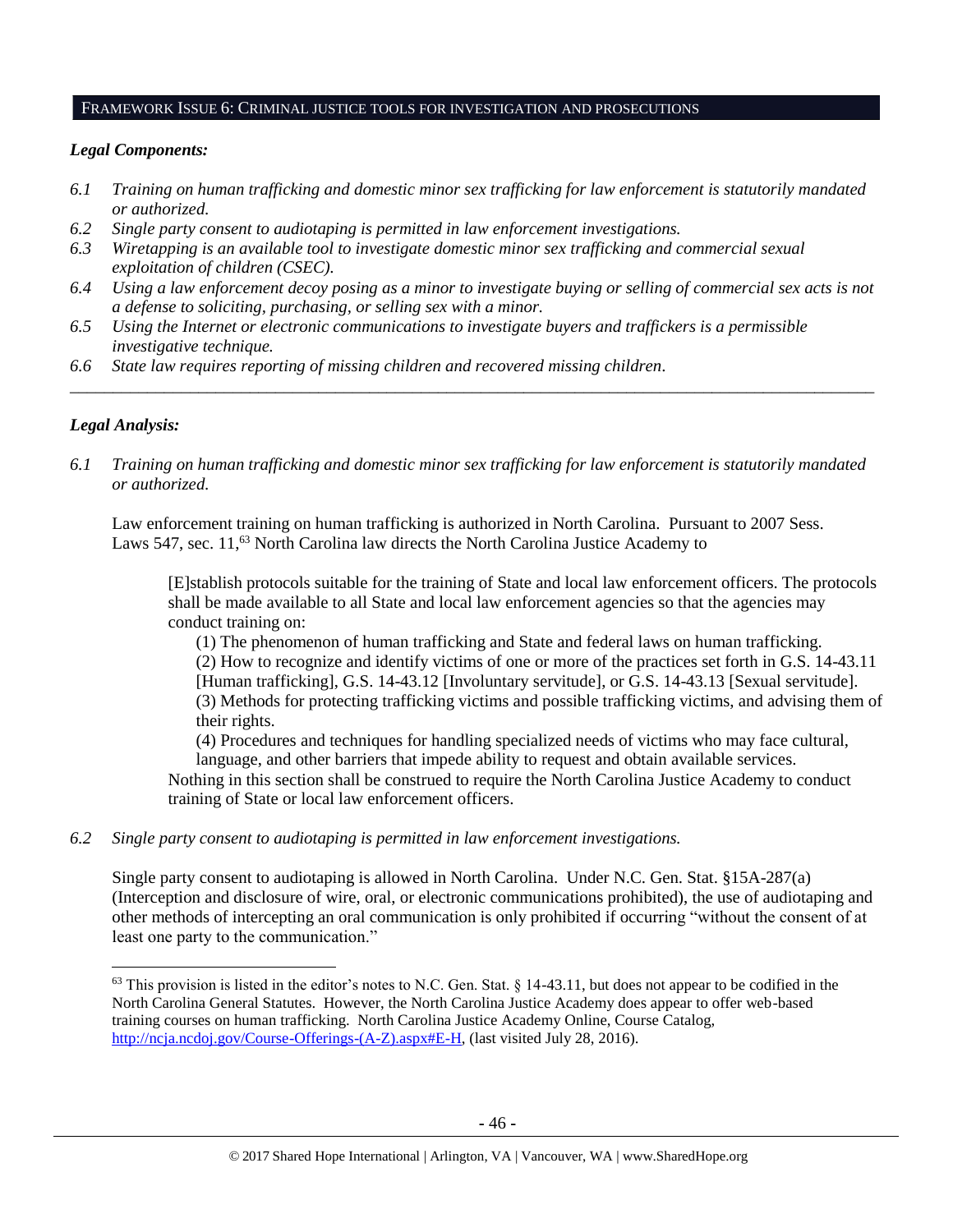## Framework Issue 6: Criminal justice tools for investigation and prosecutions

### *Legal Components:*

*6.1 Training on human trafficking and domestic minor sex trafficking for law enforcement is statutorily mandated or authorized.*

*6.2 Single party consent to audiotaping is permitted in law enforcement investigations.*

*6.3 Wiretapping is an available tool to investigate domestic minor sex trafficking and commercial sexual exploitation of children (CSEC).*

*6.4 Using a law enforcement decoy posing as a minor to investigate buying or selling of commercial sex acts is not a defense to soliciting, purchasing, or selling sex with a minor.*

*6.5 Using the Internet or electronic communications to investigate buyers and traffickers is a permissible investigative technique.*

*6.6 State law requires reporting of missing children and recovered missing children.*

---

### *Legal Analysis:*

*6.1 Training on human trafficking and domestic minor sex trafficking for law enforcement is statutorily mandated or authorized.*

Law enforcement training on human trafficking is authorized in North Carolina. Pursuant to 2007 Sess. Laws 547, sec. 11,[63] North Carolina law directs the North Carolina Justice Academy to

> [E]stablish protocols suitable for the training of State and local law enforcement officers. The protocols shall be made available to all State and local law enforcement agencies so that the agencies may conduct training on:
>
> (1) The phenomenon of human trafficking and State and federal laws on human trafficking.
>
> (2) How to recognize and identify victims of one or more of the practices set forth in G.S. 14-43.11 [Human trafficking], G.S. 14-43.12 [Involuntary servitude], or G.S. 14-43.13 [Sexual servitude].
>
> (3) Methods for protecting trafficking victims and possible trafficking victims, and advising them of their rights.
>
> (4) Procedures and techniques for handling specialized needs of victims who may face cultural, language, and other barriers that impede ability to request and obtain available services.
>
> Nothing in this section shall be construed to require the North Carolina Justice Academy to conduct training of State or local law enforcement officers.

*6.2 Single party consent to audiotaping is permitted in law enforcement investigations.*

Single party consent to audiotaping is allowed in North Carolina. Under N.C. Gen. Stat. §15A-287(a) (Interception and disclosure of wire, oral, or electronic communications prohibited), the use of audiotaping and other methods of intercepting an oral communication is only prohibited if occurring "without the consent of at least one party to the communication."

---

[63] This provision is listed in the editor's notes to N.C. Gen. Stat. § 14-43.11, but does not appear to be codified in the North Carolina General Statutes. However, the North Carolina Justice Academy does appear to offer web-based training courses on human trafficking. North Carolina Justice Academy Online, Course Catalog, http://ncja.ncdoj.gov/Course-Offerings-(A-Z).aspx#E-H, (last visited July 28, 2016).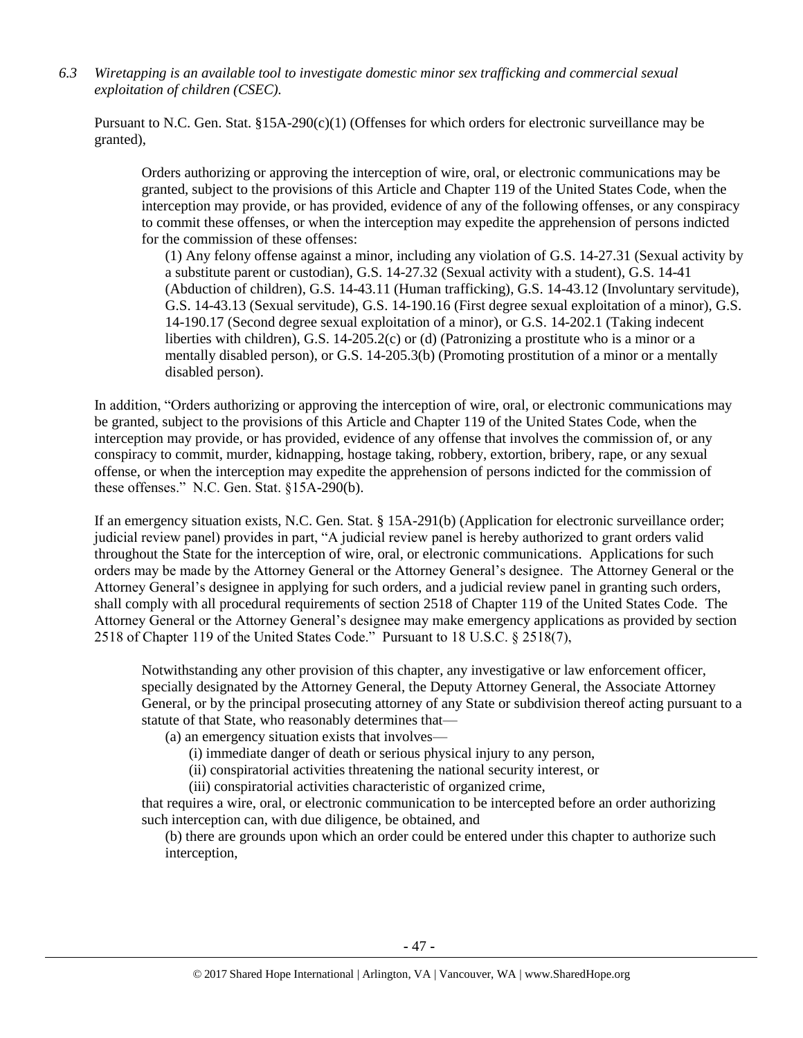*6.3 Wiretapping is an available tool to investigate domestic minor sex trafficking and commercial sexual exploitation of children (CSEC).*

Pursuant to N.C. Gen. Stat. §15A-290(c)(1) (Offenses for which orders for electronic surveillance may be granted),

> Orders authorizing or approving the interception of wire, oral, or electronic communications may be granted, subject to the provisions of this Article and Chapter 119 of the United States Code, when the interception may provide, or has provided, evidence of any of the following offenses, or any conspiracy to commit these offenses, or when the interception may expedite the apprehension of persons indicted for the commission of these offenses:
>
> (1) Any felony offense against a minor, including any violation of G.S. 14-27.31 (Sexual activity by a substitute parent or custodian), G.S. 14-27.32 (Sexual activity with a student), G.S. 14-41 (Abduction of children), G.S. 14-43.11 (Human trafficking), G.S. 14-43.12 (Involuntary servitude), G.S. 14-43.13 (Sexual servitude), G.S. 14-190.16 (First degree sexual exploitation of a minor), G.S. 14-190.17 (Second degree sexual exploitation of a minor), or G.S. 14-202.1 (Taking indecent liberties with children), G.S. 14-205.2(c) or (d) (Patronizing a prostitute who is a minor or a mentally disabled person), or G.S. 14-205.3(b) (Promoting prostitution of a minor or a mentally disabled person).

In addition, "Orders authorizing or approving the interception of wire, oral, or electronic communications may be granted, subject to the provisions of this Article and Chapter 119 of the United States Code, when the interception may provide, or has provided, evidence of any offense that involves the commission of, or any conspiracy to commit, murder, kidnapping, hostage taking, robbery, extortion, bribery, rape, or any sexual offense, or when the interception may expedite the apprehension of persons indicted for the commission of these offenses." N.C. Gen. Stat. §15A-290(b).

If an emergency situation exists, N.C. Gen. Stat. § 15A-291(b) (Application for electronic surveillance order; judicial review panel) provides in part, "A judicial review panel is hereby authorized to grant orders valid throughout the State for the interception of wire, oral, or electronic communications. Applications for such orders may be made by the Attorney General or the Attorney General's designee. The Attorney General or the Attorney General's designee in applying for such orders, and a judicial review panel in granting such orders, shall comply with all procedural requirements of section 2518 of Chapter 119 of the United States Code. The Attorney General or the Attorney General's designee may make emergency applications as provided by section 2518 of Chapter 119 of the United States Code." Pursuant to 18 U.S.C. § 2518(7),

> Notwithstanding any other provision of this chapter, any investigative or law enforcement officer, specially designated by the Attorney General, the Deputy Attorney General, the Associate Attorney General, or by the principal prosecuting attorney of any State or subdivision thereof acting pursuant to a statute of that State, who reasonably determines that—
>
> (a) an emergency situation exists that involves—
>
> (i) immediate danger of death or serious physical injury to any person,
>
> (ii) conspiratorial activities threatening the national security interest, or
>
> (iii) conspiratorial activities characteristic of organized crime,
>
> that requires a wire, oral, or electronic communication to be intercepted before an order authorizing such interception can, with due diligence, be obtained, and
>
> (b) there are grounds upon which an order could be entered under this chapter to authorize such interception,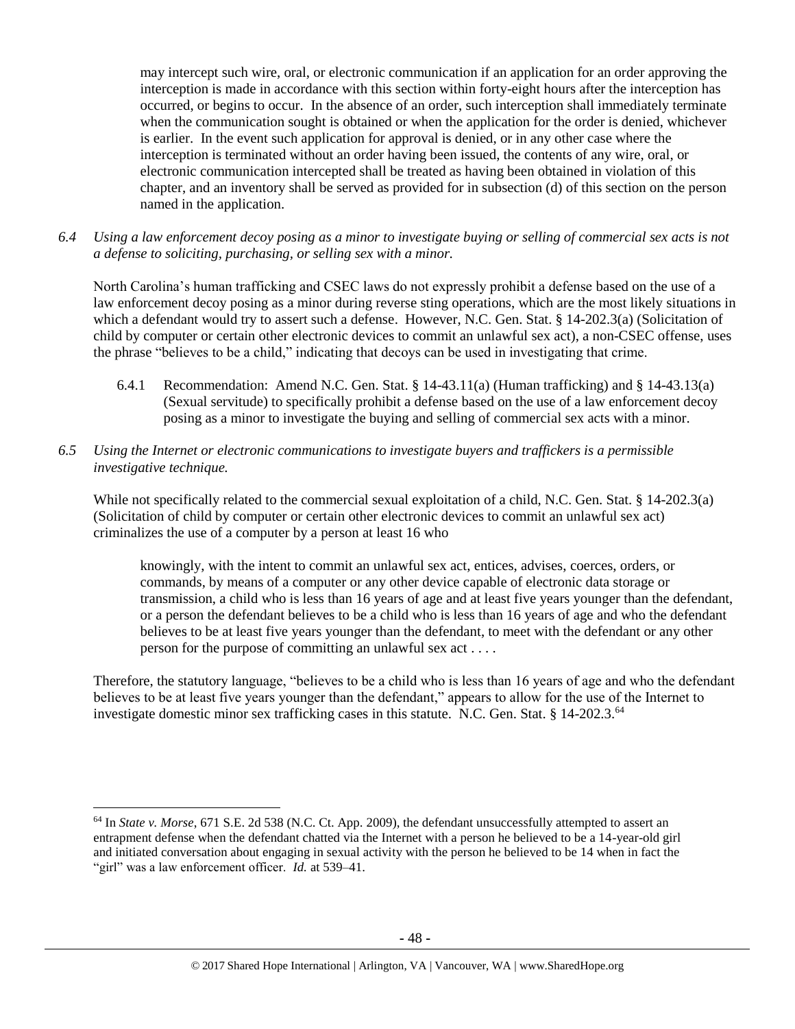may intercept such wire, oral, or electronic communication if an application for an order approving the interception is made in accordance with this section within forty-eight hours after the interception has occurred, or begins to occur. In the absence of an order, such interception shall immediately terminate when the communication sought is obtained or when the application for the order is denied, whichever is earlier. In the event such application for approval is denied, or in any other case where the interception is terminated without an order having been issued, the contents of any wire, oral, or electronic communication intercepted shall be treated as having been obtained in violation of this chapter, and an inventory shall be served as provided for in subsection (d) of this section on the person named in the application.

*6.4 Using a law enforcement decoy posing as a minor to investigate buying or selling of commercial sex acts is not a defense to soliciting, purchasing, or selling sex with a minor.*

North Carolina's human trafficking and CSEC laws do not expressly prohibit a defense based on the use of a law enforcement decoy posing as a minor during reverse sting operations, which are the most likely situations in which a defendant would try to assert such a defense. However, N.C. Gen. Stat. § 14-202.3(a) (Solicitation of child by computer or certain other electronic devices to commit an unlawful sex act), a non-CSEC offense, uses the phrase "believes to be a child," indicating that decoys can be used in investigating that crime.

6.4.1 Recommendation: Amend N.C. Gen. Stat. § 14-43.11(a) (Human trafficking) and § 14-43.13(a) (Sexual servitude) to specifically prohibit a defense based on the use of a law enforcement decoy posing as a minor to investigate the buying and selling of commercial sex acts with a minor.

*6.5 Using the Internet or electronic communications to investigate buyers and traffickers is a permissible investigative technique.*

While not specifically related to the commercial sexual exploitation of a child, N.C. Gen. Stat. § 14-202.3(a) (Solicitation of child by computer or certain other electronic devices to commit an unlawful sex act) criminalizes the use of a computer by a person at least 16 who

> knowingly, with the intent to commit an unlawful sex act, entices, advises, coerces, orders, or commands, by means of a computer or any other device capable of electronic data storage or transmission, a child who is less than 16 years of age and at least five years younger than the defendant, or a person the defendant believes to be a child who is less than 16 years of age and who the defendant believes to be at least five years younger than the defendant, to meet with the defendant or any other person for the purpose of committing an unlawful sex act . . . .

Therefore, the statutory language, "believes to be a child who is less than 16 years of age and who the defendant believes to be at least five years younger than the defendant," appears to allow for the use of the Internet to investigate domestic minor sex trafficking cases in this statute. N.C. Gen. Stat. § 14-202.3.[64]

---

[64] In *State v. Morse*, 671 S.E. 2d 538 (N.C. Ct. App. 2009), the defendant unsuccessfully attempted to assert an entrapment defense when the defendant chatted via the Internet with a person he believed to be a 14-year-old girl and initiated conversation about engaging in sexual activity with the person he believed to be 14 when in fact the "girl" was a law enforcement officer. *Id.* at 539–41.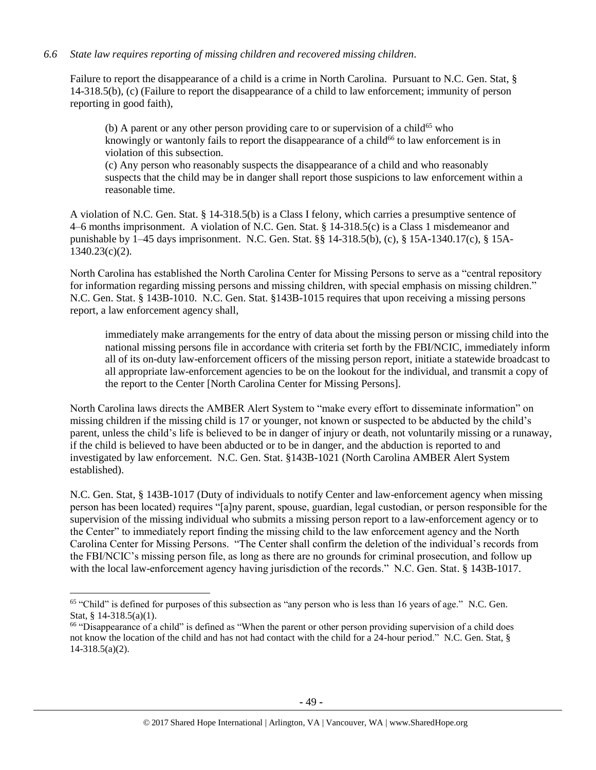*6.6 State law requires reporting of missing children and recovered missing children.*

Failure to report the disappearance of a child is a crime in North Carolina. Pursuant to N.C. Gen. Stat, § 14-318.5(b), (c) (Failure to report the disappearance of a child to law enforcement; immunity of person reporting in good faith),

> (b) A parent or any other person providing care to or supervision of a child[65] who knowingly or wantonly fails to report the disappearance of a child[66] to law enforcement is in violation of this subsection.
> (c) Any person who reasonably suspects the disappearance of a child and who reasonably suspects that the child may be in danger shall report those suspicions to law enforcement within a reasonable time.

A violation of N.C. Gen. Stat. § 14-318.5(b) is a Class I felony, which carries a presumptive sentence of 4–6 months imprisonment. A violation of N.C. Gen. Stat. § 14-318.5(c) is a Class 1 misdemeanor and punishable by 1–45 days imprisonment. N.C. Gen. Stat. §§ 14-318.5(b), (c), § 15A-1340.17(c), § 15A-1340.23(c)(2).

North Carolina has established the North Carolina Center for Missing Persons to serve as a "central repository for information regarding missing persons and missing children, with special emphasis on missing children." N.C. Gen. Stat. § 143B-1010. N.C. Gen. Stat. §143B-1015 requires that upon receiving a missing persons report, a law enforcement agency shall,

> immediately make arrangements for the entry of data about the missing person or missing child into the national missing persons file in accordance with criteria set forth by the FBI/NCIC, immediately inform all of its on-duty law-enforcement officers of the missing person report, initiate a statewide broadcast to all appropriate law-enforcement agencies to be on the lookout for the individual, and transmit a copy of the report to the Center [North Carolina Center for Missing Persons].

North Carolina laws directs the AMBER Alert System to "make every effort to disseminate information" on missing children if the missing child is 17 or younger, not known or suspected to be abducted by the child's parent, unless the child's life is believed to be in danger of injury or death, not voluntarily missing or a runaway, if the child is believed to have been abducted or to be in danger, and the abduction is reported to and investigated by law enforcement. N.C. Gen. Stat. §143B-1021 (North Carolina AMBER Alert System established).

N.C. Gen. Stat, § 143B-1017 (Duty of individuals to notify Center and law-enforcement agency when missing person has been located) requires "[a]ny parent, spouse, guardian, legal custodian, or person responsible for the supervision of the missing individual who submits a missing person report to a law-enforcement agency or to the Center" to immediately report finding the missing child to the law enforcement agency and the North Carolina Center for Missing Persons. "The Center shall confirm the deletion of the individual's records from the FBI/NCIC's missing person file, as long as there are no grounds for criminal prosecution, and follow up with the local law-enforcement agency having jurisdiction of the records." N.C. Gen. Stat. § 143B-1017.

---

[65] "Child" is defined for purposes of this subsection as "any person who is less than 16 years of age." N.C. Gen. Stat, § 14-318.5(a)(1).

[66] "Disappearance of a child" is defined as "When the parent or other person providing supervision of a child does not know the location of the child and has not had contact with the child for a 24-hour period." N.C. Gen. Stat, § 14-318.5(a)(2).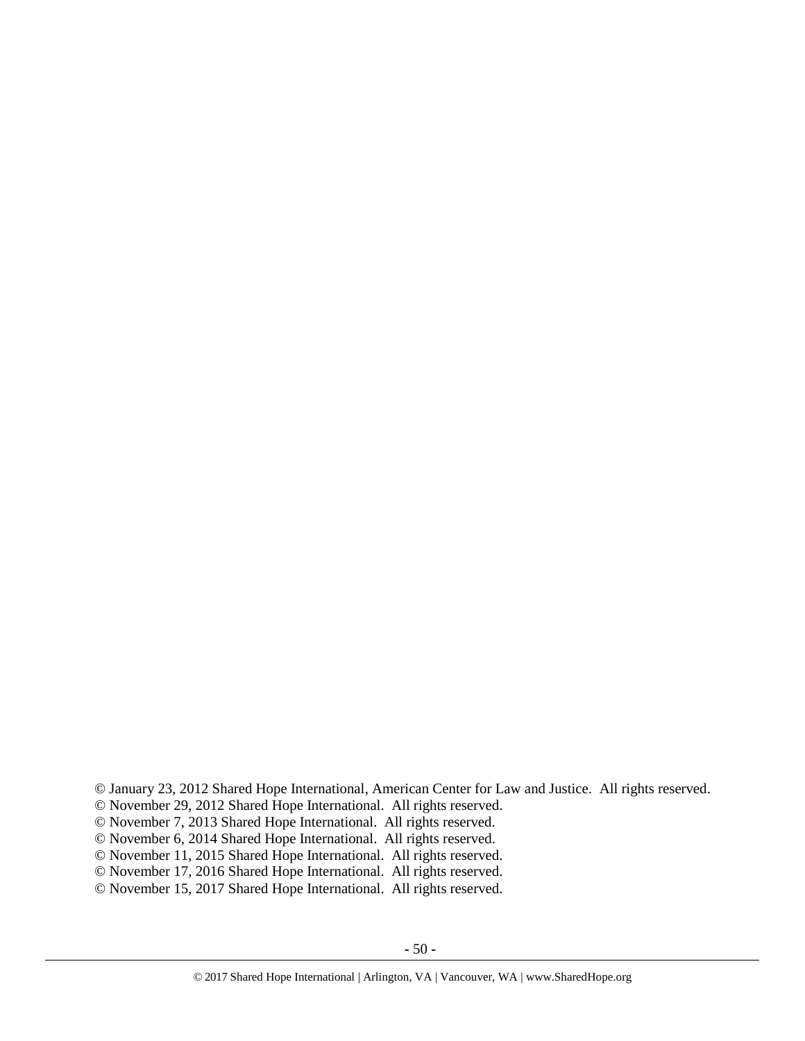© January 23, 2012 Shared Hope International, American Center for Law and Justice. All rights reserved.
© November 29, 2012 Shared Hope International. All rights reserved.
© November 7, 2013 Shared Hope International. All rights reserved.
© November 6, 2014 Shared Hope International. All rights reserved.
© November 11, 2015 Shared Hope International. All rights reserved.
© November 17, 2016 Shared Hope International. All rights reserved.
© November 15, 2017 Shared Hope International. All rights reserved.